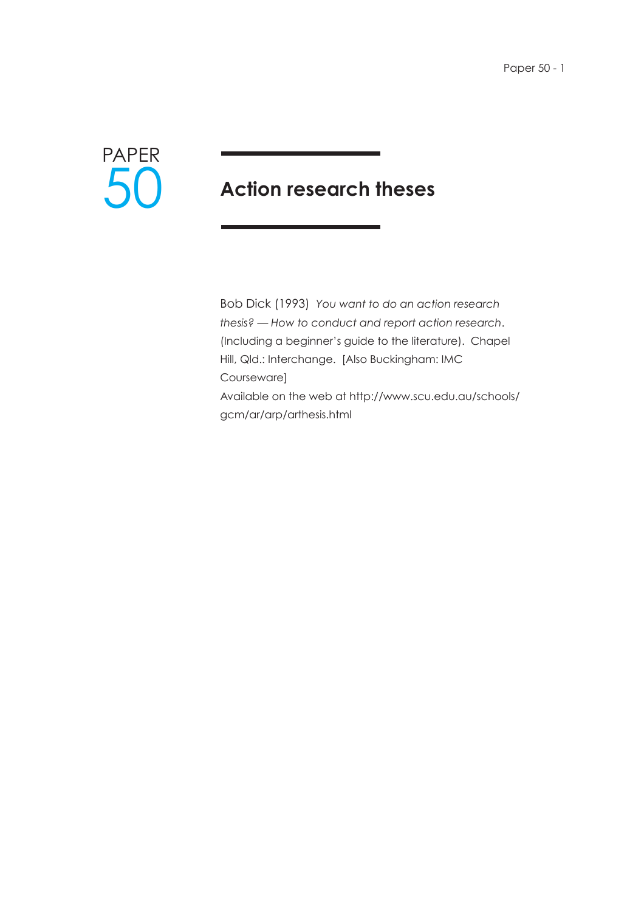PAPER
50

# Action research theses

Bob Dick (1993) *You want to do an action research thesis? — How to conduct and report action research*. (Including a beginner's guide to the literature). Chapel Hill, Qld.: Interchange. [Also Buckingham: IMC Courseware]

Available on the web at http://www.scu.edu.au/schools/gcm/ar/arp/arthesis.html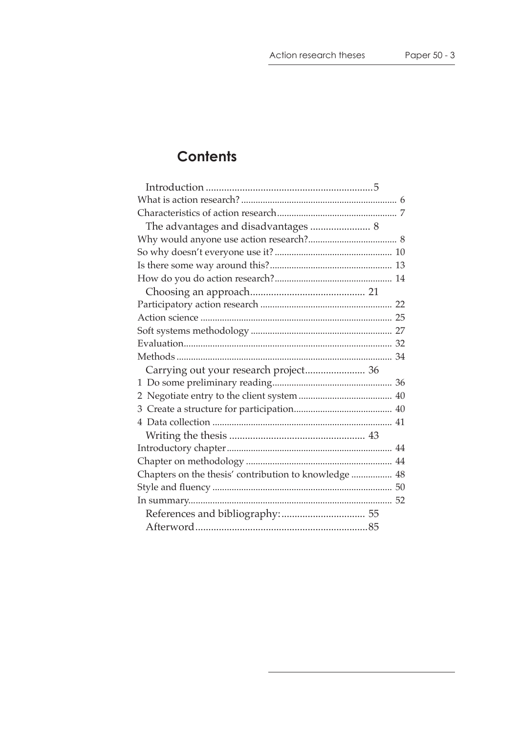# Contents

- Introduction ... 5
  - What is action research? ... 6
  - Characteristics of action research ... 7
- The advantages and disadvantages ... 8
  - Why would anyone use action research? ... 8
  - So why doesn't everyone use it? ... 10
  - Is there some way around this? ... 13
  - How do you do action research? ... 14
- Choosing an approach ... 21
  - Participatory action research ... 22
  - Action science ... 25
  - Soft systems methodology ... 27
  - Evaluation ... 32
  - Methods ... 34
- Carrying out your research project ... 36
  - 1 Do some preliminary reading ... 36
  - 2 Negotiate entry to the client system ... 40
  - 3 Create a structure for participation ... 40
  - 4 Data collection ... 41
- Writing the thesis ... 43
  - Introductory chapter ... 44
  - Chapter on methodology ... 44
  - Chapters on the thesis' contribution to knowledge ... 48
  - Style and fluency ... 50
  - In summary ... 52
- References and bibliography: ... 55
- Afterword ... 85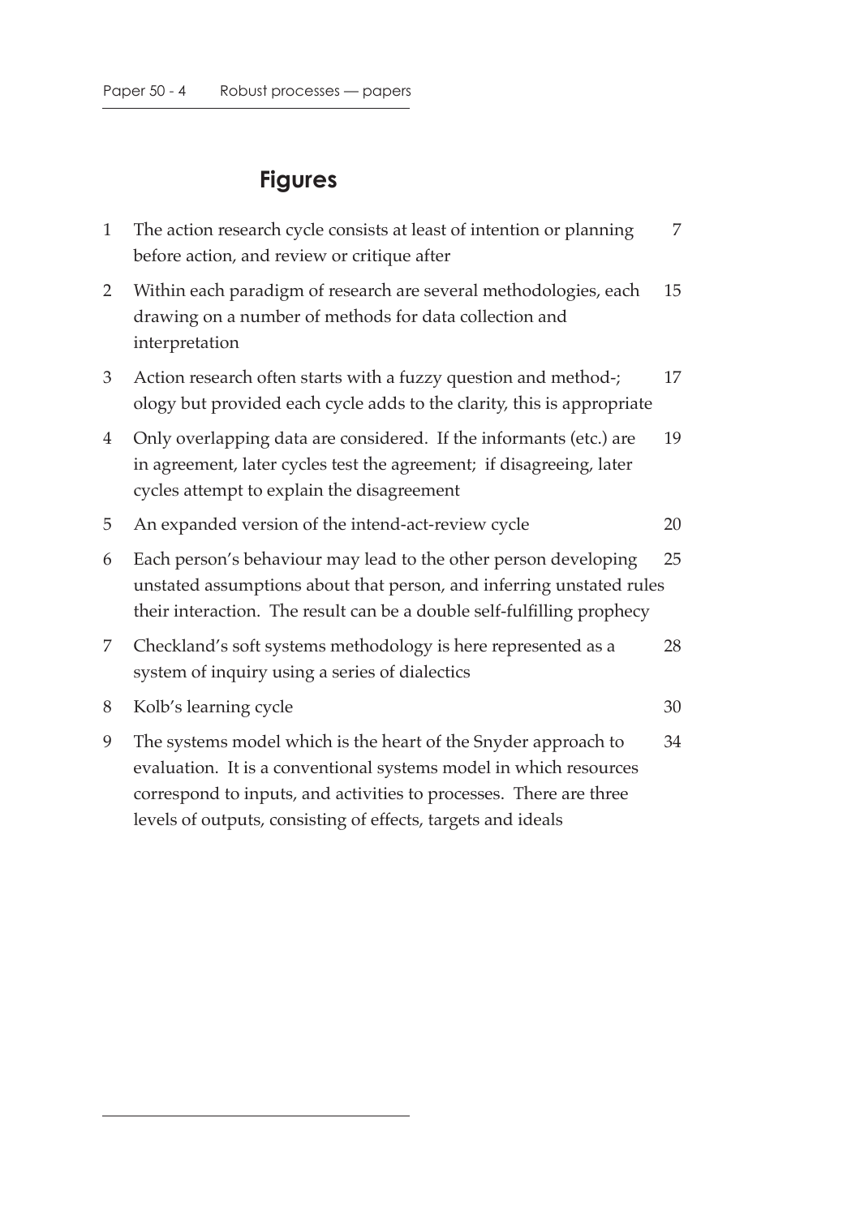# Figures

| | | |
|---|---|---|
| 1 | The action research cycle consists at least of intention or planning before action, and review or critique after | 7 |
| 2 | Within each paradigm of research are several methodologies, each drawing on a number of methods for data collection and interpretation | 15 |
| 3 | Action research often starts with a fuzzy question and method-; ology but provided each cycle adds to the clarity, this is appropriate | 17 |
| 4 | Only overlapping data are considered. If the informants (etc.) are in agreement, later cycles test the agreement; if disagreeing, later cycles attempt to explain the disagreement | 19 |
| 5 | An expanded version of the intend-act-review cycle | 20 |
| 6 | Each person's behaviour may lead to the other person developing unstated assumptions about that person, and inferring unstated rules their interaction. The result can be a double self-fulfilling prophecy | 25 |
| 7 | Checkland's soft systems methodology is here represented as a system of inquiry using a series of dialectics | 28 |
| 8 | Kolb's learning cycle | 30 |
| 9 | The systems model which is the heart of the Snyder approach to evaluation. It is a conventional systems model in which resources correspond to inputs, and activities to processes. There are three levels of outputs, consisting of effects, targets and ideals | 34 |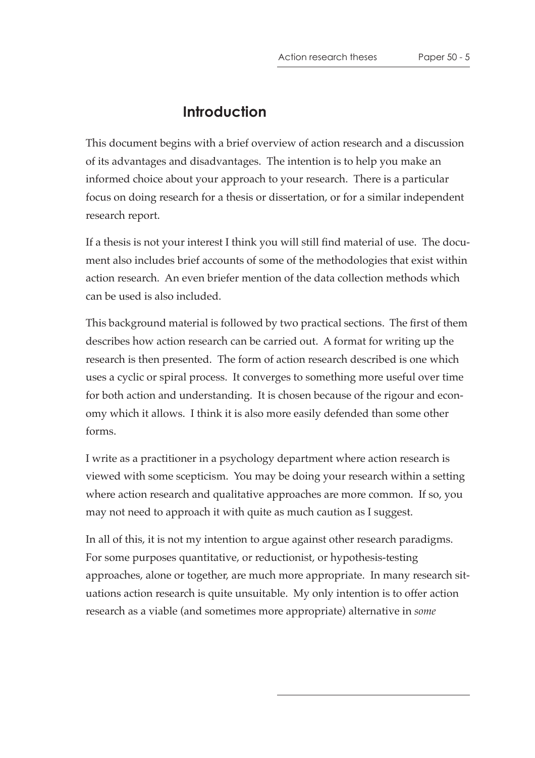# Introduction

This document begins with a brief overview of action research and a discussion of its advantages and disadvantages. The intention is to help you make an informed choice about your approach to your research. There is a particular focus on doing research for a thesis or dissertation, or for a similar independent research report.

If a thesis is not your interest I think you will still find material of use. The document also includes brief accounts of some of the methodologies that exist within action research. An even briefer mention of the data collection methods which can be used is also included.

This background material is followed by two practical sections. The first of them describes how action research can be carried out. A format for writing up the research is then presented. The form of action research described is one which uses a cyclic or spiral process. It converges to something more useful over time for both action and understanding. It is chosen because of the rigour and economy which it allows. I think it is also more easily defended than some other forms.

I write as a practitioner in a psychology department where action research is viewed with some scepticism. You may be doing your research within a setting where action research and qualitative approaches are more common. If so, you may not need to approach it with quite as much caution as I suggest.

In all of this, it is not my intention to argue against other research paradigms. For some purposes quantitative, or reductionist, or hypothesis-testing approaches, alone or together, are much more appropriate. In many research situations action research is quite unsuitable. My only intention is to offer action research as a viable (and sometimes more appropriate) alternative in *some*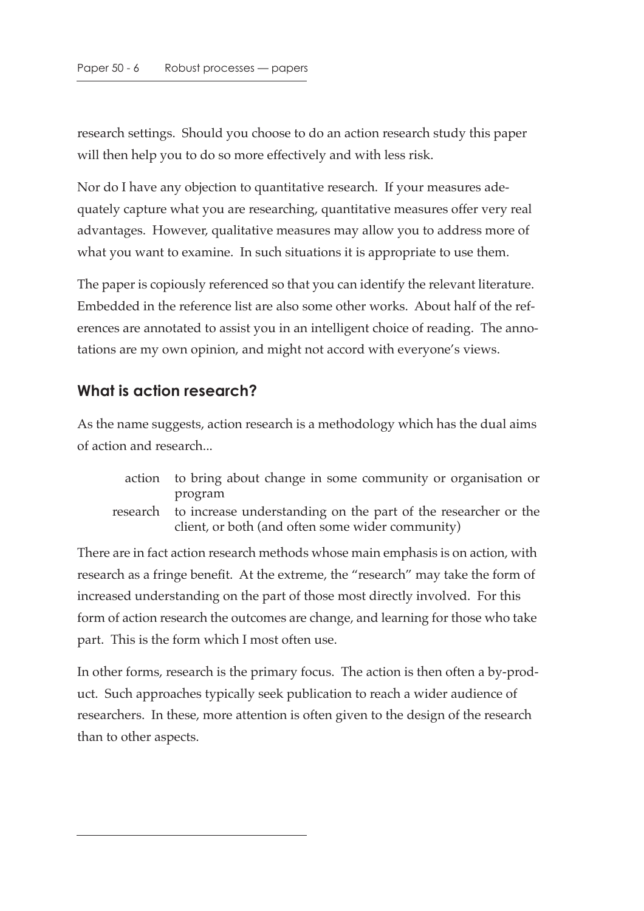research settings. Should you choose to do an action research study this paper will then help you to do so more effectively and with less risk.

Nor do I have any objection to quantitative research. If your measures adequately capture what you are researching, quantitative measures offer very real advantages. However, qualitative measures may allow you to address more of what you want to examine. In such situations it is appropriate to use them.

The paper is copiously referenced so that you can identify the relevant literature. Embedded in the reference list are also some other works. About half of the references are annotated to assist you in an intelligent choice of reading. The annotations are my own opinion, and might not accord with everyone's views.

## What is action research?

As the name suggests, action research is a methodology which has the dual aims of action and research...

| | |
|---|---|
| action | to bring about change in some community or organisation or program |
| research | to increase understanding on the part of the researcher or the client, or both (and often some wider community) |

There are in fact action research methods whose main emphasis is on action, with research as a fringe benefit. At the extreme, the "research" may take the form of increased understanding on the part of those most directly involved. For this form of action research the outcomes are change, and learning for those who take part. This is the form which I most often use.

In other forms, research is the primary focus. The action is then often a by-product. Such approaches typically seek publication to reach a wider audience of researchers. In these, more attention is often given to the design of the research than to other aspects.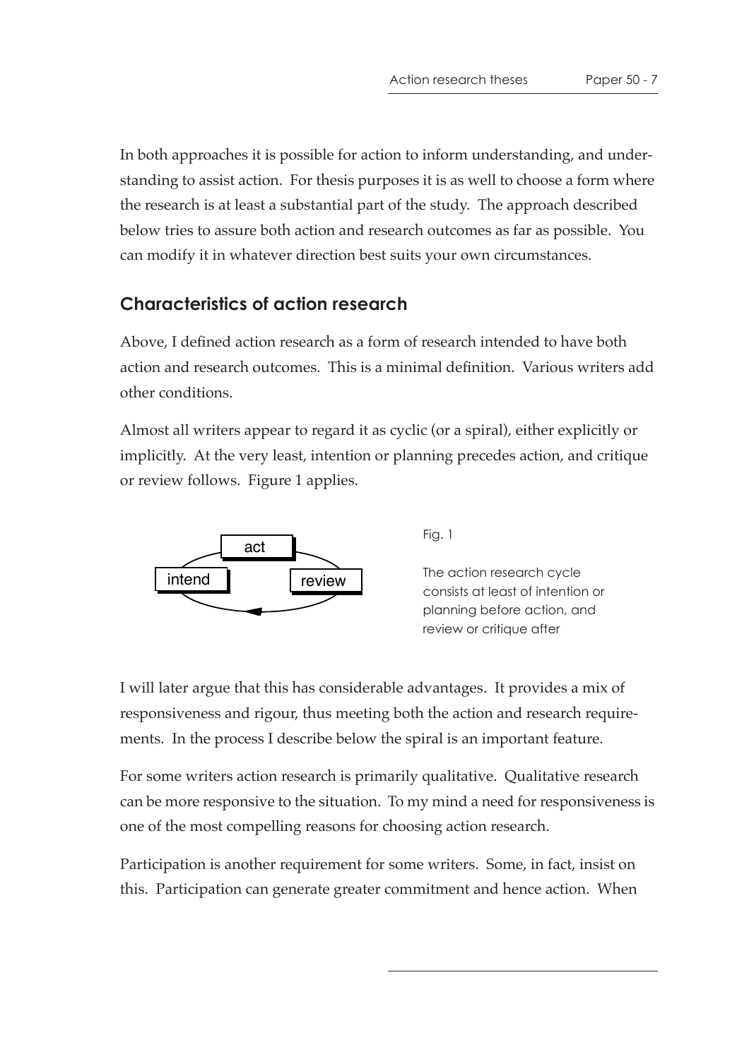In both approaches it is possible for action to inform understanding, and understanding to assist action. For thesis purposes it is as well to choose a form where the research is at least a substantial part of the study. The approach described below tries to assure both action and research outcomes as far as possible. You can modify it in whatever direction best suits your own circumstances.

## Characteristics of action research

Above, I defined action research as a form of research intended to have both action and research outcomes. This is a minimal definition. Various writers add other conditions.

Almost all writers appear to regard it as cyclic (or a spiral), either explicitly or implicitly. At the very least, intention or planning precedes action, and critique or review follows. Figure 1 applies.

act

intend

review

Fig. 1

The action research cycle consists at least of intention or planning before action, and review or critique after

I will later argue that this has considerable advantages. It provides a mix of responsiveness and rigour, thus meeting both the action and research requirements. In the process I describe below the spiral is an important feature.

For some writers action research is primarily qualitative. Qualitative research can be more responsive to the situation. To my mind a need for responsiveness is one of the most compelling reasons for choosing action research.

Participation is another requirement for some writers. Some, in fact, insist on this. Participation can generate greater commitment and hence action. When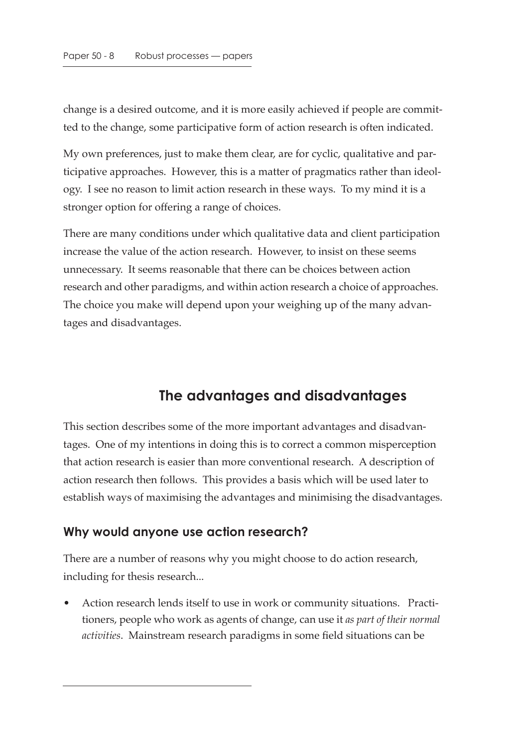change is a desired outcome, and it is more easily achieved if people are committed to the change, some participative form of action research is often indicated.

My own preferences, just to make them clear, are for cyclic, qualitative and participative approaches. However, this is a matter of pragmatics rather than ideology. I see no reason to limit action research in these ways. To my mind it is a stronger option for offering a range of choices.

There are many conditions under which qualitative data and client participation increase the value of the action research. However, to insist on these seems unnecessary. It seems reasonable that there can be choices between action research and other paradigms, and within action research a choice of approaches. The choice you make will depend upon your weighing up of the many advantages and disadvantages.

## The advantages and disadvantages

This section describes some of the more important advantages and disadvantages. One of my intentions in doing this is to correct a common misperception that action research is easier than more conventional research. A description of action research then follows. This provides a basis which will be used later to establish ways of maximising the advantages and minimising the disadvantages.

### Why would anyone use action research?

There are a number of reasons why you might choose to do action research, including for thesis research...

- Action research lends itself to use in work or community situations. Practitioners, people who work as agents of change, can use it *as part of their normal activities*. Mainstream research paradigms in some field situations can be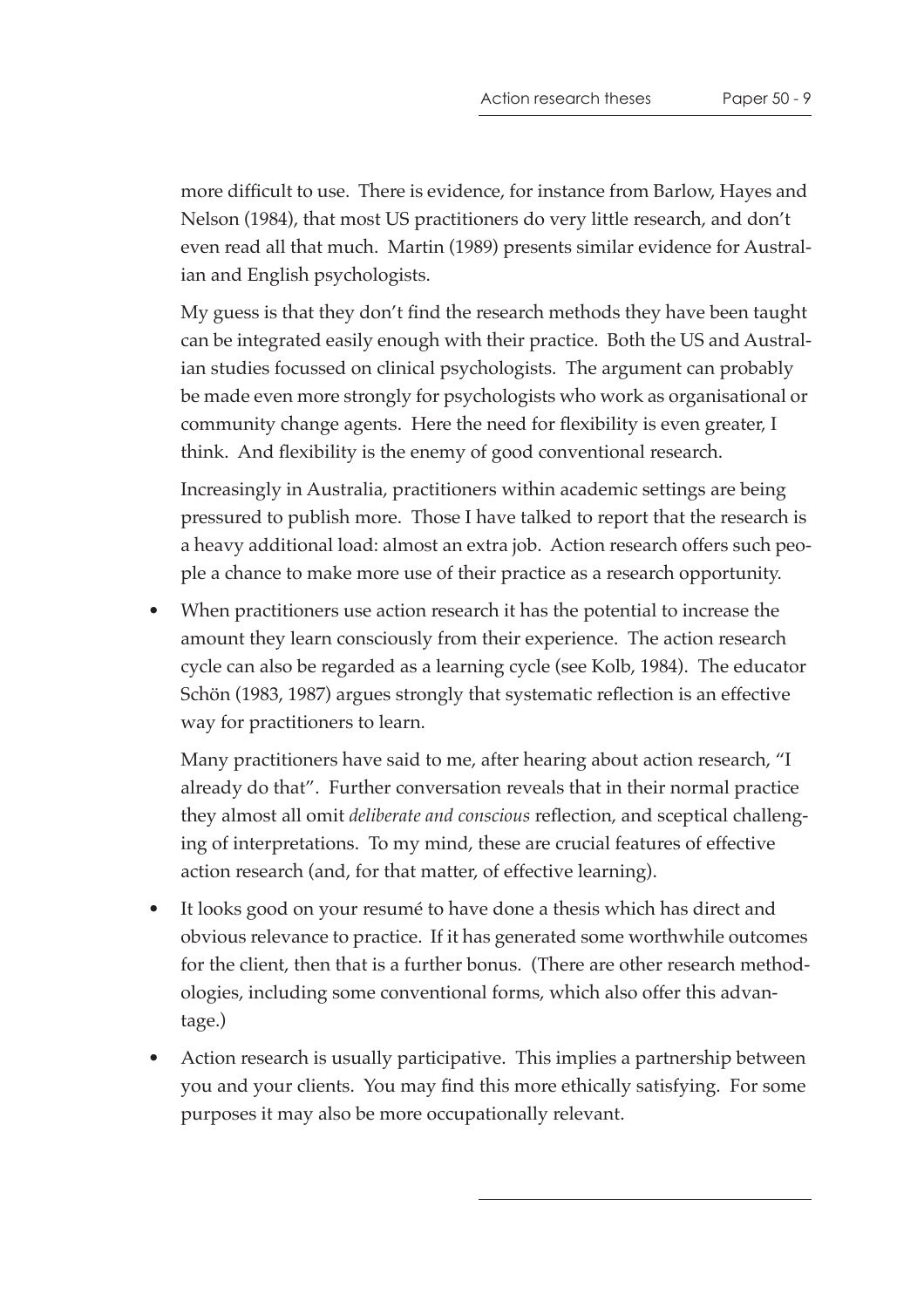more difficult to use. There is evidence, for instance from Barlow, Hayes and Nelson (1984), that most US practitioners do very little research, and don't even read all that much. Martin (1989) presents similar evidence for Australian and English psychologists.

My guess is that they don't find the research methods they have been taught can be integrated easily enough with their practice. Both the US and Australian studies focussed on clinical psychologists. The argument can probably be made even more strongly for psychologists who work as organisational or community change agents. Here the need for flexibility is even greater, I think. And flexibility is the enemy of good conventional research.

Increasingly in Australia, practitioners within academic settings are being pressured to publish more. Those I have talked to report that the research is a heavy additional load: almost an extra job. Action research offers such people a chance to make more use of their practice as a research opportunity.

- When practitioners use action research it has the potential to increase the amount they learn consciously from their experience. The action research cycle can also be regarded as a learning cycle (see Kolb, 1984). The educator Schön (1983, 1987) argues strongly that systematic reflection is an effective way for practitioners to learn.

  Many practitioners have said to me, after hearing about action research, "I already do that". Further conversation reveals that in their normal practice they almost all omit *deliberate and conscious* reflection, and sceptical challenging of interpretations. To my mind, these are crucial features of effective action research (and, for that matter, of effective learning).

- It looks good on your resumé to have done a thesis which has direct and obvious relevance to practice. If it has generated some worthwhile outcomes for the client, then that is a further bonus. (There are other research methodologies, including some conventional forms, which also offer this advantage.)

- Action research is usually participative. This implies a partnership between you and your clients. You may find this more ethically satisfying. For some purposes it may also be more occupationally relevant.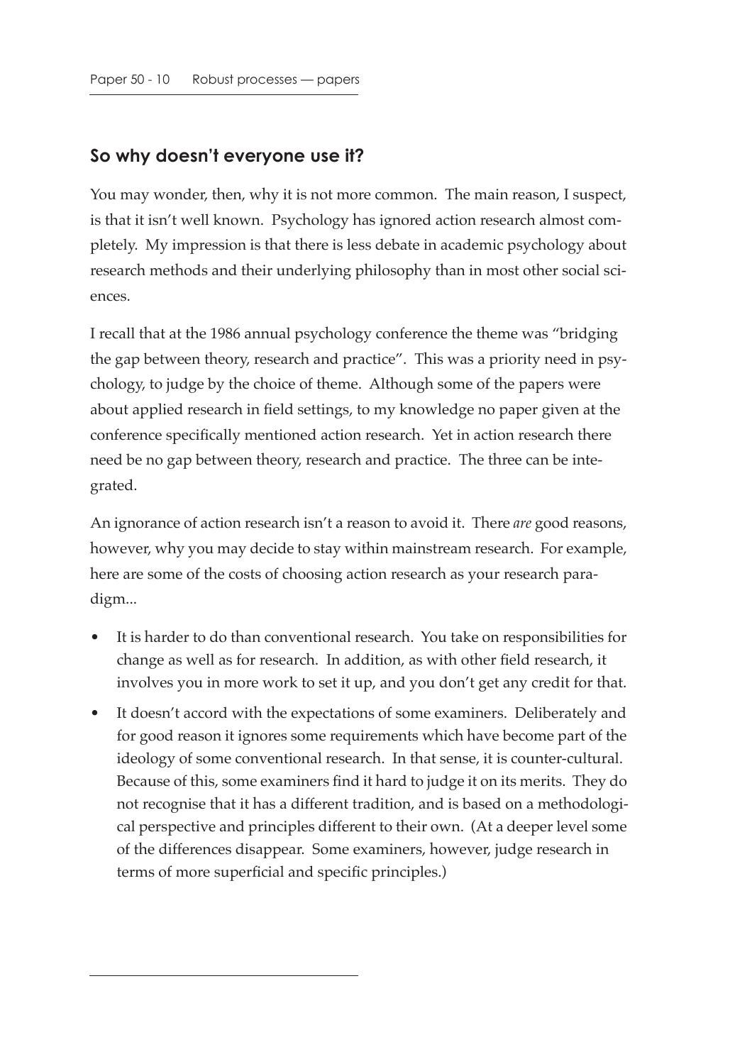## So why doesn't everyone use it?

You may wonder, then, why it is not more common. The main reason, I suspect, is that it isn't well known. Psychology has ignored action research almost completely. My impression is that there is less debate in academic psychology about research methods and their underlying philosophy than in most other social sciences.

I recall that at the 1986 annual psychology conference the theme was "bridging the gap between theory, research and practice". This was a priority need in psychology, to judge by the choice of theme. Although some of the papers were about applied research in field settings, to my knowledge no paper given at the conference specifically mentioned action research. Yet in action research there need be no gap between theory, research and practice. The three can be integrated.

An ignorance of action research isn't a reason to avoid it. There *are* good reasons, however, why you may decide to stay within mainstream research. For example, here are some of the costs of choosing action research as your research paradigm...

- It is harder to do than conventional research. You take on responsibilities for change as well as for research. In addition, as with other field research, it involves you in more work to set it up, and you don't get any credit for that.
- It doesn't accord with the expectations of some examiners. Deliberately and for good reason it ignores some requirements which have become part of the ideology of some conventional research. In that sense, it is counter-cultural. Because of this, some examiners find it hard to judge it on its merits. They do not recognise that it has a different tradition, and is based on a methodological perspective and principles different to their own. (At a deeper level some of the differences disappear. Some examiners, however, judge research in terms of more superficial and specific principles.)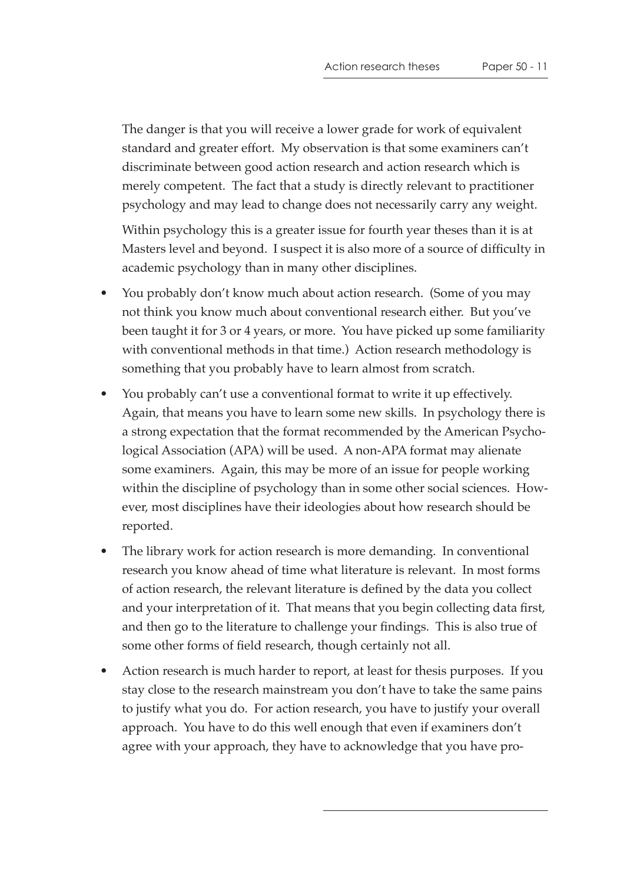The danger is that you will receive a lower grade for work of equivalent standard and greater effort. My observation is that some examiners can't discriminate between good action research and action research which is merely competent. The fact that a study is directly relevant to practitioner psychology and may lead to change does not necessarily carry any weight.

Within psychology this is a greater issue for fourth year theses than it is at Masters level and beyond. I suspect it is also more of a source of difficulty in academic psychology than in many other disciplines.

- You probably don't know much about action research. (Some of you may not think you know much about conventional research either. But you've been taught it for 3 or 4 years, or more. You have picked up some familiarity with conventional methods in that time.) Action research methodology is something that you probably have to learn almost from scratch.
- You probably can't use a conventional format to write it up effectively. Again, that means you have to learn some new skills. In psychology there is a strong expectation that the format recommended by the American Psychological Association (APA) will be used. A non-APA format may alienate some examiners. Again, this may be more of an issue for people working within the discipline of psychology than in some other social sciences. However, most disciplines have their ideologies about how research should be reported.
- The library work for action research is more demanding. In conventional research you know ahead of time what literature is relevant. In most forms of action research, the relevant literature is defined by the data you collect and your interpretation of it. That means that you begin collecting data first, and then go to the literature to challenge your findings. This is also true of some other forms of field research, though certainly not all.
- Action research is much harder to report, at least for thesis purposes. If you stay close to the research mainstream you don't have to take the same pains to justify what you do. For action research, you have to justify your overall approach. You have to do this well enough that even if examiners don't agree with your approach, they have to acknowledge that you have pro-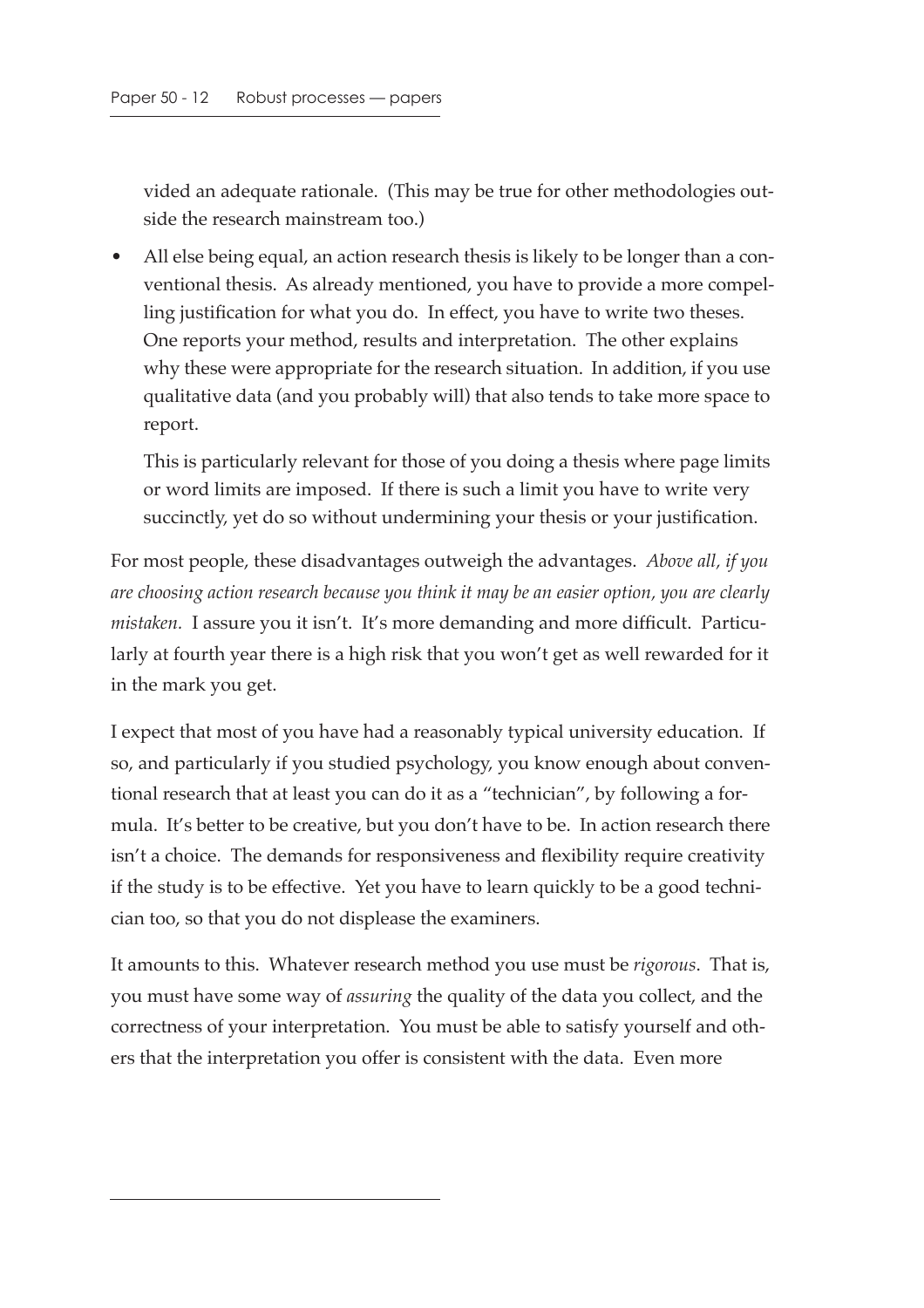vided an adequate rationale. (This may be true for other methodologies outside the research mainstream too.)

- All else being equal, an action research thesis is likely to be longer than a conventional thesis. As already mentioned, you have to provide a more compelling justification for what you do. In effect, you have to write two theses. One reports your method, results and interpretation. The other explains why these were appropriate for the research situation. In addition, if you use qualitative data (and you probably will) that also tends to take more space to report.

  This is particularly relevant for those of you doing a thesis where page limits or word limits are imposed. If there is such a limit you have to write very succinctly, yet do so without undermining your thesis or your justification.

For most people, these disadvantages outweigh the advantages. *Above all, if you are choosing action research because you think it may be an easier option, you are clearly mistaken.* I assure you it isn't. It's more demanding and more difficult. Particularly at fourth year there is a high risk that you won't get as well rewarded for it in the mark you get.

I expect that most of you have had a reasonably typical university education. If so, and particularly if you studied psychology, you know enough about conventional research that at least you can do it as a "technician", by following a formula. It's better to be creative, but you don't have to be. In action research there isn't a choice. The demands for responsiveness and flexibility require creativity if the study is to be effective. Yet you have to learn quickly to be a good technician too, so that you do not displease the examiners.

It amounts to this. Whatever research method you use must be *rigorous*. That is, you must have some way of *assuring* the quality of the data you collect, and the correctness of your interpretation. You must be able to satisfy yourself and others that the interpretation you offer is consistent with the data. Even more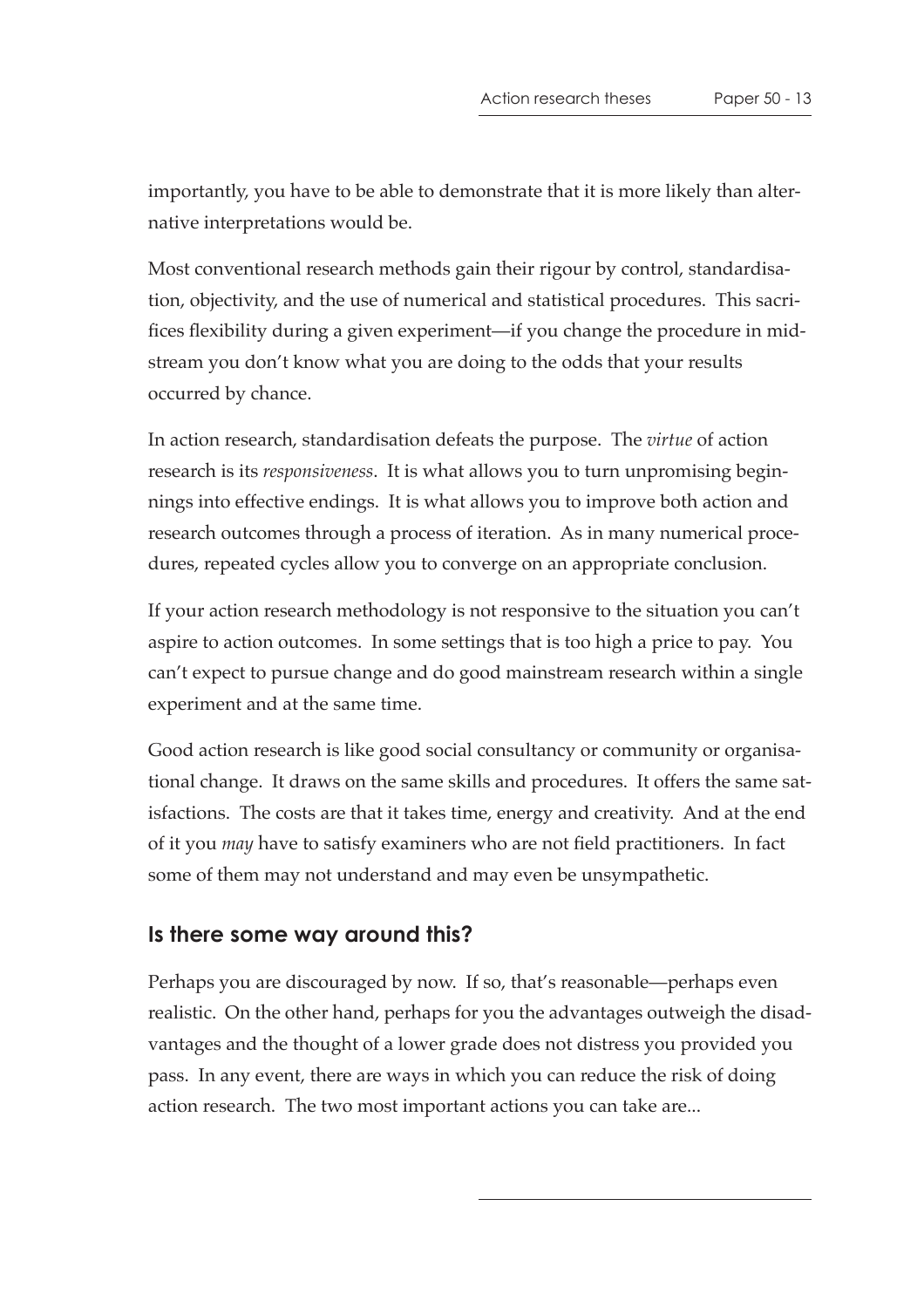importantly, you have to be able to demonstrate that it is more likely than alternative interpretations would be.

Most conventional research methods gain their rigour by control, standardisation, objectivity, and the use of numerical and statistical procedures. This sacrifices flexibility during a given experiment—if you change the procedure in midstream you don't know what you are doing to the odds that your results occurred by chance.

In action research, standardisation defeats the purpose. The *virtue* of action research is its *responsiveness*. It is what allows you to turn unpromising beginnings into effective endings. It is what allows you to improve both action and research outcomes through a process of iteration. As in many numerical procedures, repeated cycles allow you to converge on an appropriate conclusion.

If your action research methodology is not responsive to the situation you can't aspire to action outcomes. In some settings that is too high a price to pay. You can't expect to pursue change and do good mainstream research within a single experiment and at the same time.

Good action research is like good social consultancy or community or organisational change. It draws on the same skills and procedures. It offers the same satisfactions. The costs are that it takes time, energy and creativity. And at the end of it you *may* have to satisfy examiners who are not field practitioners. In fact some of them may not understand and may even be unsympathetic.

## Is there some way around this?

Perhaps you are discouraged by now. If so, that's reasonable—perhaps even realistic. On the other hand, perhaps for you the advantages outweigh the disadvantages and the thought of a lower grade does not distress you provided you pass. In any event, there are ways in which you can reduce the risk of doing action research. The two most important actions you can take are...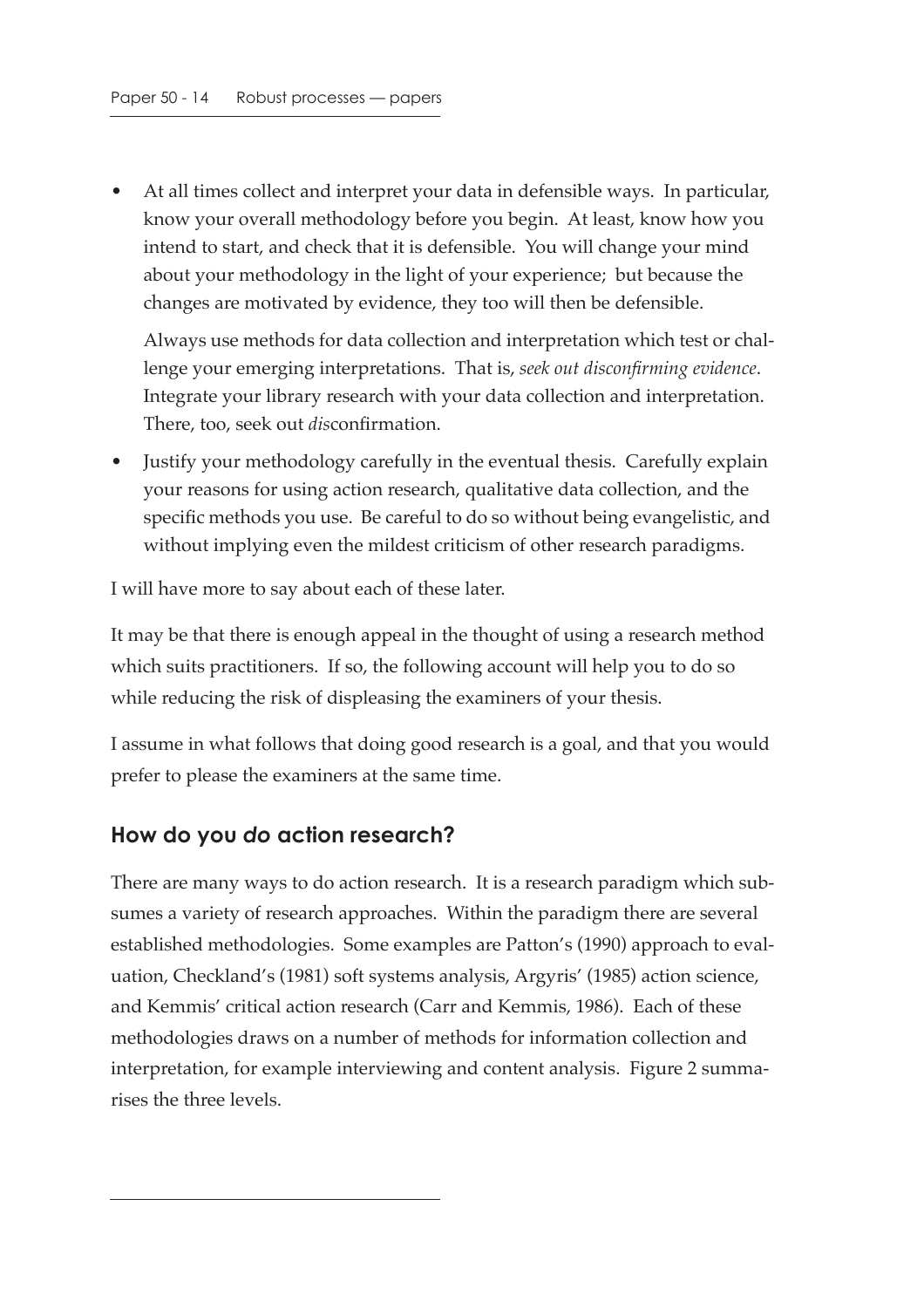- At all times collect and interpret your data in defensible ways. In particular, know your overall methodology before you begin. At least, know how you intend to start, and check that it is defensible. You will change your mind about your methodology in the light of your experience; but because the changes are motivated by evidence, they too will then be defensible.

  Always use methods for data collection and interpretation which test or challenge your emerging interpretations. That is, *seek out disconfirming evidence*. Integrate your library research with your data collection and interpretation. There, too, seek out *dis*confirmation.

- Justify your methodology carefully in the eventual thesis. Carefully explain your reasons for using action research, qualitative data collection, and the specific methods you use. Be careful to do so without being evangelistic, and without implying even the mildest criticism of other research paradigms.

I will have more to say about each of these later.

It may be that there is enough appeal in the thought of using a research method which suits practitioners. If so, the following account will help you to do so while reducing the risk of displeasing the examiners of your thesis.

I assume in what follows that doing good research is a goal, and that you would prefer to please the examiners at the same time.

## How do you *do* action research?

There are many ways to do action research. It is a research paradigm which subsumes a variety of research approaches. Within the paradigm there are several established methodologies. Some examples are Patton's (1990) approach to evaluation, Checkland's (1981) soft systems analysis, Argyris' (1985) action science, and Kemmis' critical action research (Carr and Kemmis, 1986). Each of these methodologies draws on a number of methods for information collection and interpretation, for example interviewing and content analysis. Figure 2 summarises the three levels.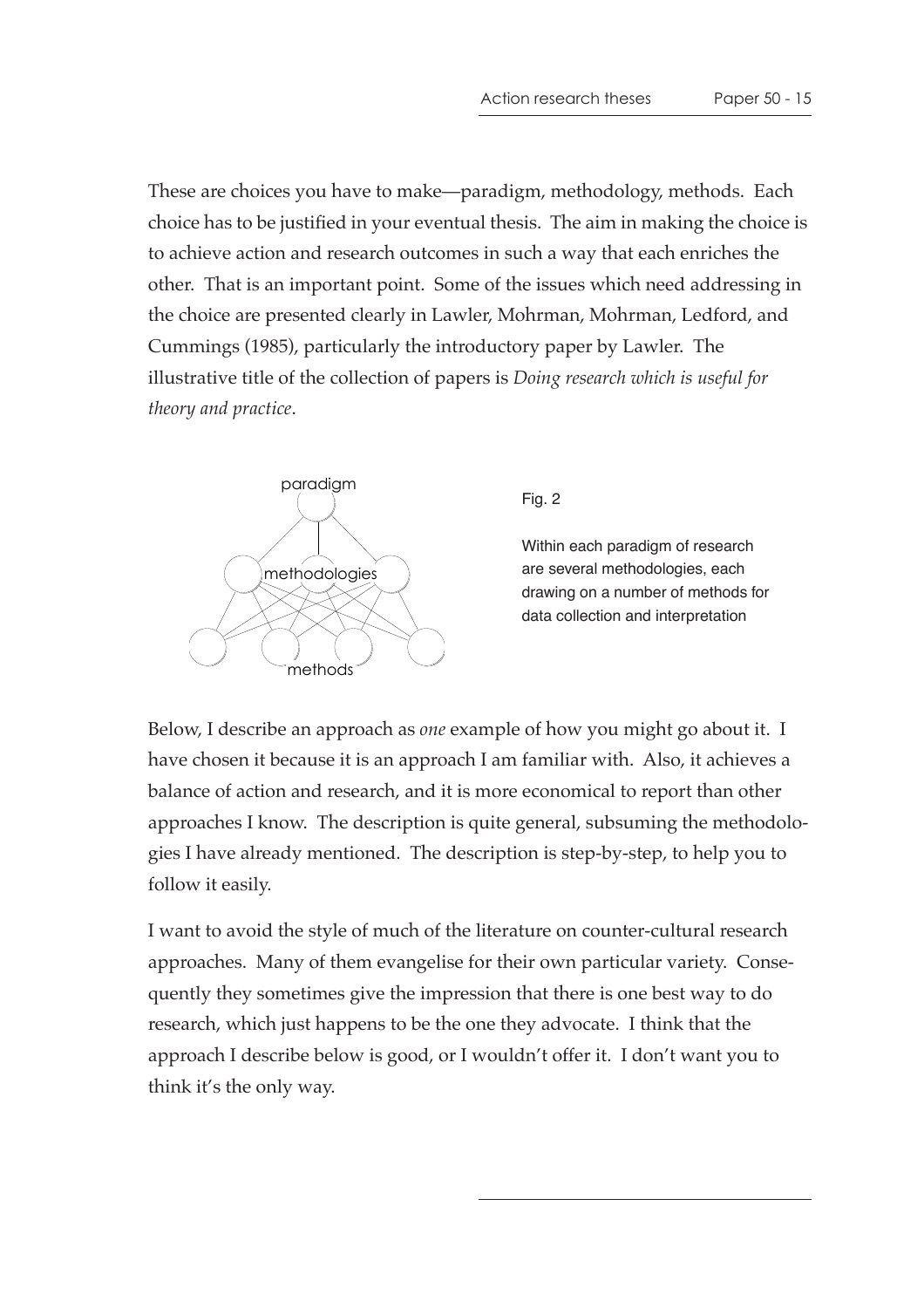These are choices you have to make—paradigm, methodology, methods. Each choice has to be justified in your eventual thesis. The aim in making the choice is to achieve action and research outcomes in such a way that each enriches the other. That is an important point. Some of the issues which need addressing in the choice are presented clearly in Lawler, Mohrman, Mohrman, Ledford, and Cummings (1985), particularly the introductory paper by Lawler. The illustrative title of the collection of papers is *Doing research which is useful for theory and practice*.

paradigm

methodologies

methods

Fig. 2

Within each paradigm of research are several methodologies, each drawing on a number of methods for data collection and interpretation

Below, I describe an approach as *one* example of how you might go about it. I have chosen it because it is an approach I am familiar with. Also, it achieves a balance of action and research, and it is more economical to report than other approaches I know. The description is quite general, subsuming the methodologies I have already mentioned. The description is step-by-step, to help you to follow it easily.

I want to avoid the style of much of the literature on counter-cultural research approaches. Many of them evangelise for their own particular variety. Consequently they sometimes give the impression that there is one best way to do research, which just happens to be the one they advocate. I think that the approach I describe below is good, or I wouldn't offer it. I don't want you to think it's the only way.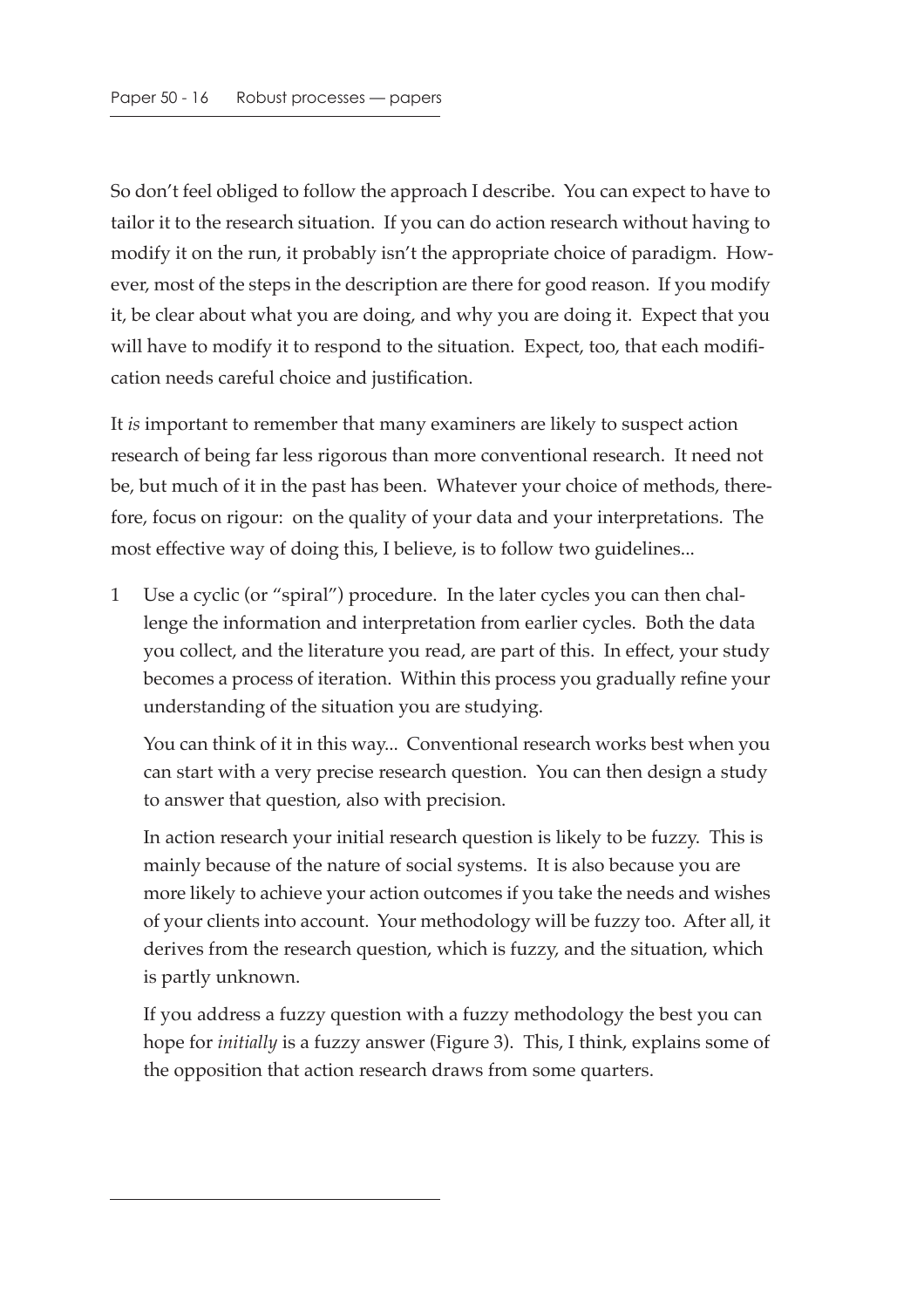So don't feel obliged to follow the approach I describe. You can expect to have to tailor it to the research situation. If you can do action research without having to modify it on the run, it probably isn't the appropriate choice of paradigm. However, most of the steps in the description are there for good reason. If you modify it, be clear about what you are doing, and why you are doing it. Expect that you will have to modify it to respond to the situation. Expect, too, that each modification needs careful choice and justification.

It *is* important to remember that many examiners are likely to suspect action research of being far less rigorous than more conventional research. It need not be, but much of it in the past has been. Whatever your choice of methods, therefore, focus on rigour: on the quality of your data and your interpretations. The most effective way of doing this, I believe, is to follow two guidelines...

1. Use a cyclic (or "spiral") procedure. In the later cycles you can then challenge the information and interpretation from earlier cycles. Both the data you collect, and the literature you read, are part of this. In effect, your study becomes a process of iteration. Within this process you gradually refine your understanding of the situation you are studying.

   You can think of it in this way... Conventional research works best when you can start with a very precise research question. You can then design a study to answer that question, also with precision.

   In action research your initial research question is likely to be fuzzy. This is mainly because of the nature of social systems. It is also because you are more likely to achieve your action outcomes if you take the needs and wishes of your clients into account. Your methodology will be fuzzy too. After all, it derives from the research question, which is fuzzy, and the situation, which is partly unknown.

   If you address a fuzzy question with a fuzzy methodology the best you can hope for *initially* is a fuzzy answer (Figure 3). This, I think, explains some of the opposition that action research draws from some quarters.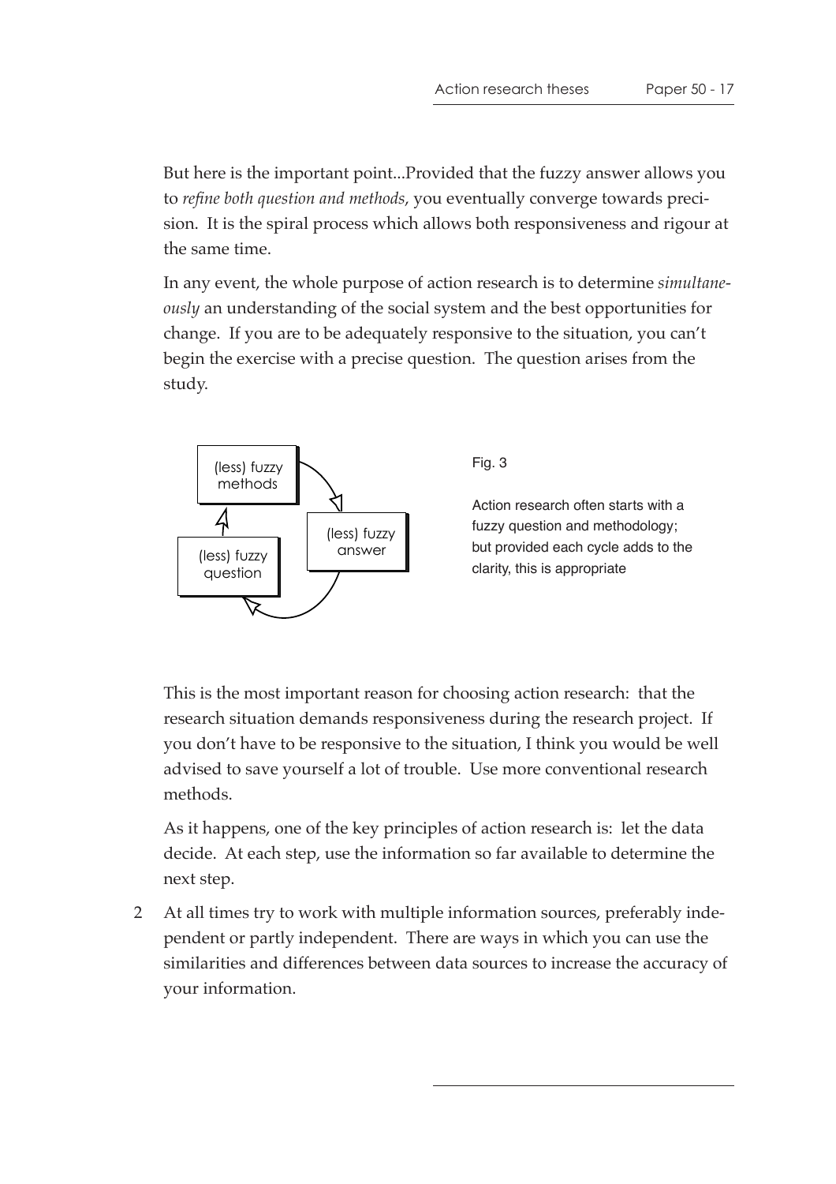But here is the important point...Provided that the fuzzy answer allows you to *refine both question and methods*, you eventually converge towards precision. It is the spiral process which allows both responsiveness and rigour at the same time.

In any event, the whole purpose of action research is to determine *simultaneously* an understanding of the social system and the best opportunities for change. If you are to be adequately responsive to the situation, you can't begin the exercise with a precise question. The question arises from the study.

(less) fuzzy methods

(less) fuzzy answer

(less) fuzzy question

Fig. 3

Action research often starts with a fuzzy question and methodology; but provided each cycle adds to the clarity, this is appropriate

This is the most important reason for choosing action research: that the research situation demands responsiveness during the research project. If you don't have to be responsive to the situation, I think you would be well advised to save yourself a lot of trouble. Use more conventional research methods.

As it happens, one of the key principles of action research is: let the data decide. At each step, use the information so far available to determine the next step.

2 At all times try to work with multiple information sources, preferably independent or partly independent. There are ways in which you can use the similarities and differences between data sources to increase the accuracy of your information.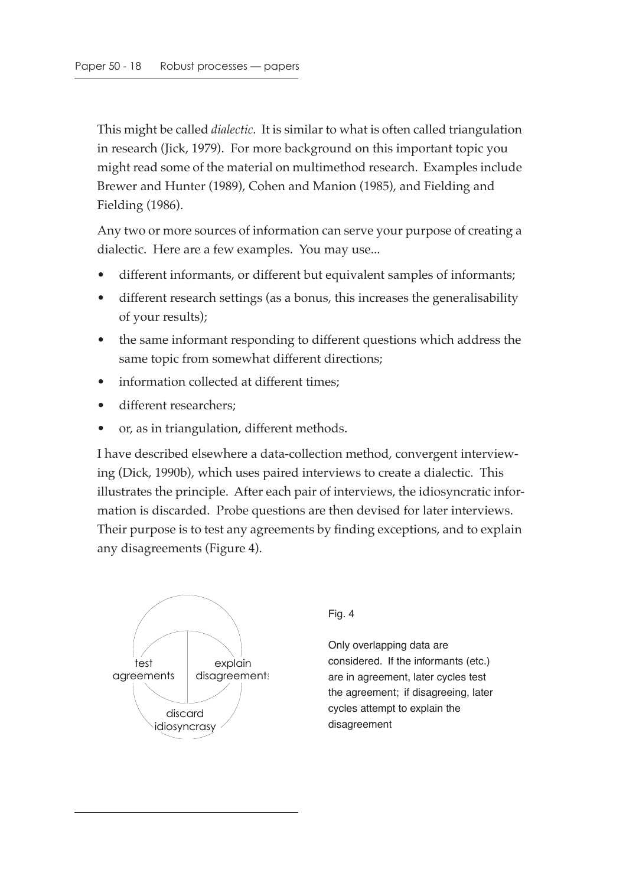This might be called *dialectic*. It is similar to what is often called triangulation in research (Jick, 1979). For more background on this important topic you might read some of the material on multimethod research. Examples include Brewer and Hunter (1989), Cohen and Manion (1985), and Fielding and Fielding (1986).

Any two or more sources of information can serve your purpose of creating a dialectic. Here are a few examples. You may use...

- different informants, or different but equivalent samples of informants;
- different research settings (as a bonus, this increases the generalisability of your results);
- the same informant responding to different questions which address the same topic from somewhat different directions;
- information collected at different times;
- different researchers;
- or, as in triangulation, different methods.

I have described elsewhere a data-collection method, convergent interviewing (Dick, 1990b), which uses paired interviews to create a dialectic. This illustrates the principle. After each pair of interviews, the idiosyncratic information is discarded. Probe questions are then devised for later interviews. Their purpose is to test any agreements by finding exceptions, and to explain any disagreements (Figure 4).

test agreements | explain disagreements | discard idiosyncrasy

Fig. 4

Only overlapping data are considered. If the informants (etc.) are in agreement, later cycles test the agreement; if disagreeing, later cycles attempt to explain the disagreement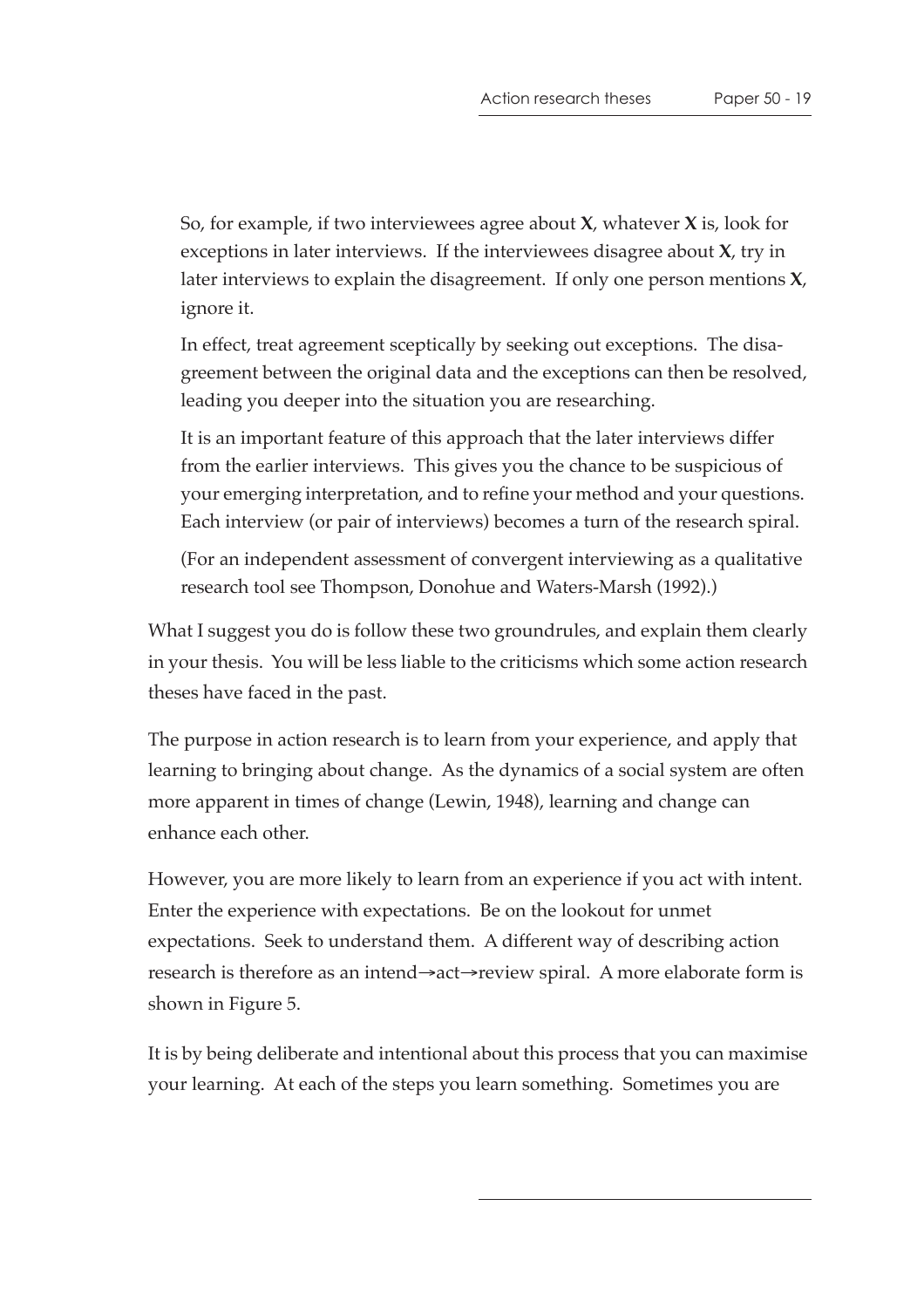So, for example, if two interviewees agree about **X**, whatever **X** is, look for exceptions in later interviews. If the interviewees disagree about **X**, try in later interviews to explain the disagreement. If only one person mentions **X**, ignore it.

In effect, treat agreement sceptically by seeking out exceptions. The disagreement between the original data and the exceptions can then be resolved, leading you deeper into the situation you are researching.

It is an important feature of this approach that the later interviews differ from the earlier interviews. This gives you the chance to be suspicious of your emerging interpretation, and to refine your method and your questions. Each interview (or pair of interviews) becomes a turn of the research spiral.

(For an independent assessment of convergent interviewing as a qualitative research tool see Thompson, Donohue and Waters-Marsh (1992).)

What I suggest you do is follow these two groundrules, and explain them clearly in your thesis. You will be less liable to the criticisms which some action research theses have faced in the past.

The purpose in action research is to learn from your experience, and apply that learning to bringing about change. As the dynamics of a social system are often more apparent in times of change (Lewin, 1948), learning and change can enhance each other.

However, you are more likely to learn from an experience if you act with intent. Enter the experience with expectations. Be on the lookout for unmet expectations. Seek to understand them. A different way of describing action research is therefore as an intend→act→review spiral. A more elaborate form is shown in Figure 5.

It is by being deliberate and intentional about this process that you can maximise your learning. At each of the steps you learn something. Sometimes you are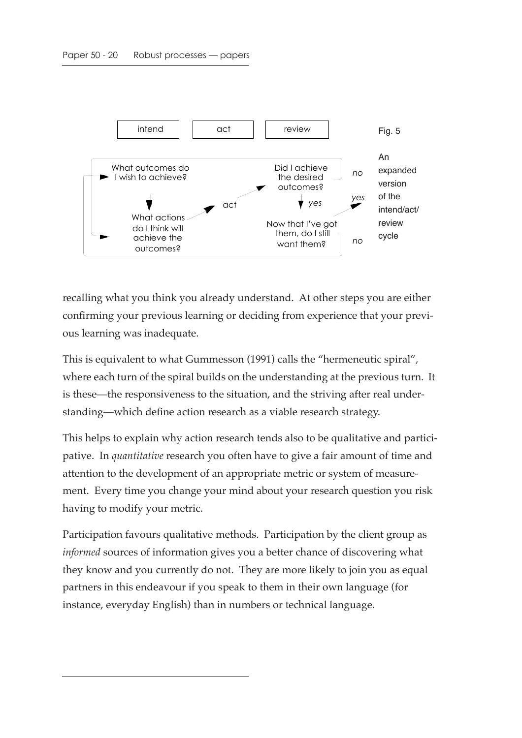intend | act | review

What outcomes do I wish to achieve?

What actions do I think will achieve the outcomes?

act

Did I achieve the desired outcomes?

*no*

*yes*

Now that I've got them, do I still want them?

*yes*

*no*

Fig. 5

An expanded version of the intend/act/review cycle

recalling what you think you already understand. At other steps you are either confirming your previous learning or deciding from experience that your previous learning was inadequate.

This is equivalent to what Gummesson (1991) calls the "hermeneutic spiral", where each turn of the spiral builds on the understanding at the previous turn. It is these—the responsiveness to the situation, and the striving after real understanding—which define action research as a viable research strategy.

This helps to explain why action research tends also to be qualitative and participative. In *quantitative* research you often have to give a fair amount of time and attention to the development of an appropriate metric or system of measurement. Every time you change your mind about your research question you risk having to modify your metric.

Participation favours qualitative methods. Participation by the client group as *informed* sources of information gives you a better chance of discovering what they know and you currently do not. They are more likely to join you as equal partners in this endeavour if you speak to them in their own language (for instance, everyday English) than in numbers or technical language.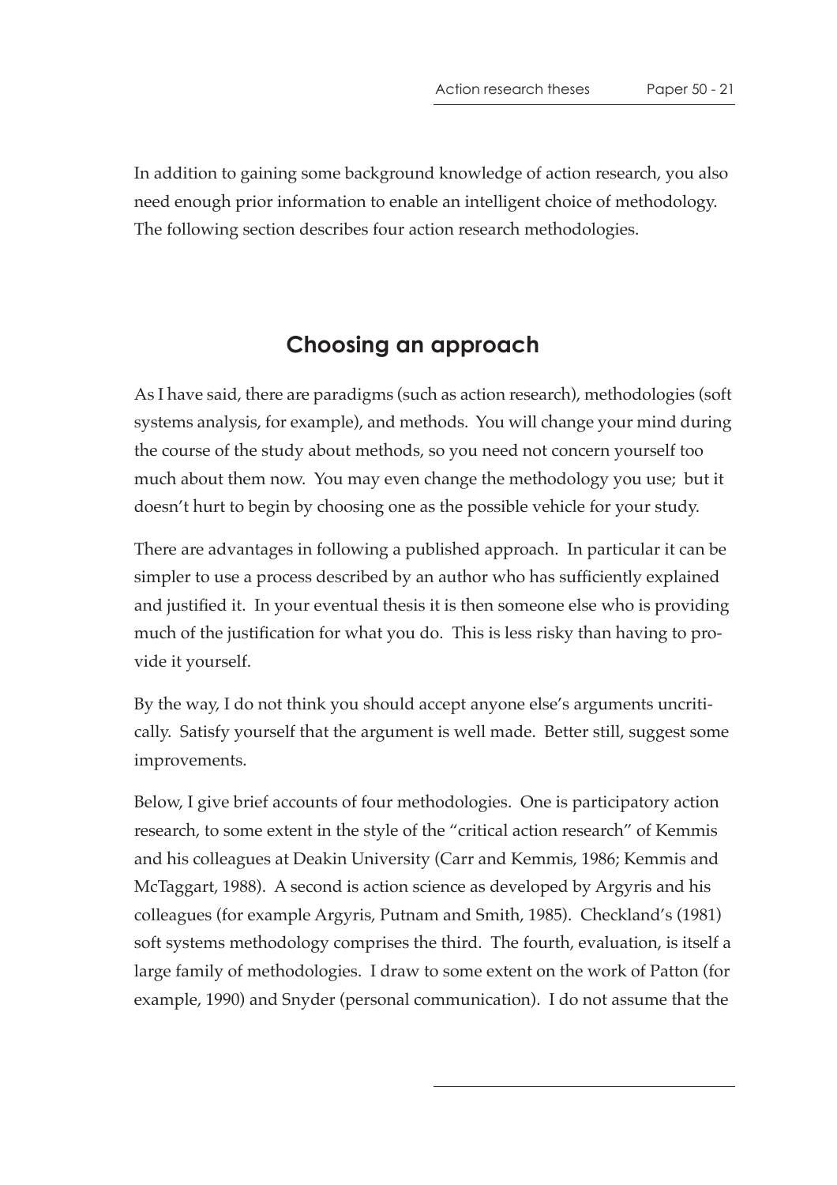In addition to gaining some background knowledge of action research, you also need enough prior information to enable an intelligent choice of methodology. The following section describes four action research methodologies.

## Choosing an approach

As I have said, there are paradigms (such as action research), methodologies (soft systems analysis, for example), and methods. You will change your mind during the course of the study about methods, so you need not concern yourself too much about them now. You may even change the methodology you use; but it doesn't hurt to begin by choosing one as the possible vehicle for your study.

There are advantages in following a published approach. In particular it can be simpler to use a process described by an author who has sufficiently explained and justified it. In your eventual thesis it is then someone else who is providing much of the justification for what you do. This is less risky than having to provide it yourself.

By the way, I do not think you should accept anyone else's arguments uncritically. Satisfy yourself that the argument is well made. Better still, suggest some improvements.

Below, I give brief accounts of four methodologies. One is participatory action research, to some extent in the style of the "critical action research" of Kemmis and his colleagues at Deakin University (Carr and Kemmis, 1986; Kemmis and McTaggart, 1988). A second is action science as developed by Argyris and his colleagues (for example Argyris, Putnam and Smith, 1985). Checkland's (1981) soft systems methodology comprises the third. The fourth, evaluation, is itself a large family of methodologies. I draw to some extent on the work of Patton (for example, 1990) and Snyder (personal communication). I do not assume that the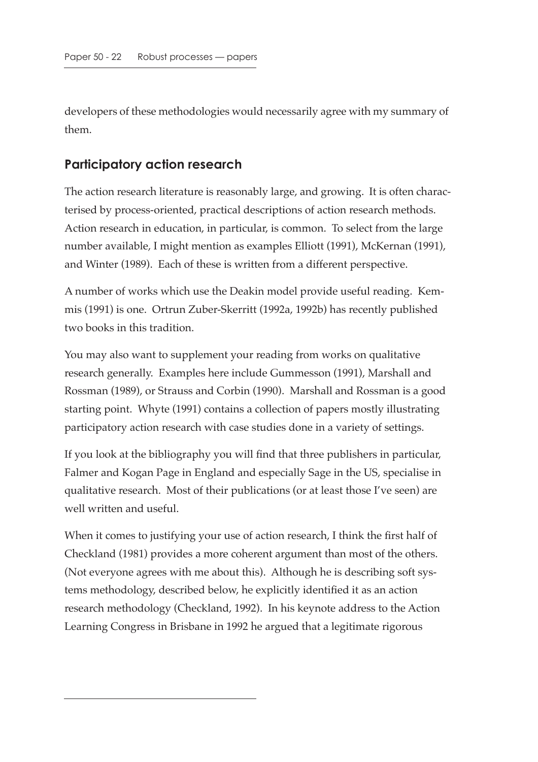developers of these methodologies would necessarily agree with my summary of them.

## Participatory action research

The action research literature is reasonably large, and growing. It is often characterised by process-oriented, practical descriptions of action research methods. Action research in education, in particular, is common. To select from the large number available, I might mention as examples Elliott (1991), McKernan (1991), and Winter (1989). Each of these is written from a different perspective.

A number of works which use the Deakin model provide useful reading. Kemmis (1991) is one. Ortrun Zuber-Skerritt (1992a, 1992b) has recently published two books in this tradition.

You may also want to supplement your reading from works on qualitative research generally. Examples here include Gummesson (1991), Marshall and Rossman (1989), or Strauss and Corbin (1990). Marshall and Rossman is a good starting point. Whyte (1991) contains a collection of papers mostly illustrating participatory action research with case studies done in a variety of settings.

If you look at the bibliography you will find that three publishers in particular, Falmer and Kogan Page in England and especially Sage in the US, specialise in qualitative research. Most of their publications (or at least those I've seen) are well written and useful.

When it comes to justifying your use of action research, I think the first half of Checkland (1981) provides a more coherent argument than most of the others. (Not everyone agrees with me about this). Although he is describing soft systems methodology, described below, he explicitly identified it as an action research methodology (Checkland, 1992). In his keynote address to the Action Learning Congress in Brisbane in 1992 he argued that a legitimate rigorous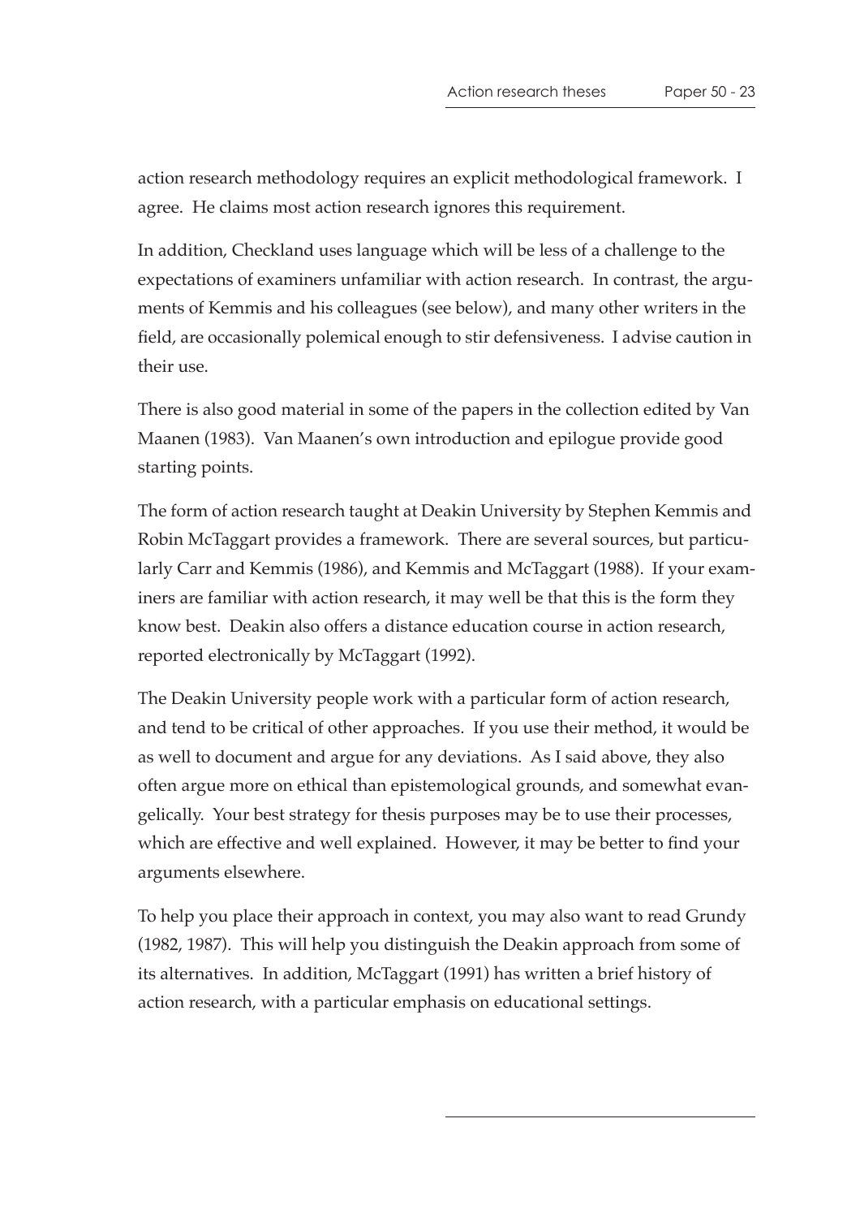action research methodology requires an explicit methodological framework. I agree. He claims most action research ignores this requirement.

In addition, Checkland uses language which will be less of a challenge to the expectations of examiners unfamiliar with action research. In contrast, the arguments of Kemmis and his colleagues (see below), and many other writers in the field, are occasionally polemical enough to stir defensiveness. I advise caution in their use.

There is also good material in some of the papers in the collection edited by Van Maanen (1983). Van Maanen's own introduction and epilogue provide good starting points.

The form of action research taught at Deakin University by Stephen Kemmis and Robin McTaggart provides a framework. There are several sources, but particularly Carr and Kemmis (1986), and Kemmis and McTaggart (1988). If your examiners are familiar with action research, it may well be that this is the form they know best. Deakin also offers a distance education course in action research, reported electronically by McTaggart (1992).

The Deakin University people work with a particular form of action research, and tend to be critical of other approaches. If you use their method, it would be as well to document and argue for any deviations. As I said above, they also often argue more on ethical than epistemological grounds, and somewhat evangelically. Your best strategy for thesis purposes may be to use their processes, which are effective and well explained. However, it may be better to find your arguments elsewhere.

To help you place their approach in context, you may also want to read Grundy (1982, 1987). This will help you distinguish the Deakin approach from some of its alternatives. In addition, McTaggart (1991) has written a brief history of action research, with a particular emphasis on educational settings.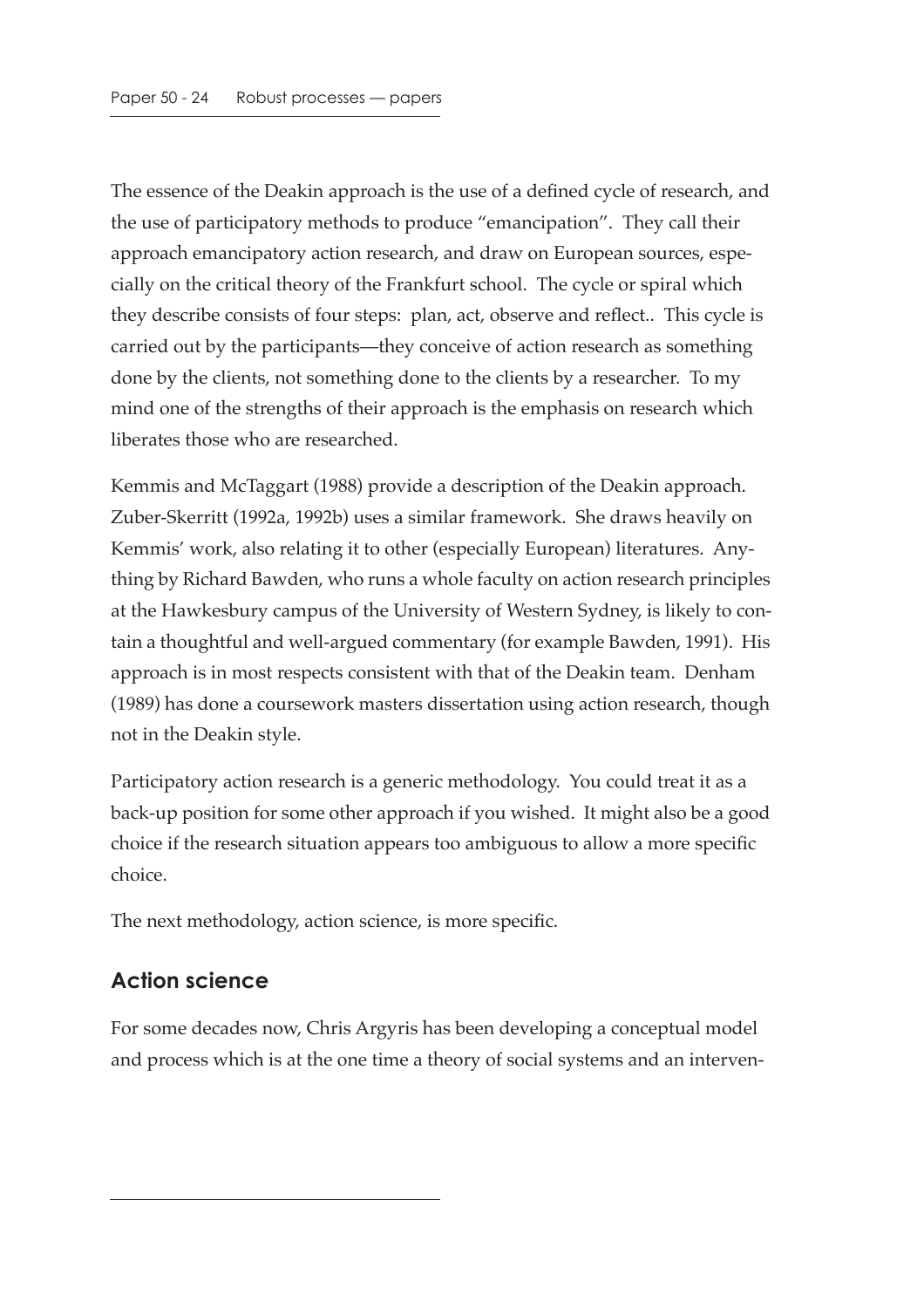The essence of the Deakin approach is the use of a defined cycle of research, and the use of participatory methods to produce "emancipation". They call their approach emancipatory action research, and draw on European sources, especially on the critical theory of the Frankfurt school. The cycle or spiral which they describe consists of four steps: plan, act, observe and reflect.. This cycle is carried out by the participants—they conceive of action research as something done by the clients, not something done to the clients by a researcher. To my mind one of the strengths of their approach is the emphasis on research which liberates those who are researched.

Kemmis and McTaggart (1988) provide a description of the Deakin approach. Zuber-Skerritt (1992a, 1992b) uses a similar framework. She draws heavily on Kemmis' work, also relating it to other (especially European) literatures. Anything by Richard Bawden, who runs a whole faculty on action research principles at the Hawkesbury campus of the University of Western Sydney, is likely to contain a thoughtful and well-argued commentary (for example Bawden, 1991). His approach is in most respects consistent with that of the Deakin team. Denham (1989) has done a coursework masters dissertation using action research, though not in the Deakin style.

Participatory action research is a generic methodology. You could treat it as a back-up position for some other approach if you wished. It might also be a good choice if the research situation appears too ambiguous to allow a more specific choice.

The next methodology, action science, is more specific.

## Action science

For some decades now, Chris Argyris has been developing a conceptual model and process which is at the one time a theory of social systems and an interven-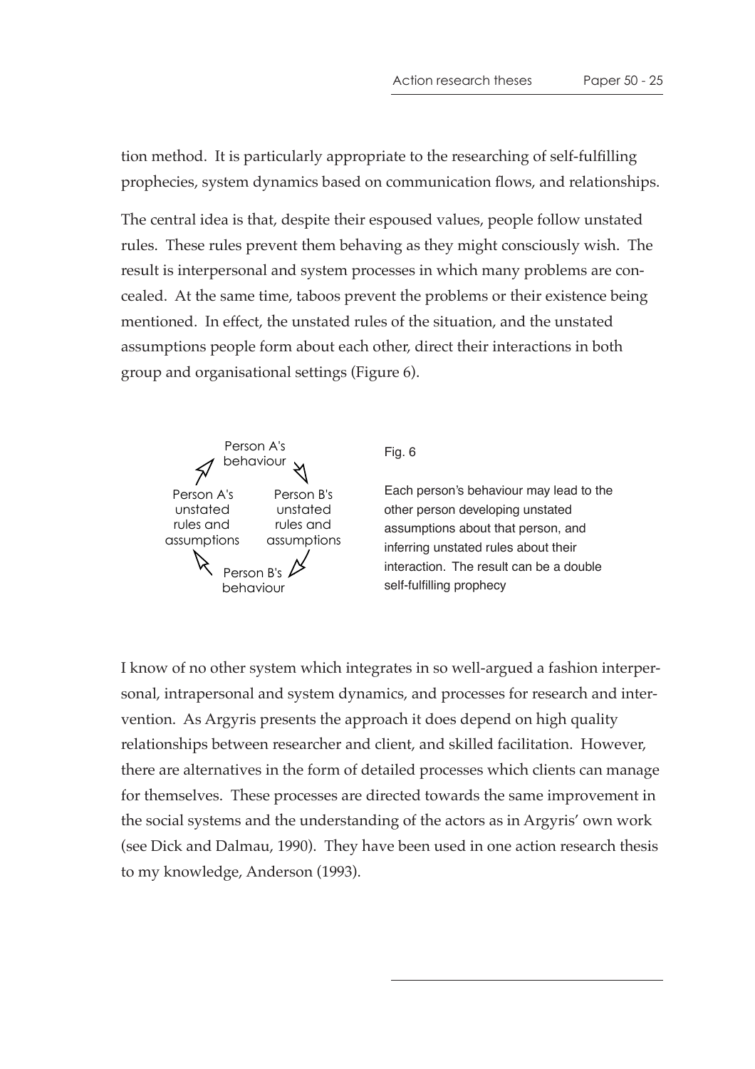tion method. It is particularly appropriate to the researching of self-fulfilling prophecies, system dynamics based on communication flows, and relationships.

The central idea is that, despite their espoused values, people follow unstated rules. These rules prevent them behaving as they might consciously wish. The result is interpersonal and system processes in which many problems are concealed. At the same time, taboos prevent the problems or their existence being mentioned. In effect, the unstated rules of the situation, and the unstated assumptions people form about each other, direct their interactions in both group and organisational settings (Figure 6).

Person A's behaviour → Person B's unstated rules and assumptions → Person B's behaviour → Person A's unstated rules and assumptions → Person A's behaviour

Fig. 6

Each person's behaviour may lead to the other person developing unstated assumptions about that person, and inferring unstated rules about their interaction. The result can be a double self-fulfilling prophecy

I know of no other system which integrates in so well-argued a fashion interpersonal, intrapersonal and system dynamics, and processes for research and intervention. As Argyris presents the approach it does depend on high quality relationships between researcher and client, and skilled facilitation. However, there are alternatives in the form of detailed processes which clients can manage for themselves. These processes are directed towards the same improvement in the social systems and the understanding of the actors as in Argyris' own work (see Dick and Dalmau, 1990). They have been used in one action research thesis to my knowledge, Anderson (1993).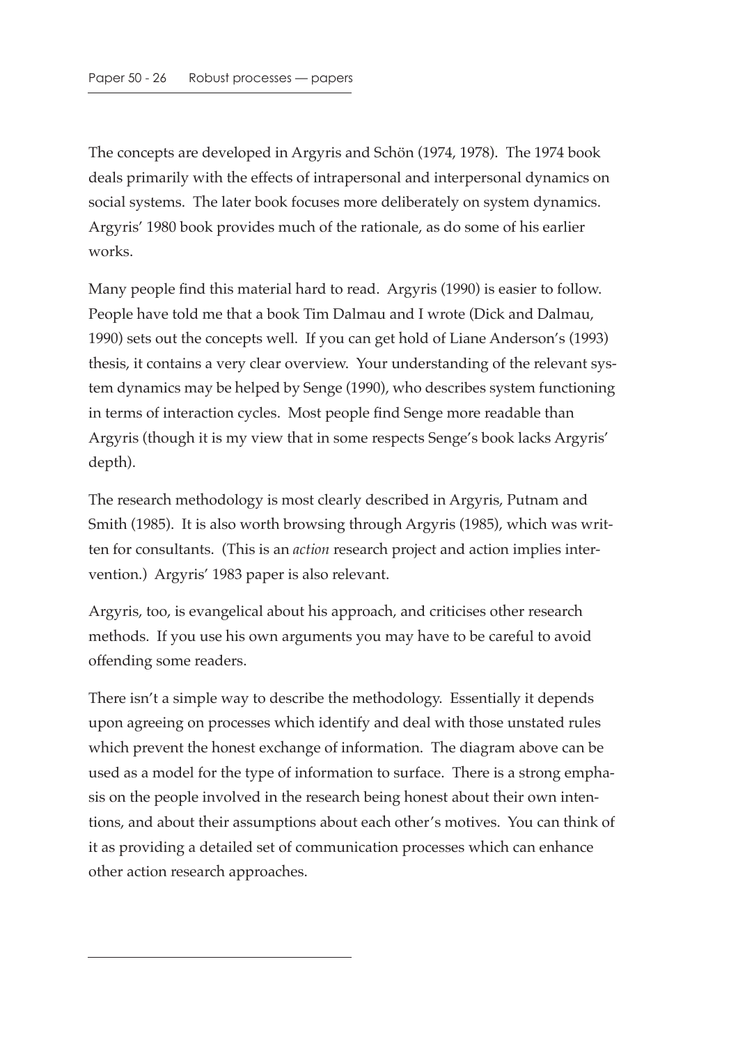The concepts are developed in Argyris and Schön (1974, 1978). The 1974 book deals primarily with the effects of intrapersonal and interpersonal dynamics on social systems. The later book focuses more deliberately on system dynamics. Argyris' 1980 book provides much of the rationale, as do some of his earlier works.

Many people find this material hard to read. Argyris (1990) is easier to follow. People have told me that a book Tim Dalmau and I wrote (Dick and Dalmau, 1990) sets out the concepts well. If you can get hold of Liane Anderson's (1993) thesis, it contains a very clear overview. Your understanding of the relevant system dynamics may be helped by Senge (1990), who describes system functioning in terms of interaction cycles. Most people find Senge more readable than Argyris (though it is my view that in some respects Senge's book lacks Argyris' depth).

The research methodology is most clearly described in Argyris, Putnam and Smith (1985). It is also worth browsing through Argyris (1985), which was written for consultants. (This is an *action* research project and action implies intervention.) Argyris' 1983 paper is also relevant.

Argyris, too, is evangelical about his approach, and criticises other research methods. If you use his own arguments you may have to be careful to avoid offending some readers.

There isn't a simple way to describe the methodology. Essentially it depends upon agreeing on processes which identify and deal with those unstated rules which prevent the honest exchange of information. The diagram above can be used as a model for the type of information to surface. There is a strong emphasis on the people involved in the research being honest about their own intentions, and about their assumptions about each other's motives. You can think of it as providing a detailed set of communication processes which can enhance other action research approaches.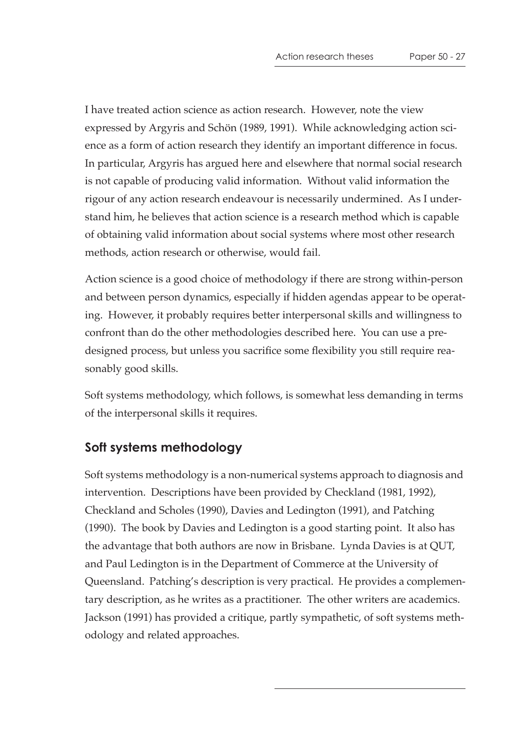I have treated action science as action research. However, note the view expressed by Argyris and Schön (1989, 1991). While acknowledging action science as a form of action research they identify an important difference in focus. In particular, Argyris has argued here and elsewhere that normal social research is not capable of producing valid information. Without valid information the rigour of any action research endeavour is necessarily undermined. As I understand him, he believes that action science is a research method which is capable of obtaining valid information about social systems where most other research methods, action research or otherwise, would fail.

Action science is a good choice of methodology if there are strong within-person and between person dynamics, especially if hidden agendas appear to be operating. However, it probably requires better interpersonal skills and willingness to confront than do the other methodologies described here. You can use a pre-designed process, but unless you sacrifice some flexibility you still require reasonably good skills.

Soft systems methodology, which follows, is somewhat less demanding in terms of the interpersonal skills it requires.

## Soft systems methodology

Soft systems methodology is a non-numerical systems approach to diagnosis and intervention. Descriptions have been provided by Checkland (1981, 1992), Checkland and Scholes (1990), Davies and Ledington (1991), and Patching (1990). The book by Davies and Ledington is a good starting point. It also has the advantage that both authors are now in Brisbane. Lynda Davies is at QUT, and Paul Ledington is in the Department of Commerce at the University of Queensland. Patching's description is very practical. He provides a complementary description, as he writes as a practitioner. The other writers are academics. Jackson (1991) has provided a critique, partly sympathetic, of soft systems methodology and related approaches.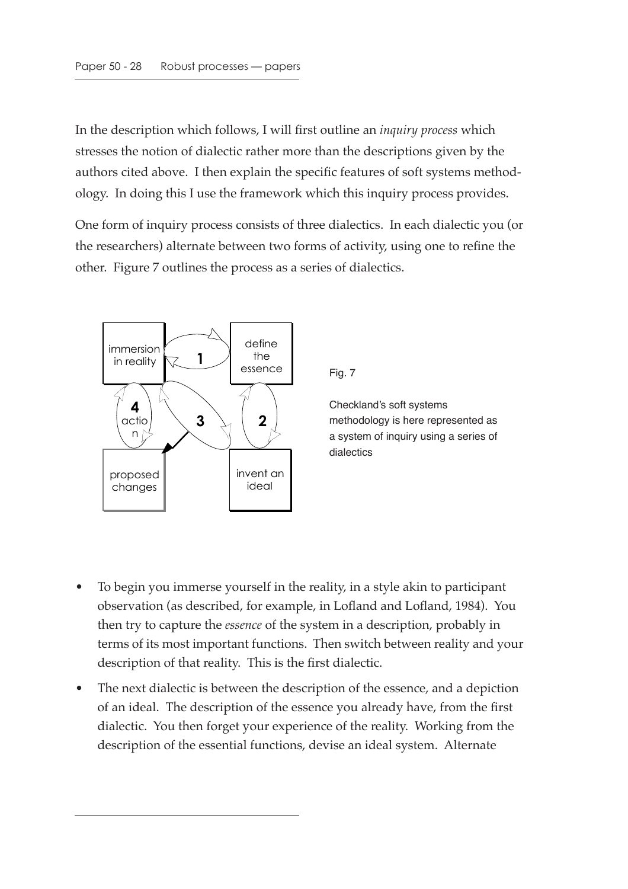In the description which follows, I will first outline an *inquiry process* which stresses the notion of dialectic rather more than the descriptions given by the authors cited above. I then explain the specific features of soft systems methodology. In doing this I use the framework which this inquiry process provides.

One form of inquiry process consists of three dialectics. In each dialectic you (or the researchers) alternate between two forms of activity, using one to refine the other. Figure 7 outlines the process as a series of dialectics.

Fig. 7

Checkland's soft systems methodology is here represented as a system of inquiry using a series of dialectics

- To begin you immerse yourself in the reality, in a style akin to participant observation (as described, for example, in Lofland and Lofland, 1984). You then try to capture the *essence* of the system in a description, probably in terms of its most important functions. Then switch between reality and your description of that reality. This is the first dialectic.
- The next dialectic is between the description of the essence, and a depiction of an ideal. The description of the essence you already have, from the first dialectic. You then forget your experience of the reality. Working from the description of the essential functions, devise an ideal system. Alternate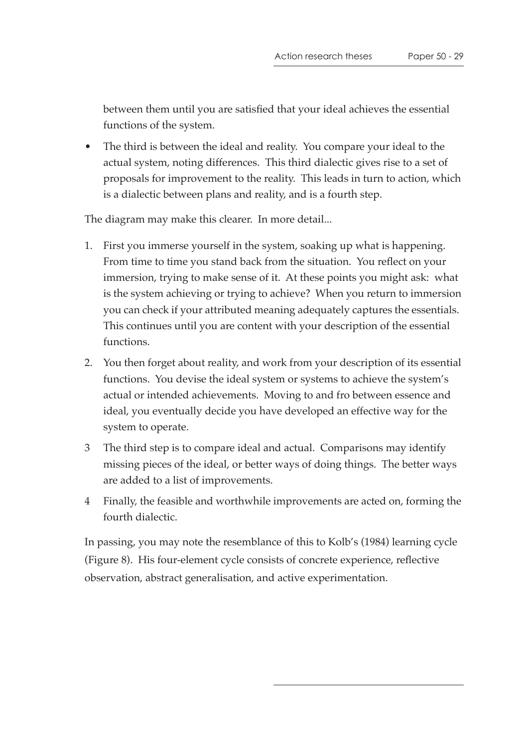between them until you are satisfied that your ideal achieves the essential functions of the system.

- The third is between the ideal and reality. You compare your ideal to the actual system, noting differences. This third dialectic gives rise to a set of proposals for improvement to the reality. This leads in turn to action, which is a dialectic between plans and reality, and is a fourth step.

The diagram may make this clearer. In more detail...

1. First you immerse yourself in the system, soaking up what is happening. From time to time you stand back from the situation. You reflect on your immersion, trying to make sense of it. At these points you might ask: what is the system achieving or trying to achieve? When you return to immersion you can check if your attributed meaning adequately captures the essentials. This continues until you are content with your description of the essential functions.
2. You then forget about reality, and work from your description of its essential functions. You devise the ideal system or systems to achieve the system's actual or intended achievements. Moving to and fro between essence and ideal, you eventually decide you have developed an effective way for the system to operate.
3. The third step is to compare ideal and actual. Comparisons may identify missing pieces of the ideal, or better ways of doing things. The better ways are added to a list of improvements.
4. Finally, the feasible and worthwhile improvements are acted on, forming the fourth dialectic.

In passing, you may note the resemblance of this to Kolb's (1984) learning cycle (Figure 8). His four-element cycle consists of concrete experience, reflective observation, abstract generalisation, and active experimentation.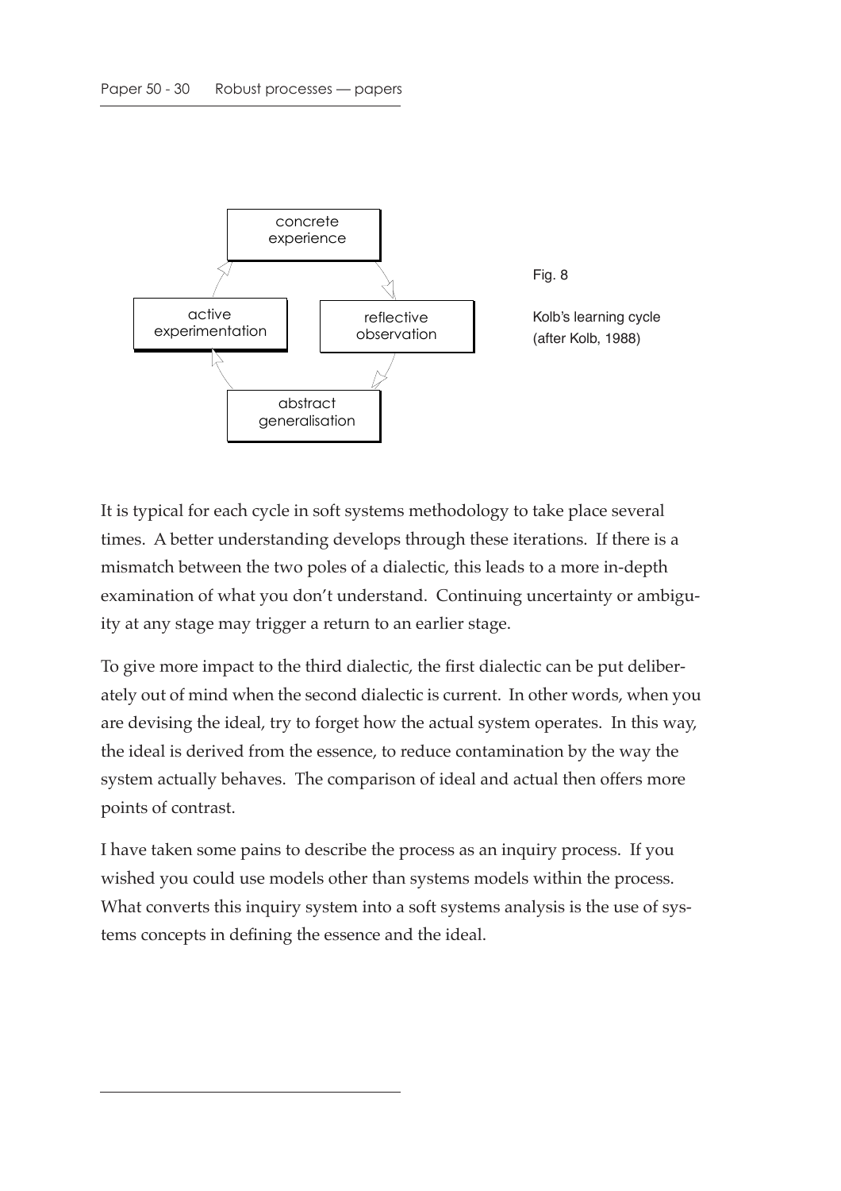Fig. 8

Kolb's learning cycle (after Kolb, 1988)

It is typical for each cycle in soft systems methodology to take place several times. A better understanding develops through these iterations. If there is a mismatch between the two poles of a dialectic, this leads to a more in-depth examination of what you don't understand. Continuing uncertainty or ambiguity at any stage may trigger a return to an earlier stage.

To give more impact to the third dialectic, the first dialectic can be put deliberately out of mind when the second dialectic is current. In other words, when you are devising the ideal, try to forget how the actual system operates. In this way, the ideal is derived from the essence, to reduce contamination by the way the system actually behaves. The comparison of ideal and actual then offers more points of contrast.

I have taken some pains to describe the process as an inquiry process. If you wished you could use models other than systems models within the process. What converts this inquiry system into a soft systems analysis is the use of systems concepts in defining the essence and the ideal.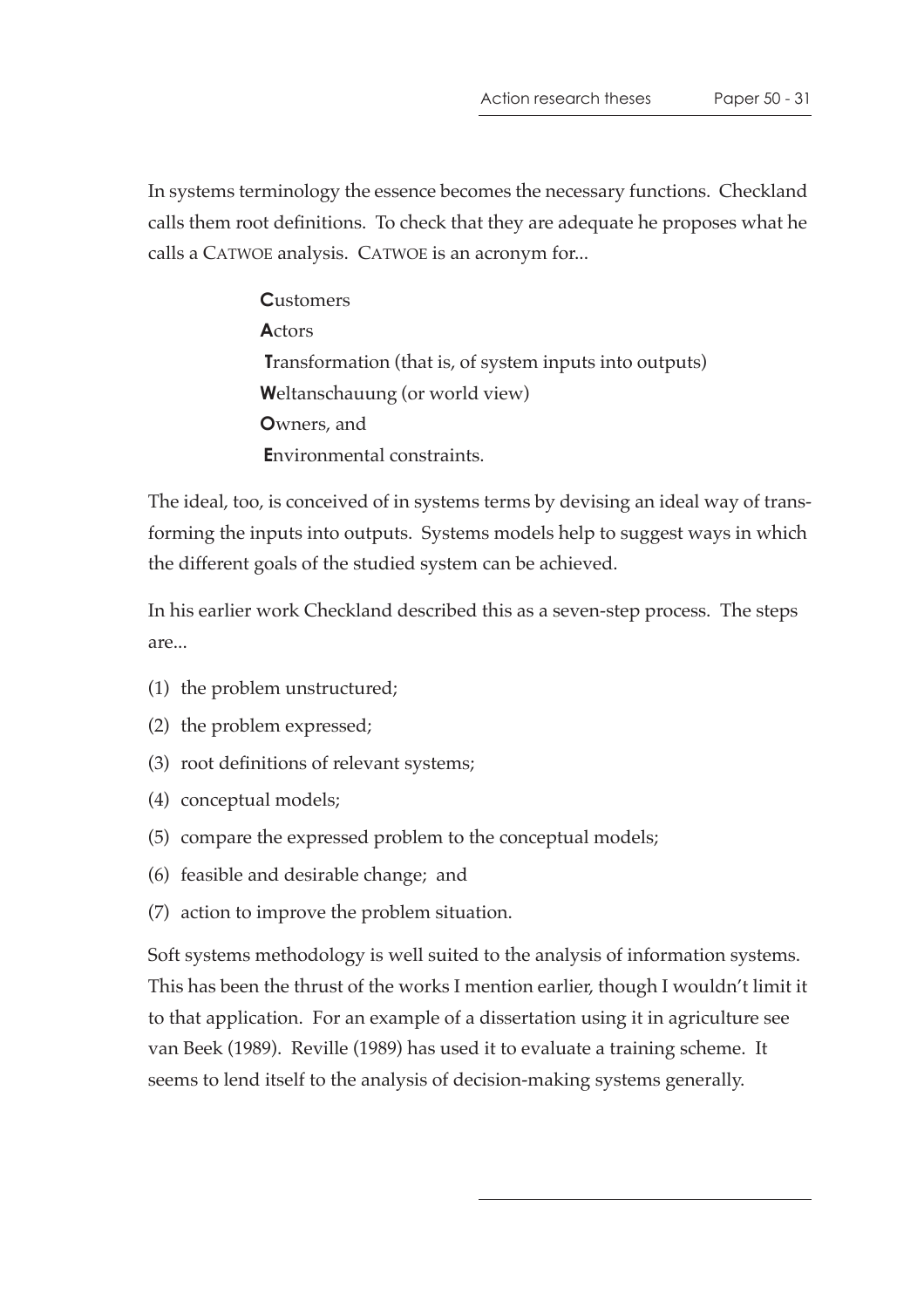In systems terminology the essence becomes the necessary functions. Checkland calls them root definitions. To check that they are adequate he proposes what he calls a CATWOE analysis. CATWOE is an acronym for...

**C**ustomers  
**A**ctors  
**T**ransformation (that is, of system inputs into outputs)  
**W**eltanschauung (or world view)  
**O**wners, and  
**E**nvironmental constraints.

The ideal, too, is conceived of in systems terms by devising an ideal way of transforming the inputs into outputs. Systems models help to suggest ways in which the different goals of the studied system can be achieved.

In his earlier work Checkland described this as a seven-step process. The steps are...

(1) the problem unstructured;

(2) the problem expressed;

(3) root definitions of relevant systems;

(4) conceptual models;

(5) compare the expressed problem to the conceptual models;

(6) feasible and desirable change; and

(7) action to improve the problem situation.

Soft systems methodology is well suited to the analysis of information systems. This has been the thrust of the works I mention earlier, though I wouldn't limit it to that application. For an example of a dissertation using it in agriculture see van Beek (1989). Reville (1989) has used it to evaluate a training scheme. It seems to lend itself to the analysis of decision-making systems generally.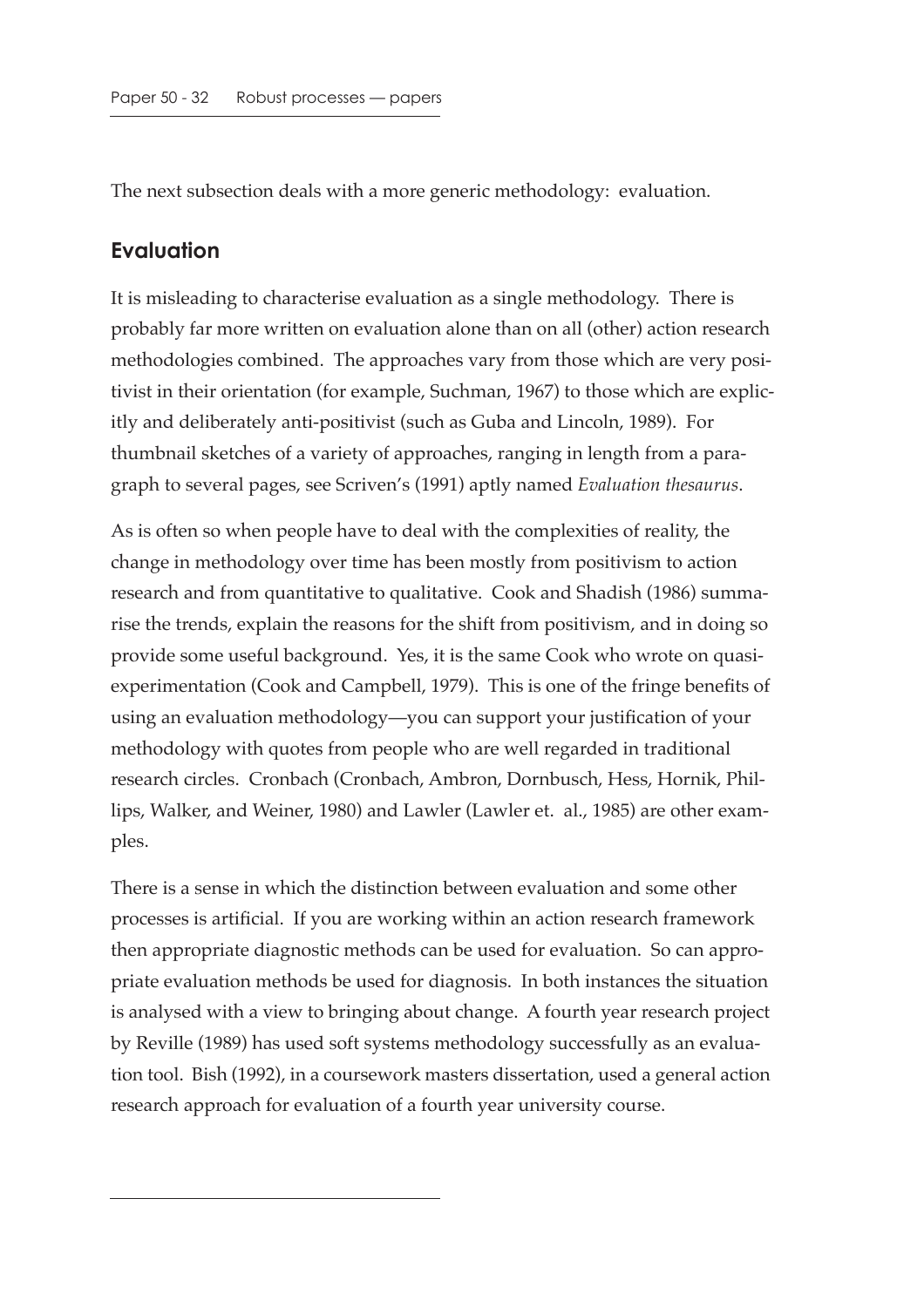The next subsection deals with a more generic methodology: evaluation.

## Evaluation

It is misleading to characterise evaluation as a single methodology. There is probably far more written on evaluation alone than on all (other) action research methodologies combined. The approaches vary from those which are very positivist in their orientation (for example, Suchman, 1967) to those which are explicitly and deliberately anti-positivist (such as Guba and Lincoln, 1989). For thumbnail sketches of a variety of approaches, ranging in length from a paragraph to several pages, see Scriven's (1991) aptly named *Evaluation thesaurus*.

As is often so when people have to deal with the complexities of reality, the change in methodology over time has been mostly from positivism to action research and from quantitative to qualitative. Cook and Shadish (1986) summarise the trends, explain the reasons for the shift from positivism, and in doing so provide some useful background. Yes, it is the same Cook who wrote on quasi-experimentation (Cook and Campbell, 1979). This is one of the fringe benefits of using an evaluation methodology—you can support your justification of your methodology with quotes from people who are well regarded in traditional research circles. Cronbach (Cronbach, Ambron, Dornbusch, Hess, Hornik, Phillips, Walker, and Weiner, 1980) and Lawler (Lawler et. al., 1985) are other examples.

There is a sense in which the distinction between evaluation and some other processes is artificial. If you are working within an action research framework then appropriate diagnostic methods can be used for evaluation. So can appropriate evaluation methods be used for diagnosis. In both instances the situation is analysed with a view to bringing about change. A fourth year research project by Reville (1989) has used soft systems methodology successfully as an evaluation tool. Bish (1992), in a coursework masters dissertation, used a general action research approach for evaluation of a fourth year university course.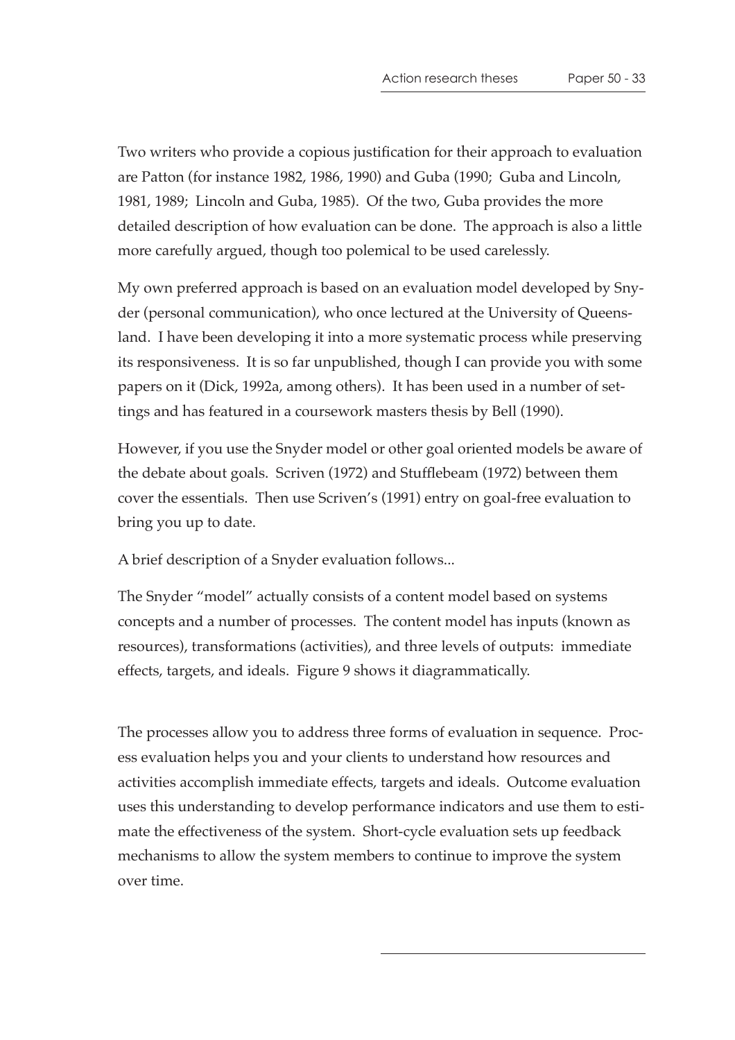Two writers who provide a copious justification for their approach to evaluation are Patton (for instance 1982, 1986, 1990) and Guba (1990; Guba and Lincoln, 1981, 1989; Lincoln and Guba, 1985). Of the two, Guba provides the more detailed description of how evaluation can be done. The approach is also a little more carefully argued, though too polemical to be used carelessly.

My own preferred approach is based on an evaluation model developed by Snyder (personal communication), who once lectured at the University of Queensland. I have been developing it into a more systematic process while preserving its responsiveness. It is so far unpublished, though I can provide you with some papers on it (Dick, 1992a, among others). It has been used in a number of settings and has featured in a coursework masters thesis by Bell (1990).

However, if you use the Snyder model or other goal oriented models be aware of the debate about goals. Scriven (1972) and Stufflebeam (1972) between them cover the essentials. Then use Scriven's (1991) entry on goal-free evaluation to bring you up to date.

A brief description of a Snyder evaluation follows...

The Snyder "model" actually consists of a content model based on systems concepts and a number of processes. The content model has inputs (known as resources), transformations (activities), and three levels of outputs: immediate effects, targets, and ideals. Figure 9 shows it diagrammatically.

The processes allow you to address three forms of evaluation in sequence. Process evaluation helps you and your clients to understand how resources and activities accomplish immediate effects, targets and ideals. Outcome evaluation uses this understanding to develop performance indicators and use them to estimate the effectiveness of the system. Short-cycle evaluation sets up feedback mechanisms to allow the system members to continue to improve the system over time.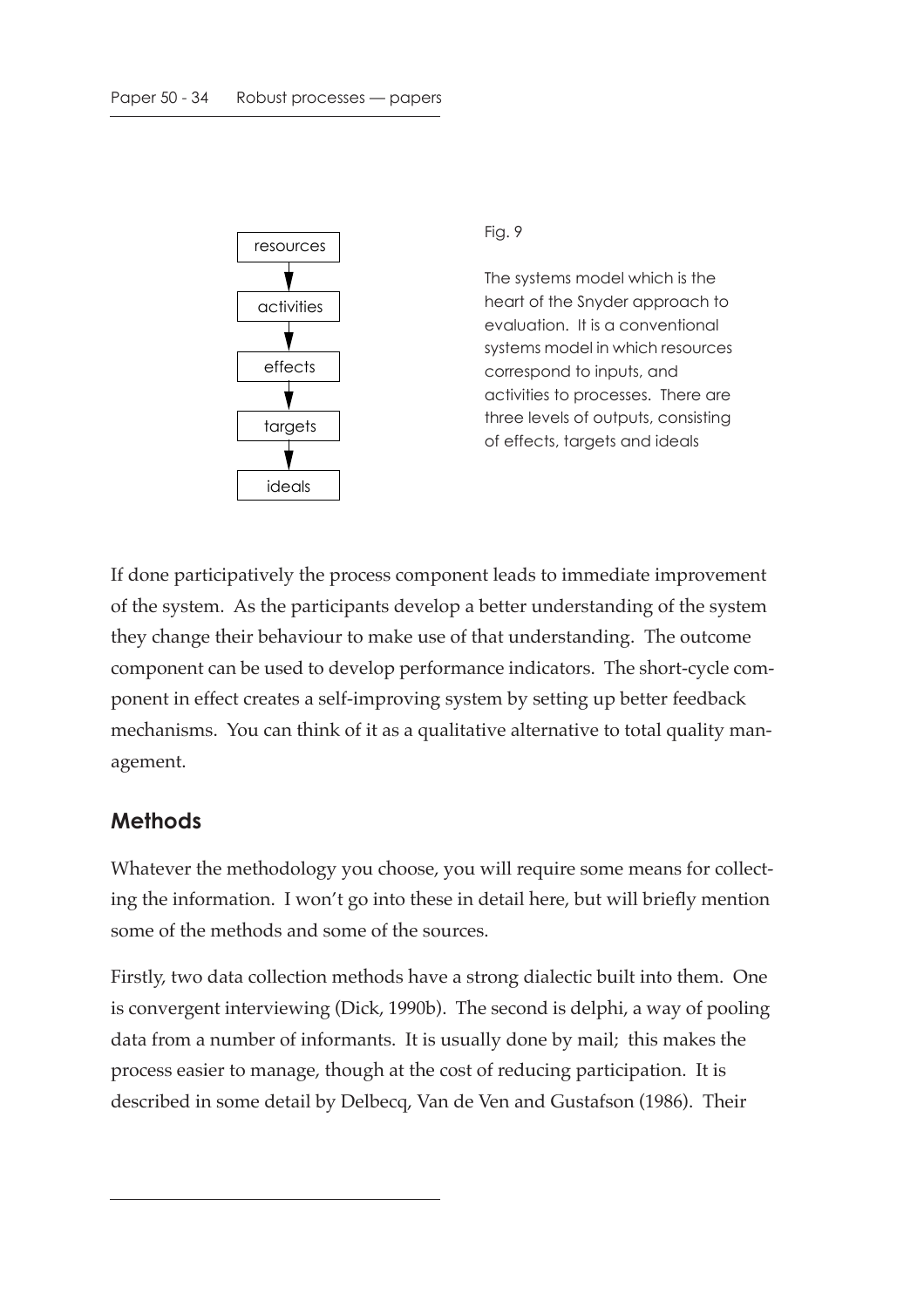resources → activities → effects → targets → ideals

Fig. 9

The systems model which is the heart of the Snyder approach to evaluation. It is a conventional systems model in which resources correspond to inputs, and activities to processes. There are three levels of outputs, consisting of effects, targets and ideals

If done participatively the process component leads to immediate improvement of the system. As the participants develop a better understanding of the system they change their behaviour to make use of that understanding. The outcome component can be used to develop performance indicators. The short-cycle component in effect creates a self-improving system by setting up better feedback mechanisms. You can think of it as a qualitative alternative to total quality management.

## Methods

Whatever the methodology you choose, you will require some means for collecting the information. I won't go into these in detail here, but will briefly mention some of the methods and some of the sources.

Firstly, two data collection methods have a strong dialectic built into them. One is convergent interviewing (Dick, 1990b). The second is delphi, a way of pooling data from a number of informants. It is usually done by mail; this makes the process easier to manage, though at the cost of reducing participation. It is described in some detail by Delbecq, Van de Ven and Gustafson (1986). Their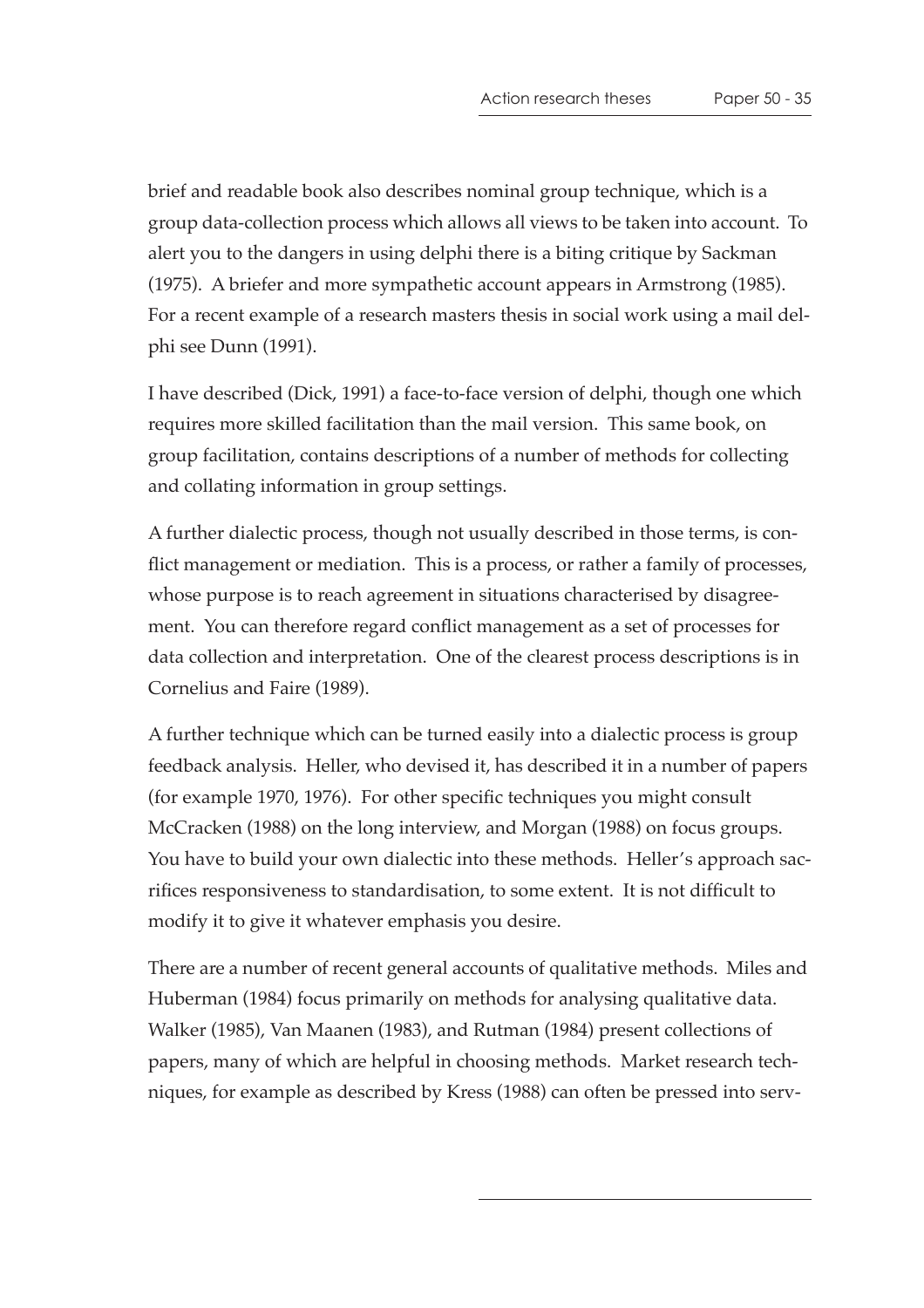brief and readable book also describes nominal group technique, which is a group data-collection process which allows all views to be taken into account. To alert you to the dangers in using delphi there is a biting critique by Sackman (1975). A briefer and more sympathetic account appears in Armstrong (1985). For a recent example of a research masters thesis in social work using a mail delphi see Dunn (1991).

I have described (Dick, 1991) a face-to-face version of delphi, though one which requires more skilled facilitation than the mail version. This same book, on group facilitation, contains descriptions of a number of methods for collecting and collating information in group settings.

A further dialectic process, though not usually described in those terms, is conflict management or mediation. This is a process, or rather a family of processes, whose purpose is to reach agreement in situations characterised by disagreement. You can therefore regard conflict management as a set of processes for data collection and interpretation. One of the clearest process descriptions is in Cornelius and Faire (1989).

A further technique which can be turned easily into a dialectic process is group feedback analysis. Heller, who devised it, has described it in a number of papers (for example 1970, 1976). For other specific techniques you might consult McCracken (1988) on the long interview, and Morgan (1988) on focus groups. You have to build your own dialectic into these methods. Heller's approach sacrifices responsiveness to standardisation, to some extent. It is not difficult to modify it to give it whatever emphasis you desire.

There are a number of recent general accounts of qualitative methods. Miles and Huberman (1984) focus primarily on methods for analysing qualitative data. Walker (1985), Van Maanen (1983), and Rutman (1984) present collections of papers, many of which are helpful in choosing methods. Market research techniques, for example as described by Kress (1988) can often be pressed into serv-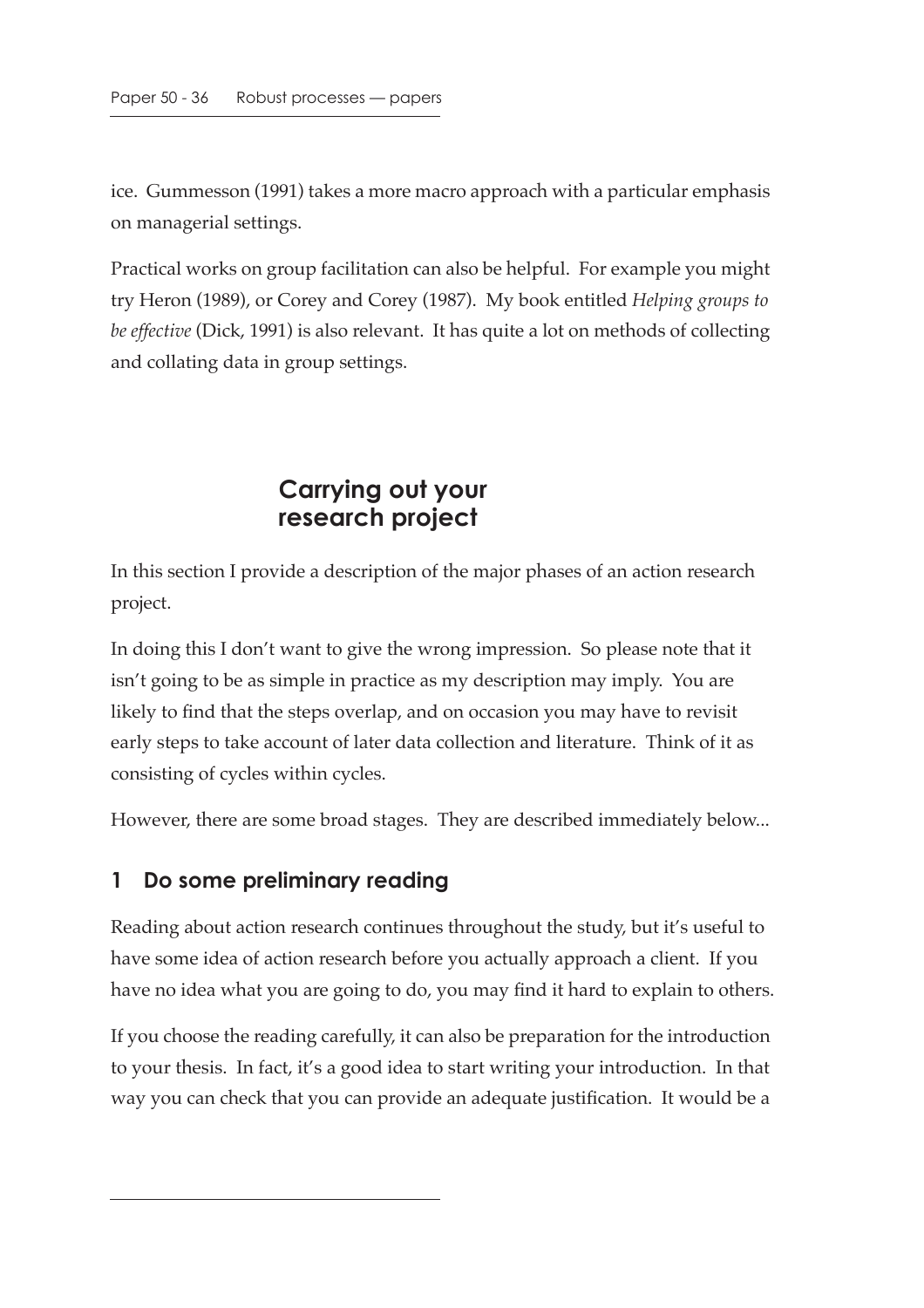ice. Gummesson (1991) takes a more macro approach with a particular emphasis on managerial settings.

Practical works on group facilitation can also be helpful. For example you might try Heron (1989), or Corey and Corey (1987). My book entitled *Helping groups to be effective* (Dick, 1991) is also relevant. It has quite a lot on methods of collecting and collating data in group settings.

## Carrying out your research project

In this section I provide a description of the major phases of an action research project.

In doing this I don't want to give the wrong impression. So please note that it isn't going to be as simple in practice as my description may imply. You are likely to find that the steps overlap, and on occasion you may have to revisit early steps to take account of later data collection and literature. Think of it as consisting of cycles within cycles.

However, there are some broad stages. They are described immediately below...

### 1 Do some preliminary reading

Reading about action research continues throughout the study, but it's useful to have some idea of action research before you actually approach a client. If you have no idea what you are going to do, you may find it hard to explain to others.

If you choose the reading carefully, it can also be preparation for the introduction to your thesis. In fact, it's a good idea to start writing your introduction. In that way you can check that you can provide an adequate justification. It would be a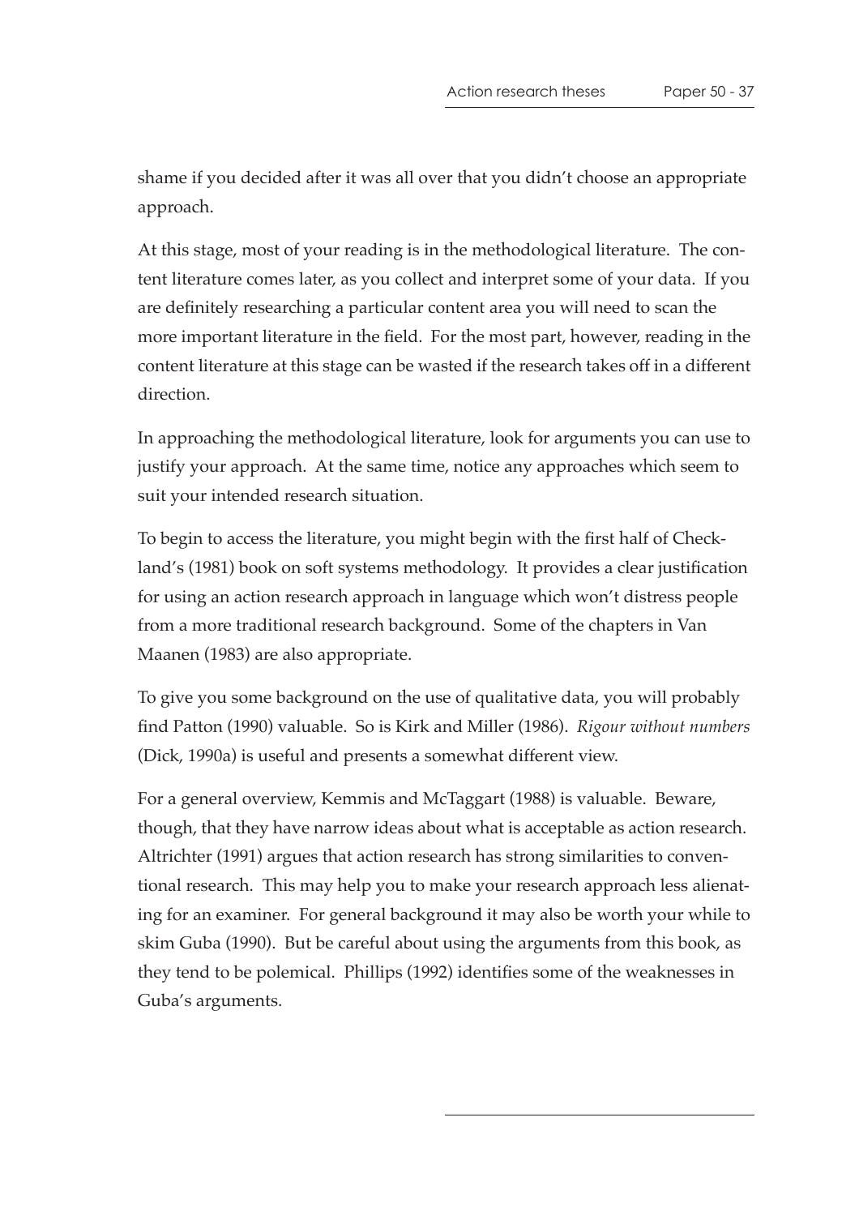shame if you decided after it was all over that you didn't choose an appropriate approach.

At this stage, most of your reading is in the methodological literature. The content literature comes later, as you collect and interpret some of your data. If you are definitely researching a particular content area you will need to scan the more important literature in the field. For the most part, however, reading in the content literature at this stage can be wasted if the research takes off in a different direction.

In approaching the methodological literature, look for arguments you can use to justify your approach. At the same time, notice any approaches which seem to suit your intended research situation.

To begin to access the literature, you might begin with the first half of Checkland's (1981) book on soft systems methodology. It provides a clear justification for using an action research approach in language which won't distress people from a more traditional research background. Some of the chapters in Van Maanen (1983) are also appropriate.

To give you some background on the use of qualitative data, you will probably find Patton (1990) valuable. So is Kirk and Miller (1986). *Rigour without numbers* (Dick, 1990a) is useful and presents a somewhat different view.

For a general overview, Kemmis and McTaggart (1988) is valuable. Beware, though, that they have narrow ideas about what is acceptable as action research. Altrichter (1991) argues that action research has strong similarities to conventional research. This may help you to make your research approach less alienating for an examiner. For general background it may also be worth your while to skim Guba (1990). But be careful about using the arguments from this book, as they tend to be polemical. Phillips (1992) identifies some of the weaknesses in Guba's arguments.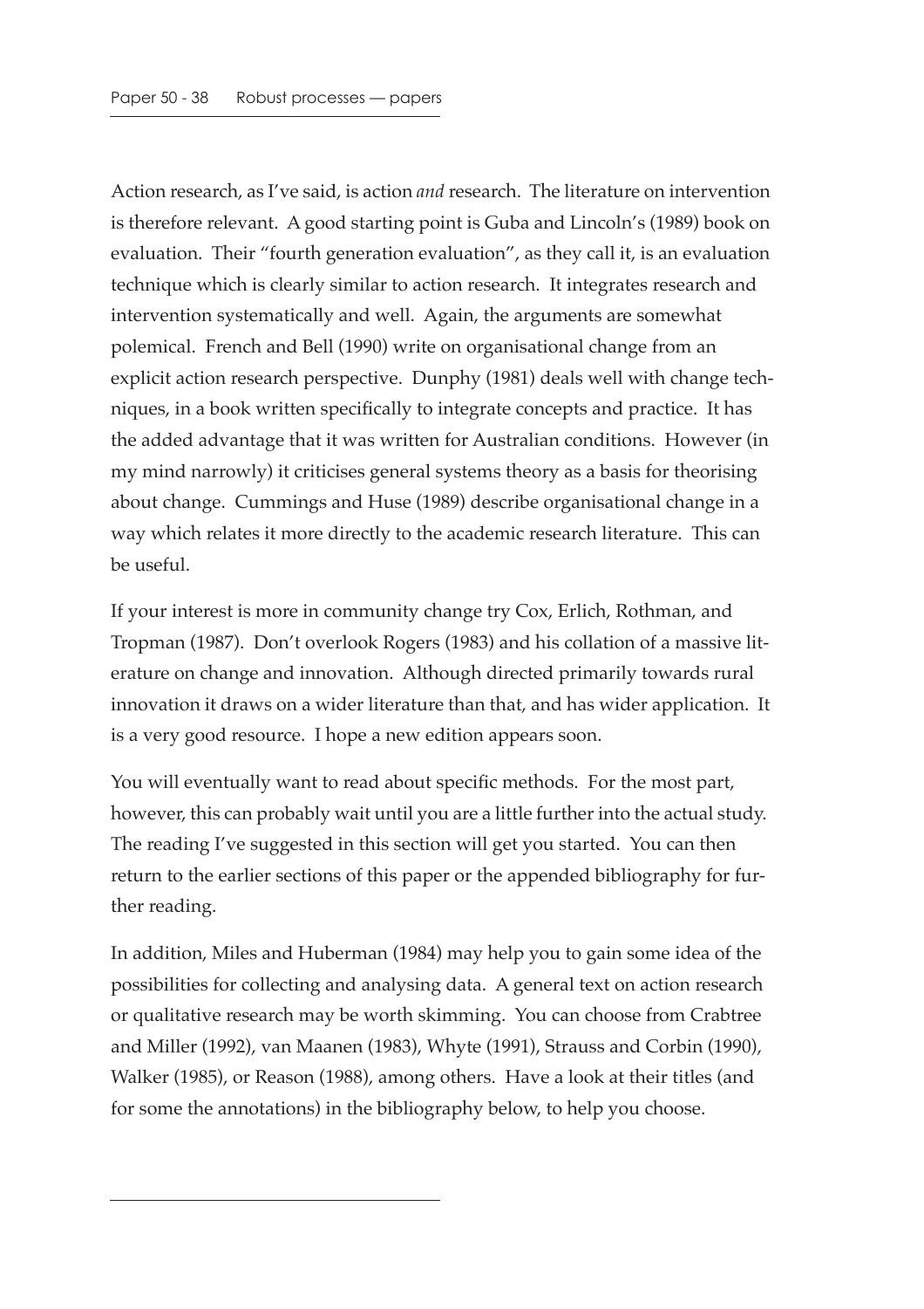Action research, as I've said, is action *and* research. The literature on intervention is therefore relevant. A good starting point is Guba and Lincoln's (1989) book on evaluation. Their "fourth generation evaluation", as they call it, is an evaluation technique which is clearly similar to action research. It integrates research and intervention systematically and well. Again, the arguments are somewhat polemical. French and Bell (1990) write on organisational change from an explicit action research perspective. Dunphy (1981) deals well with change techniques, in a book written specifically to integrate concepts and practice. It has the added advantage that it was written for Australian conditions. However (in my mind narrowly) it criticises general systems theory as a basis for theorising about change. Cummings and Huse (1989) describe organisational change in a way which relates it more directly to the academic research literature. This can be useful.

If your interest is more in community change try Cox, Erlich, Rothman, and Tropman (1987). Don't overlook Rogers (1983) and his collation of a massive literature on change and innovation. Although directed primarily towards rural innovation it draws on a wider literature than that, and has wider application. It is a very good resource. I hope a new edition appears soon.

You will eventually want to read about specific methods. For the most part, however, this can probably wait until you are a little further into the actual study. The reading I've suggested in this section will get you started. You can then return to the earlier sections of this paper or the appended bibliography for further reading.

In addition, Miles and Huberman (1984) may help you to gain some idea of the possibilities for collecting and analysing data. A general text on action research or qualitative research may be worth skimming. You can choose from Crabtree and Miller (1992), van Maanen (1983), Whyte (1991), Strauss and Corbin (1990), Walker (1985), or Reason (1988), among others. Have a look at their titles (and for some the annotations) in the bibliography below, to help you choose.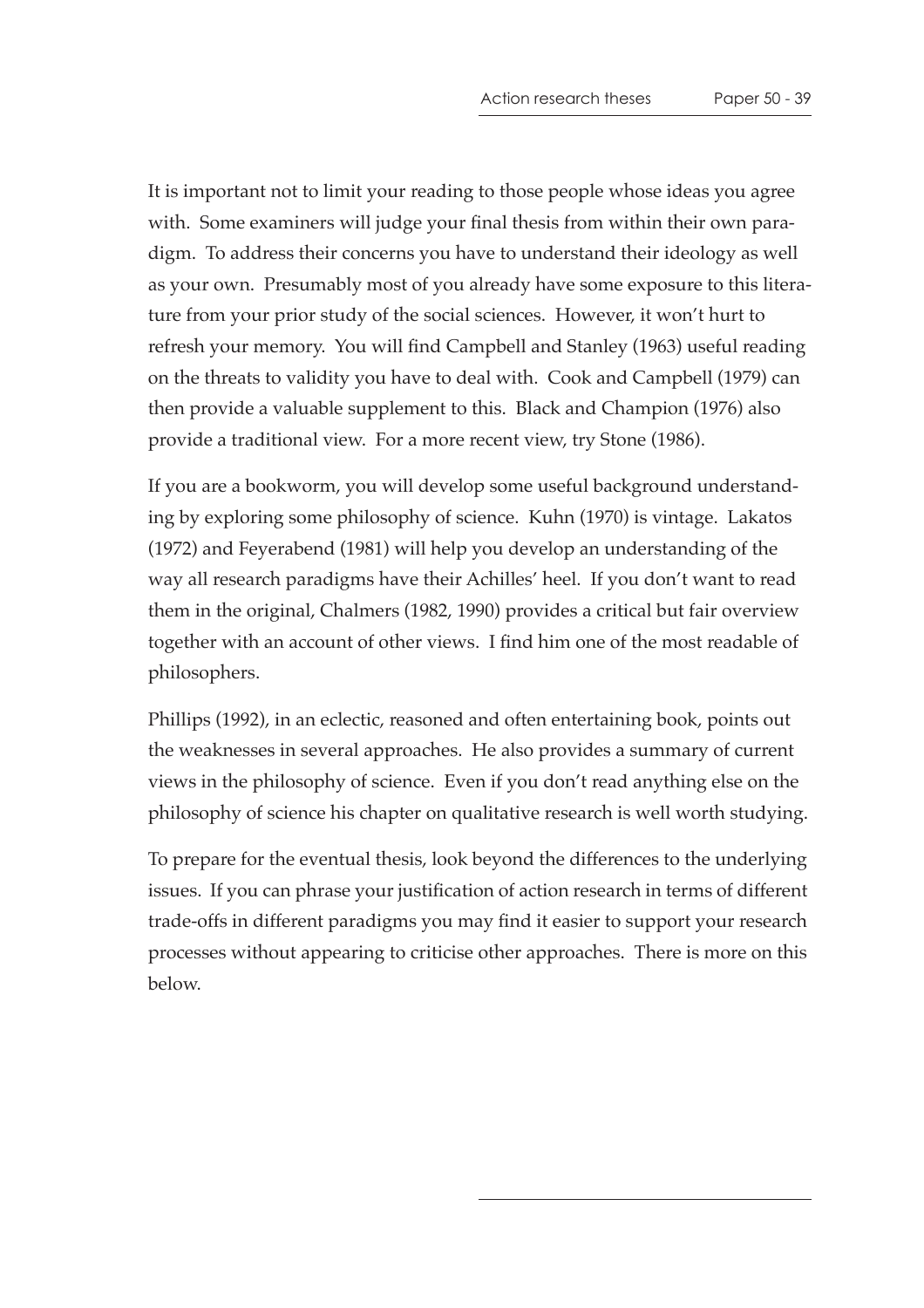It is important not to limit your reading to those people whose ideas you agree with. Some examiners will judge your final thesis from within their own paradigm. To address their concerns you have to understand their ideology as well as your own. Presumably most of you already have some exposure to this literature from your prior study of the social sciences. However, it won't hurt to refresh your memory. You will find Campbell and Stanley (1963) useful reading on the threats to validity you have to deal with. Cook and Campbell (1979) can then provide a valuable supplement to this. Black and Champion (1976) also provide a traditional view. For a more recent view, try Stone (1986).

If you are a bookworm, you will develop some useful background understanding by exploring some philosophy of science. Kuhn (1970) is vintage. Lakatos (1972) and Feyerabend (1981) will help you develop an understanding of the way all research paradigms have their Achilles' heel. If you don't want to read them in the original, Chalmers (1982, 1990) provides a critical but fair overview together with an account of other views. I find him one of the most readable of philosophers.

Phillips (1992), in an eclectic, reasoned and often entertaining book, points out the weaknesses in several approaches. He also provides a summary of current views in the philosophy of science. Even if you don't read anything else on the philosophy of science his chapter on qualitative research is well worth studying.

To prepare for the eventual thesis, look beyond the differences to the underlying issues. If you can phrase your justification of action research in terms of different trade-offs in different paradigms you may find it easier to support your research processes without appearing to criticise other approaches. There is more on this below.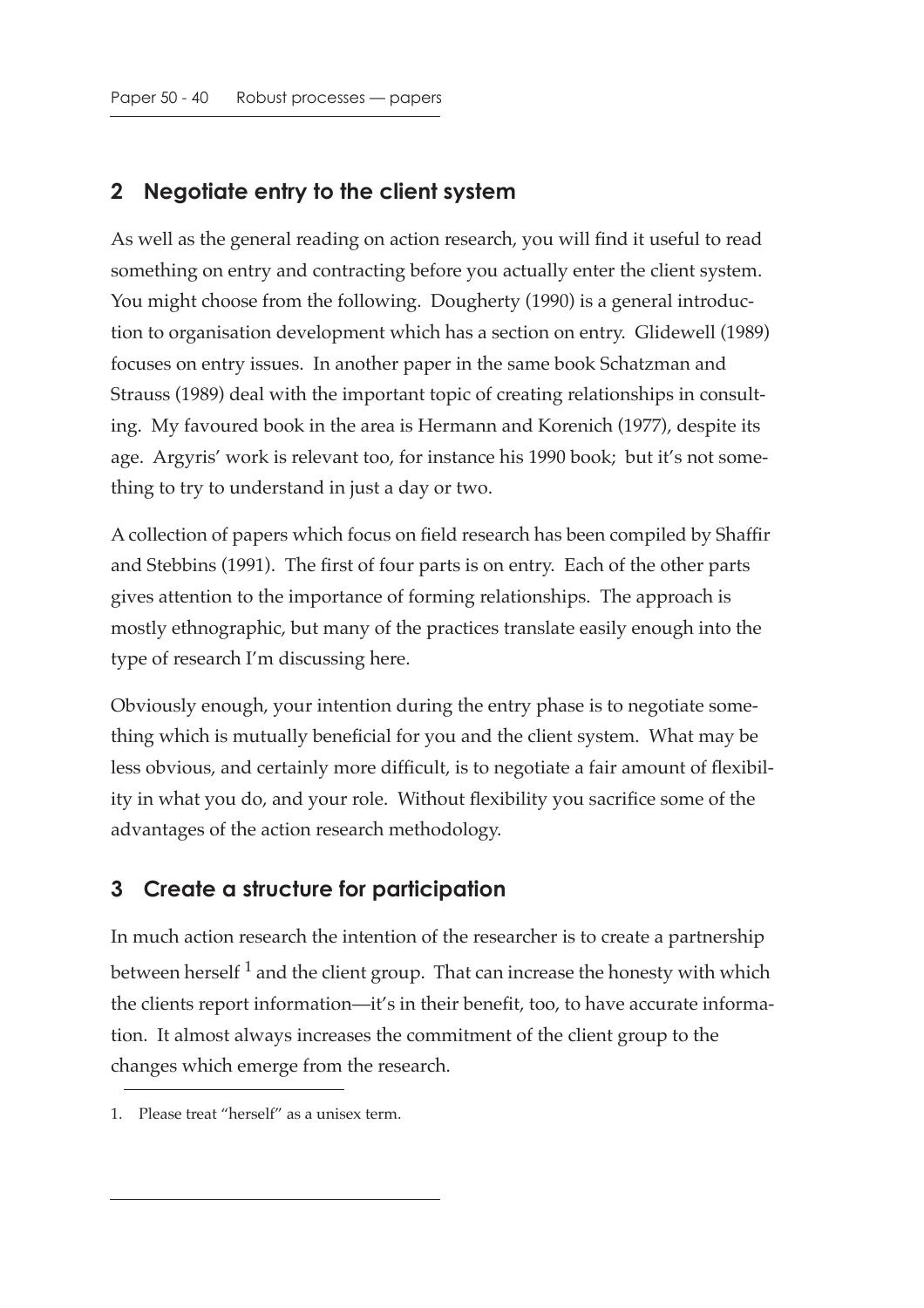## 2 Negotiate entry to the client system

As well as the general reading on action research, you will find it useful to read something on entry and contracting before you actually enter the client system. You might choose from the following. Dougherty (1990) is a general introduction to organisation development which has a section on entry. Glidewell (1989) focuses on entry issues. In another paper in the same book Schatzman and Strauss (1989) deal with the important topic of creating relationships in consulting. My favoured book in the area is Hermann and Korenich (1977), despite its age. Argyris' work is relevant too, for instance his 1990 book; but it's not something to try to understand in just a day or two.

A collection of papers which focus on field research has been compiled by Shaffir and Stebbins (1991). The first of four parts is on entry. Each of the other parts gives attention to the importance of forming relationships. The approach is mostly ethnographic, but many of the practices translate easily enough into the type of research I'm discussing here.

Obviously enough, your intention during the entry phase is to negotiate something which is mutually beneficial for you and the client system. What may be less obvious, and certainly more difficult, is to negotiate a fair amount of flexibility in what you do, and your role. Without flexibility you sacrifice some of the advantages of the action research methodology.

## 3 Create a structure for participation

In much action research the intention of the researcher is to create a partnership between herself [1] and the client group. That can increase the honesty with which the clients report information—it's in their benefit, too, to have accurate information. It almost always increases the commitment of the client group to the changes which emerge from the research.

1. Please treat "herself" as a unisex term.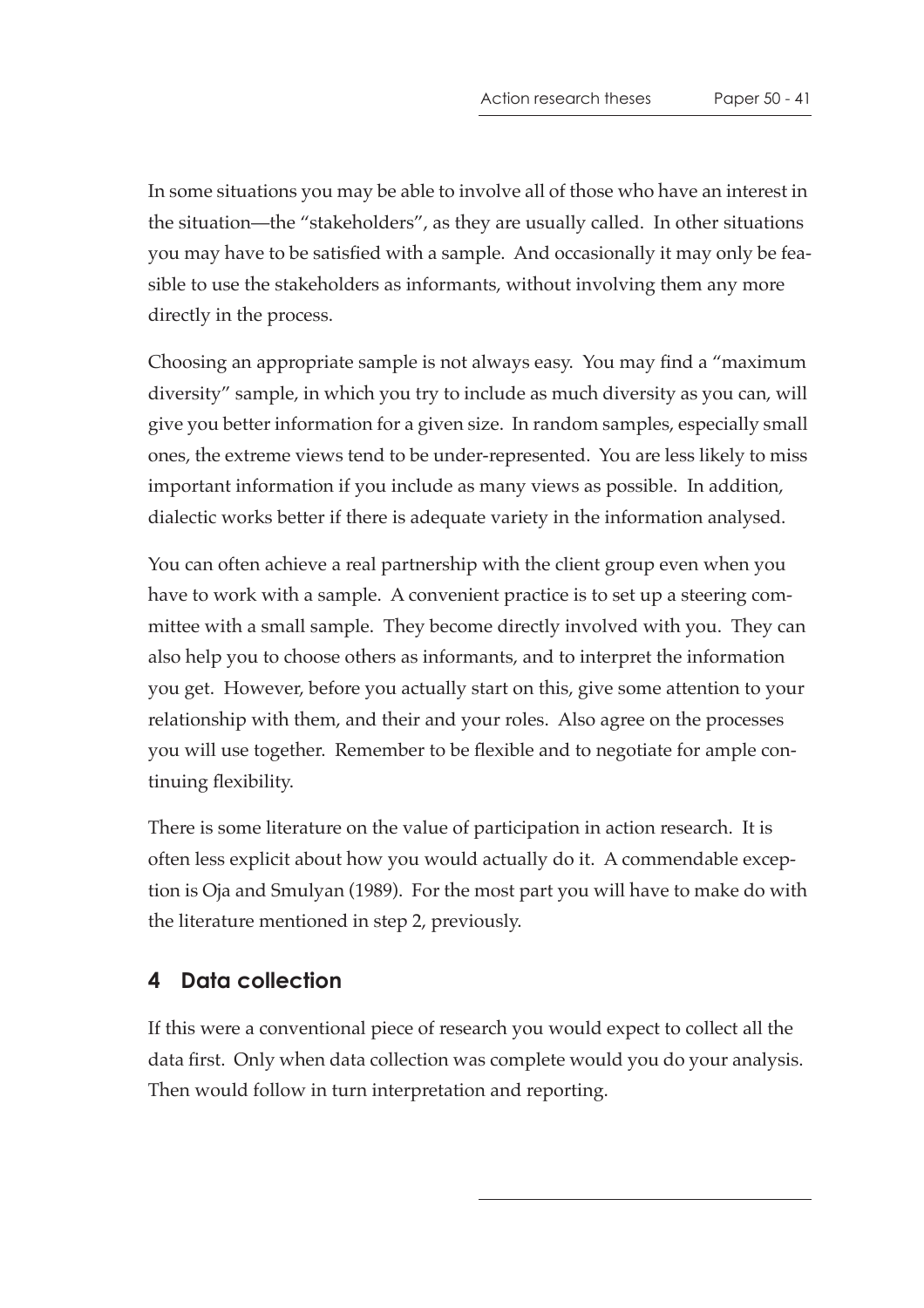In some situations you may be able to involve all of those who have an interest in the situation—the "stakeholders", as they are usually called. In other situations you may have to be satisfied with a sample. And occasionally it may only be feasible to use the stakeholders as informants, without involving them any more directly in the process.

Choosing an appropriate sample is not always easy. You may find a "maximum diversity" sample, in which you try to include as much diversity as you can, will give you better information for a given size. In random samples, especially small ones, the extreme views tend to be under-represented. You are less likely to miss important information if you include as many views as possible. In addition, dialectic works better if there is adequate variety in the information analysed.

You can often achieve a real partnership with the client group even when you have to work with a sample. A convenient practice is to set up a steering committee with a small sample. They become directly involved with you. They can also help you to choose others as informants, and to interpret the information you get. However, before you actually start on this, give some attention to your relationship with them, and their and your roles. Also agree on the processes you will use together. Remember to be flexible and to negotiate for ample continuing flexibility.

There is some literature on the value of participation in action research. It is often less explicit about how you would actually do it. A commendable exception is Oja and Smulyan (1989). For the most part you will have to make do with the literature mentioned in step 2, previously.

## 4 Data collection

If this were a conventional piece of research you would expect to collect all the data first. Only when data collection was complete would you do your analysis. Then would follow in turn interpretation and reporting.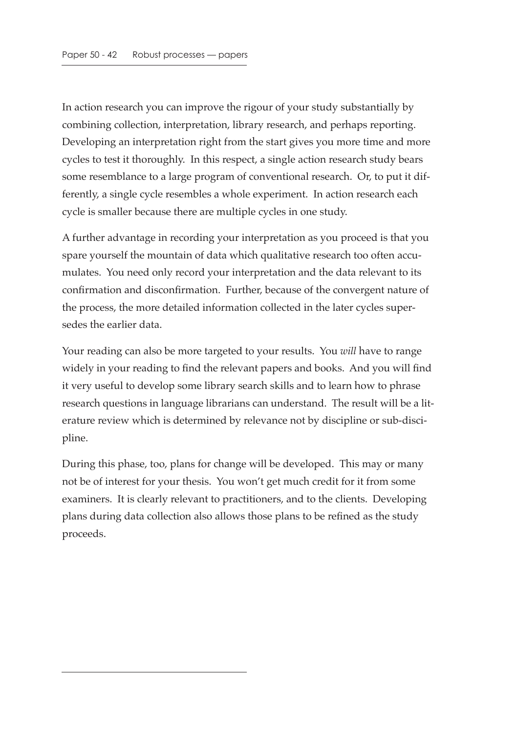In action research you can improve the rigour of your study substantially by combining collection, interpretation, library research, and perhaps reporting. Developing an interpretation right from the start gives you more time and more cycles to test it thoroughly. In this respect, a single action research study bears some resemblance to a large program of conventional research. Or, to put it differently, a single cycle resembles a whole experiment. In action research each cycle is smaller because there are multiple cycles in one study.

A further advantage in recording your interpretation as you proceed is that you spare yourself the mountain of data which qualitative research too often accumulates. You need only record your interpretation and the data relevant to its confirmation and disconfirmation. Further, because of the convergent nature of the process, the more detailed information collected in the later cycles supersedes the earlier data.

Your reading can also be more targeted to your results. You *will* have to range widely in your reading to find the relevant papers and books. And you will find it very useful to develop some library search skills and to learn how to phrase research questions in language librarians can understand. The result will be a literature review which is determined by relevance not by discipline or sub-discipline.

During this phase, too, plans for change will be developed. This may or many not be of interest for your thesis. You won't get much credit for it from some examiners. It is clearly relevant to practitioners, and to the clients. Developing plans during data collection also allows those plans to be refined as the study proceeds.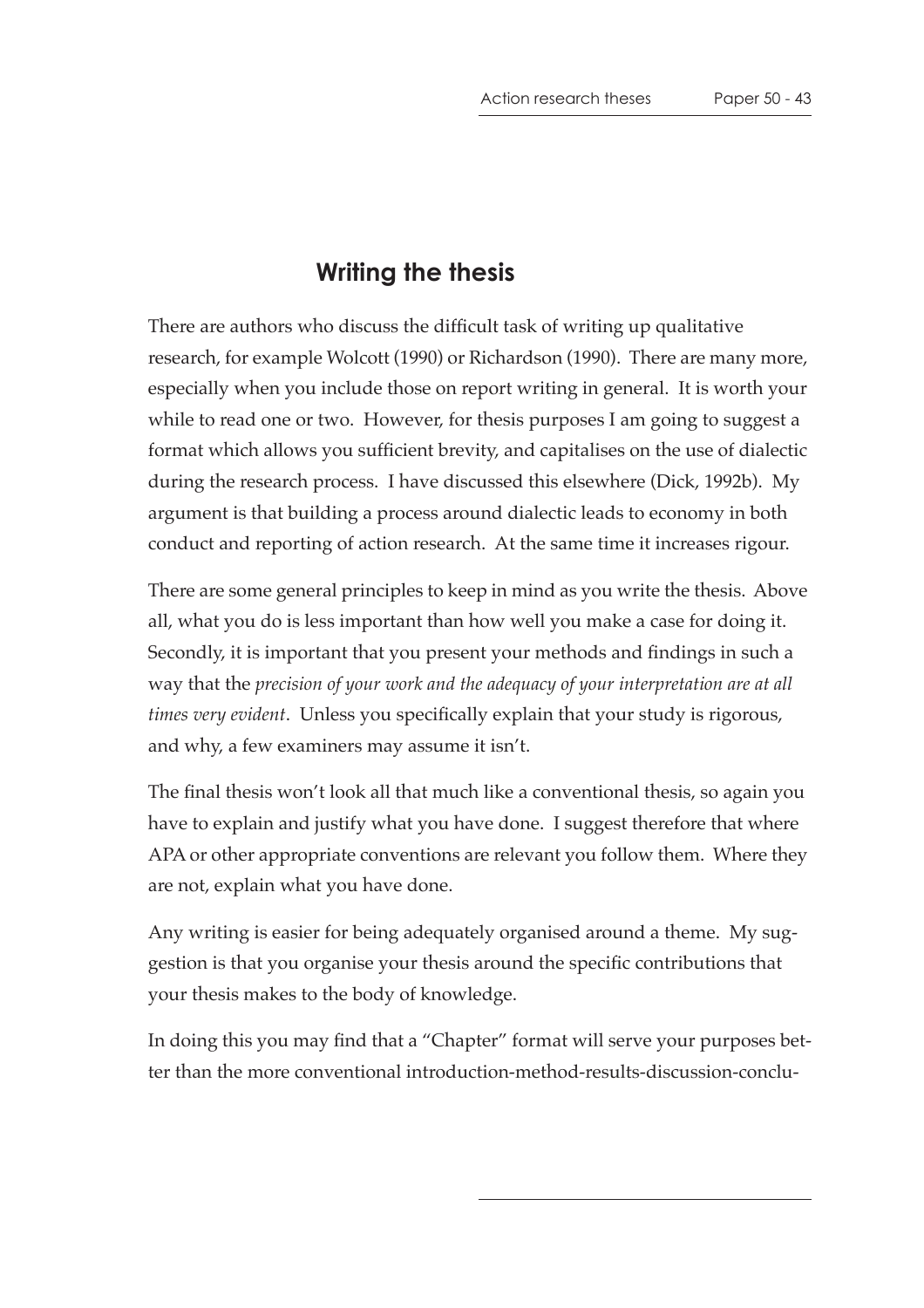## Writing the thesis

There are authors who discuss the difficult task of writing up qualitative research, for example Wolcott (1990) or Richardson (1990). There are many more, especially when you include those on report writing in general. It is worth your while to read one or two. However, for thesis purposes I am going to suggest a format which allows you sufficient brevity, and capitalises on the use of dialectic during the research process. I have discussed this elsewhere (Dick, 1992b). My argument is that building a process around dialectic leads to economy in both conduct and reporting of action research. At the same time it increases rigour.

There are some general principles to keep in mind as you write the thesis. Above all, what you do is less important than how well you make a case for doing it. Secondly, it is important that you present your methods and findings in such a way that the *precision of your work and the adequacy of your interpretation are at all times very evident*. Unless you specifically explain that your study is rigorous, and why, a few examiners may assume it isn't.

The final thesis won't look all that much like a conventional thesis, so again you have to explain and justify what you have done. I suggest therefore that where APA or other appropriate conventions are relevant you follow them. Where they are not, explain what you have done.

Any writing is easier for being adequately organised around a theme. My suggestion is that you organise your thesis around the specific contributions that your thesis makes to the body of knowledge.

In doing this you may find that a "Chapter" format will serve your purposes better than the more conventional introduction-method-results-discussion-conclu-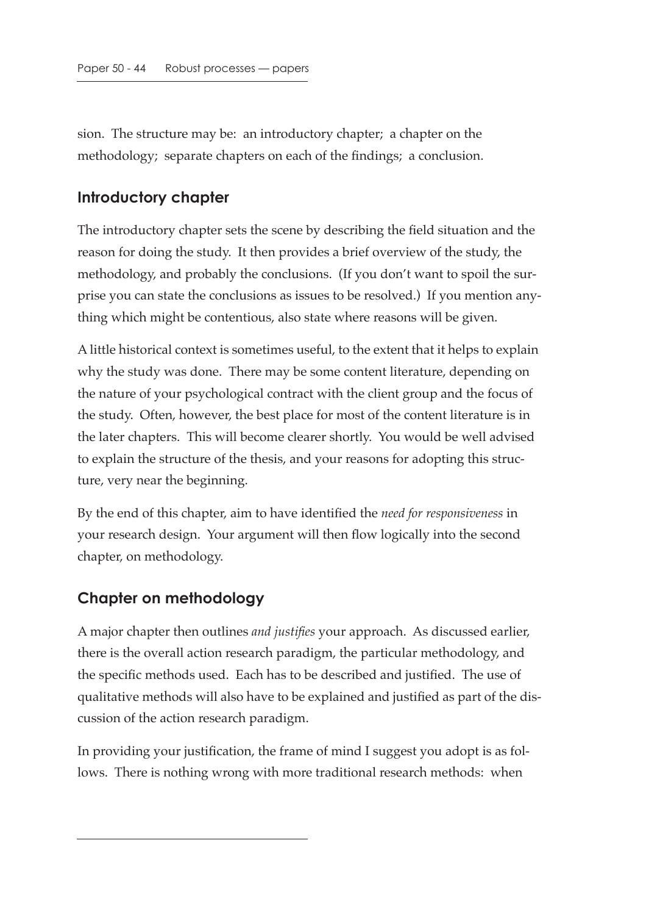sion. The structure may be: an introductory chapter; a chapter on the methodology; separate chapters on each of the findings; a conclusion.

## Introductory chapter

The introductory chapter sets the scene by describing the field situation and the reason for doing the study. It then provides a brief overview of the study, the methodology, and probably the conclusions. (If you don't want to spoil the surprise you can state the conclusions as issues to be resolved.) If you mention anything which might be contentious, also state where reasons will be given.

A little historical context is sometimes useful, to the extent that it helps to explain why the study was done. There may be some content literature, depending on the nature of your psychological contract with the client group and the focus of the study. Often, however, the best place for most of the content literature is in the later chapters. This will become clearer shortly. You would be well advised to explain the structure of the thesis, and your reasons for adopting this structure, very near the beginning.

By the end of this chapter, aim to have identified the *need for responsiveness* in your research design. Your argument will then flow logically into the second chapter, on methodology.

## Chapter on methodology

A major chapter then outlines *and justifies* your approach. As discussed earlier, there is the overall action research paradigm, the particular methodology, and the specific methods used. Each has to be described and justified. The use of qualitative methods will also have to be explained and justified as part of the discussion of the action research paradigm.

In providing your justification, the frame of mind I suggest you adopt is as follows. There is nothing wrong with more traditional research methods: when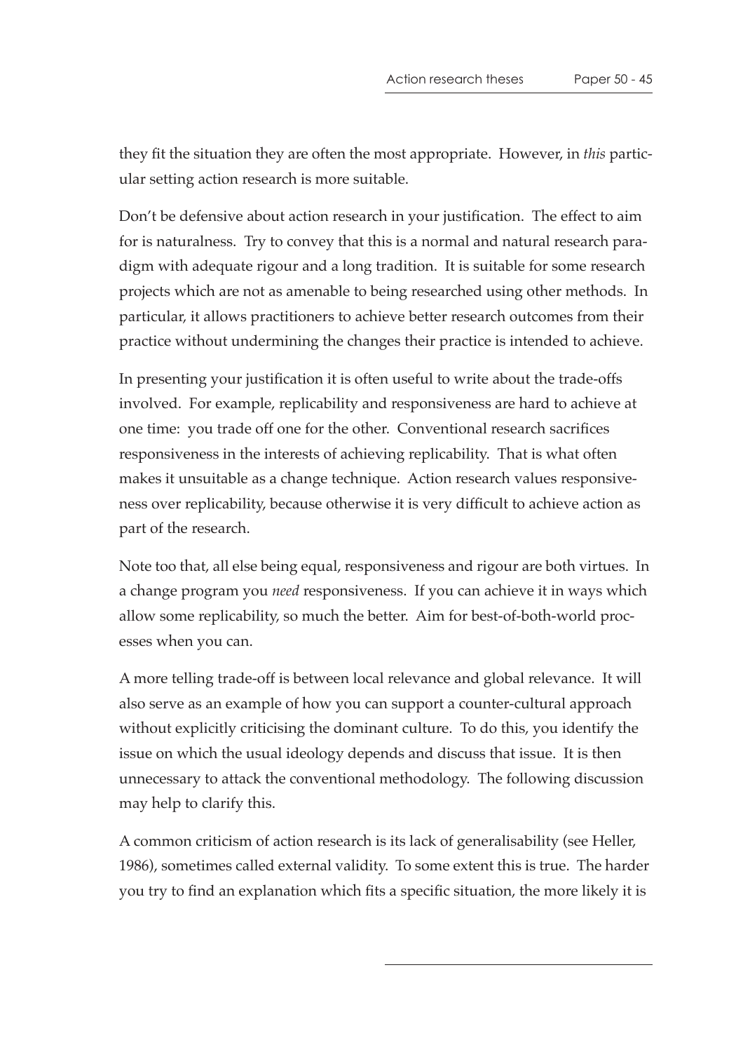they fit the situation they are often the most appropriate. However, in *this* particular setting action research is more suitable.

Don't be defensive about action research in your justification. The effect to aim for is naturalness. Try to convey that this is a normal and natural research paradigm with adequate rigour and a long tradition. It is suitable for some research projects which are not as amenable to being researched using other methods. In particular, it allows practitioners to achieve better research outcomes from their practice without undermining the changes their practice is intended to achieve.

In presenting your justification it is often useful to write about the trade-offs involved. For example, replicability and responsiveness are hard to achieve at one time: you trade off one for the other. Conventional research sacrifices responsiveness in the interests of achieving replicability. That is what often makes it unsuitable as a change technique. Action research values responsiveness over replicability, because otherwise it is very difficult to achieve action as part of the research.

Note too that, all else being equal, responsiveness and rigour are both virtues. In a change program you *need* responsiveness. If you can achieve it in ways which allow some replicability, so much the better. Aim for best-of-both-world processes when you can.

A more telling trade-off is between local relevance and global relevance. It will also serve as an example of how you can support a counter-cultural approach without explicitly criticising the dominant culture. To do this, you identify the issue on which the usual ideology depends and discuss that issue. It is then unnecessary to attack the conventional methodology. The following discussion may help to clarify this.

A common criticism of action research is its lack of generalisability (see Heller, 1986), sometimes called external validity. To some extent this is true. The harder you try to find an explanation which fits a specific situation, the more likely it is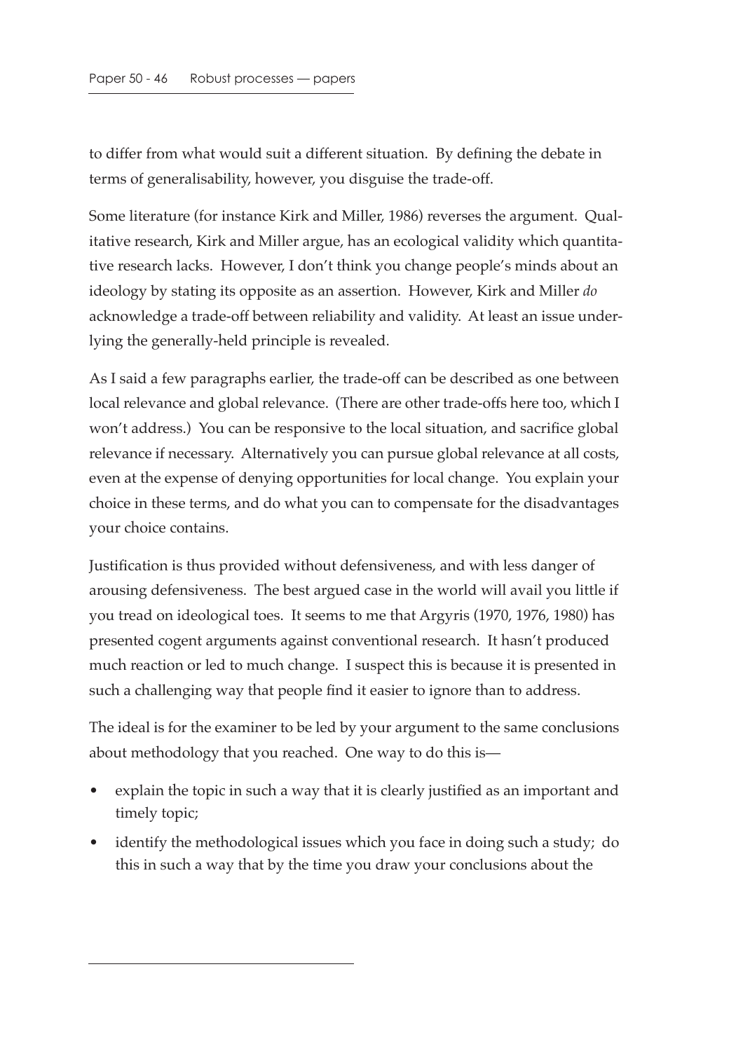to differ from what would suit a different situation. By defining the debate in terms of generalisability, however, you disguise the trade-off.

Some literature (for instance Kirk and Miller, 1986) reverses the argument. Qualitative research, Kirk and Miller argue, has an ecological validity which quantitative research lacks. However, I don't think you change people's minds about an ideology by stating its opposite as an assertion. However, Kirk and Miller *do* acknowledge a trade-off between reliability and validity. At least an issue underlying the generally-held principle is revealed.

As I said a few paragraphs earlier, the trade-off can be described as one between local relevance and global relevance. (There are other trade-offs here too, which I won't address.) You can be responsive to the local situation, and sacrifice global relevance if necessary. Alternatively you can pursue global relevance at all costs, even at the expense of denying opportunities for local change. You explain your choice in these terms, and do what you can to compensate for the disadvantages your choice contains.

Justification is thus provided without defensiveness, and with less danger of arousing defensiveness. The best argued case in the world will avail you little if you tread on ideological toes. It seems to me that Argyris (1970, 1976, 1980) has presented cogent arguments against conventional research. It hasn't produced much reaction or led to much change. I suspect this is because it is presented in such a challenging way that people find it easier to ignore than to address.

The ideal is for the examiner to be led by your argument to the same conclusions about methodology that you reached. One way to do this is—

- explain the topic in such a way that it is clearly justified as an important and timely topic;
- identify the methodological issues which you face in doing such a study; do this in such a way that by the time you draw your conclusions about the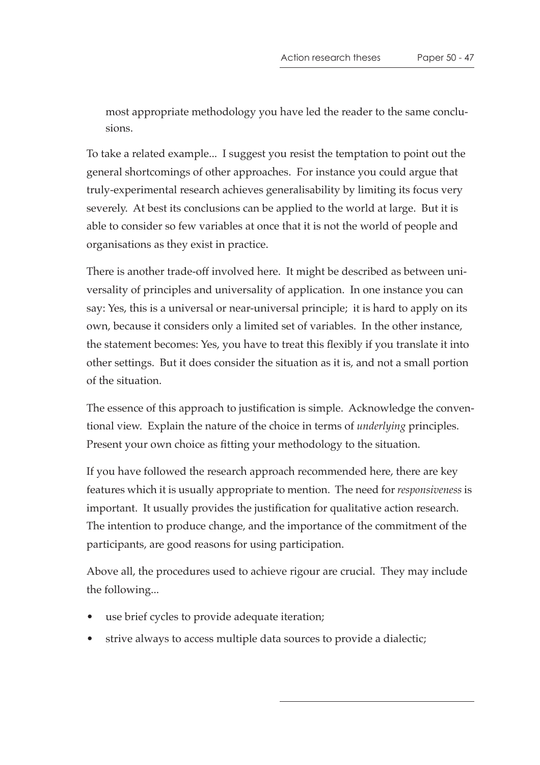most appropriate methodology you have led the reader to the same conclusions.

To take a related example... I suggest you resist the temptation to point out the general shortcomings of other approaches. For instance you could argue that truly-experimental research achieves generalisability by limiting its focus very severely. At best its conclusions can be applied to the world at large. But it is able to consider so few variables at once that it is not the world of people and organisations as they exist in practice.

There is another trade-off involved here. It might be described as between universality of principles and universality of application. In one instance you can say: Yes, this is a universal or near-universal principle; it is hard to apply on its own, because it considers only a limited set of variables. In the other instance, the statement becomes: Yes, you have to treat this flexibly if you translate it into other settings. But it does consider the situation as it is, and not a small portion of the situation.

The essence of this approach to justification is simple. Acknowledge the conventional view. Explain the nature of the choice in terms of *underlying* principles. Present your own choice as fitting your methodology to the situation.

If you have followed the research approach recommended here, there are key features which it is usually appropriate to mention. The need for *responsiveness* is important. It usually provides the justification for qualitative action research. The intention to produce change, and the importance of the commitment of the participants, are good reasons for using participation.

Above all, the procedures used to achieve rigour are crucial. They may include the following...

- use brief cycles to provide adequate iteration;
- strive always to access multiple data sources to provide a dialectic;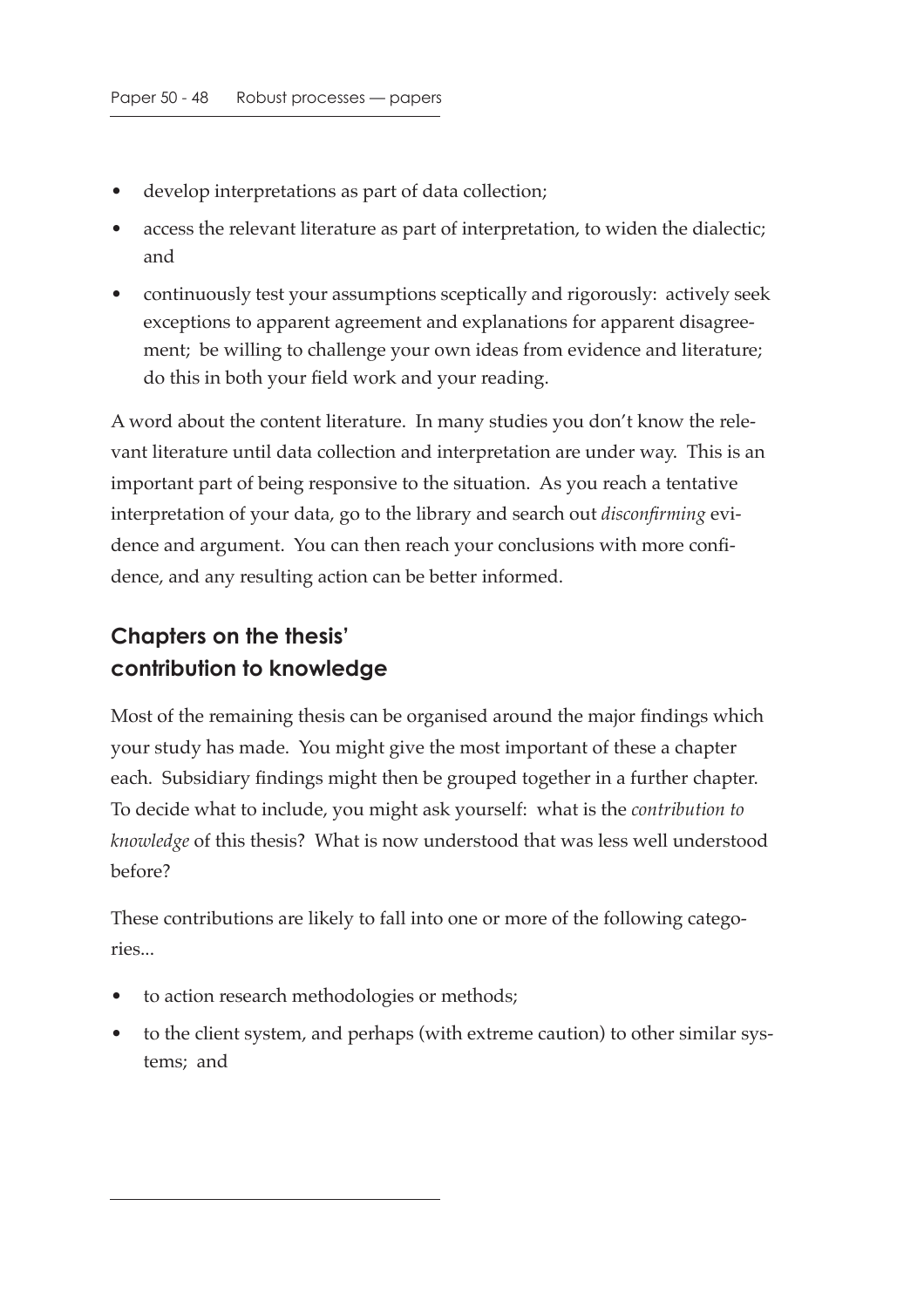- develop interpretations as part of data collection;
- access the relevant literature as part of interpretation, to widen the dialectic; and
- continuously test your assumptions sceptically and rigorously: actively seek exceptions to apparent agreement and explanations for apparent disagreement; be willing to challenge your own ideas from evidence and literature; do this in both your field work and your reading.

A word about the content literature. In many studies you don't know the relevant literature until data collection and interpretation are under way. This is an important part of being responsive to the situation. As you reach a tentative interpretation of your data, go to the library and search out *disconfirming* evidence and argument. You can then reach your conclusions with more confidence, and any resulting action can be better informed.

## Chapters on the thesis' contribution to knowledge

Most of the remaining thesis can be organised around the major findings which your study has made. You might give the most important of these a chapter each. Subsidiary findings might then be grouped together in a further chapter. To decide what to include, you might ask yourself: what is the *contribution to knowledge* of this thesis? What is now understood that was less well understood before?

These contributions are likely to fall into one or more of the following categories...

- to action research methodologies or methods;
- to the client system, and perhaps (with extreme caution) to other similar systems; and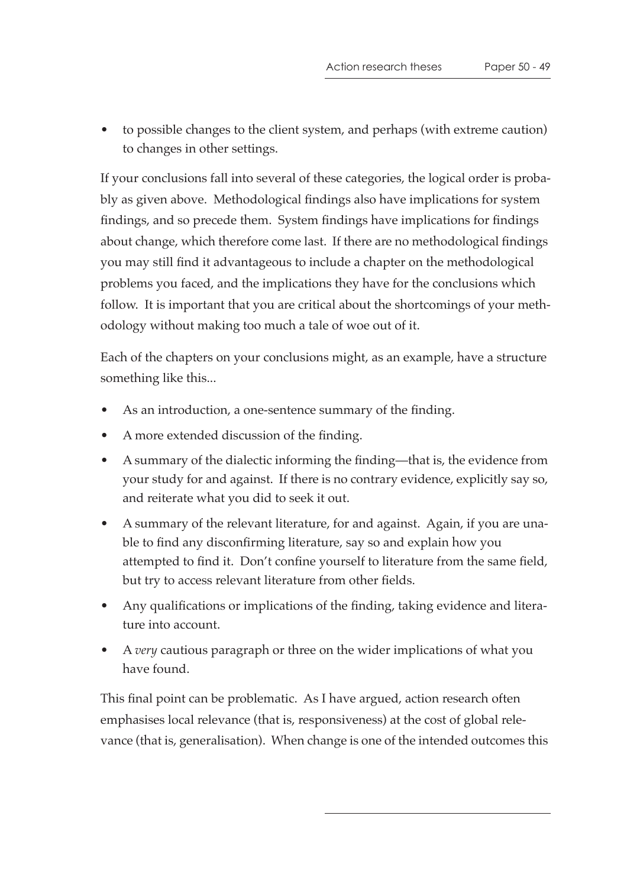- to possible changes to the client system, and perhaps (with extreme caution) to changes in other settings.

If your conclusions fall into several of these categories, the logical order is probably as given above. Methodological findings also have implications for system findings, and so precede them. System findings have implications for findings about change, which therefore come last. If there are no methodological findings you may still find it advantageous to include a chapter on the methodological problems you faced, and the implications they have for the conclusions which follow. It is important that you are critical about the shortcomings of your methodology without making too much a tale of woe out of it.

Each of the chapters on your conclusions might, as an example, have a structure something like this...

- As an introduction, a one-sentence summary of the finding.
- A more extended discussion of the finding.
- A summary of the dialectic informing the finding—that is, the evidence from your study for and against. If there is no contrary evidence, explicitly say so, and reiterate what you did to seek it out.
- A summary of the relevant literature, for and against. Again, if you are unable to find any disconfirming literature, say so and explain how you attempted to find it. Don't confine yourself to literature from the same field, but try to access relevant literature from other fields.
- Any qualifications or implications of the finding, taking evidence and literature into account.
- A *very* cautious paragraph or three on the wider implications of what you have found.

This final point can be problematic. As I have argued, action research often emphasises local relevance (that is, responsiveness) at the cost of global relevance (that is, generalisation). When change is one of the intended outcomes this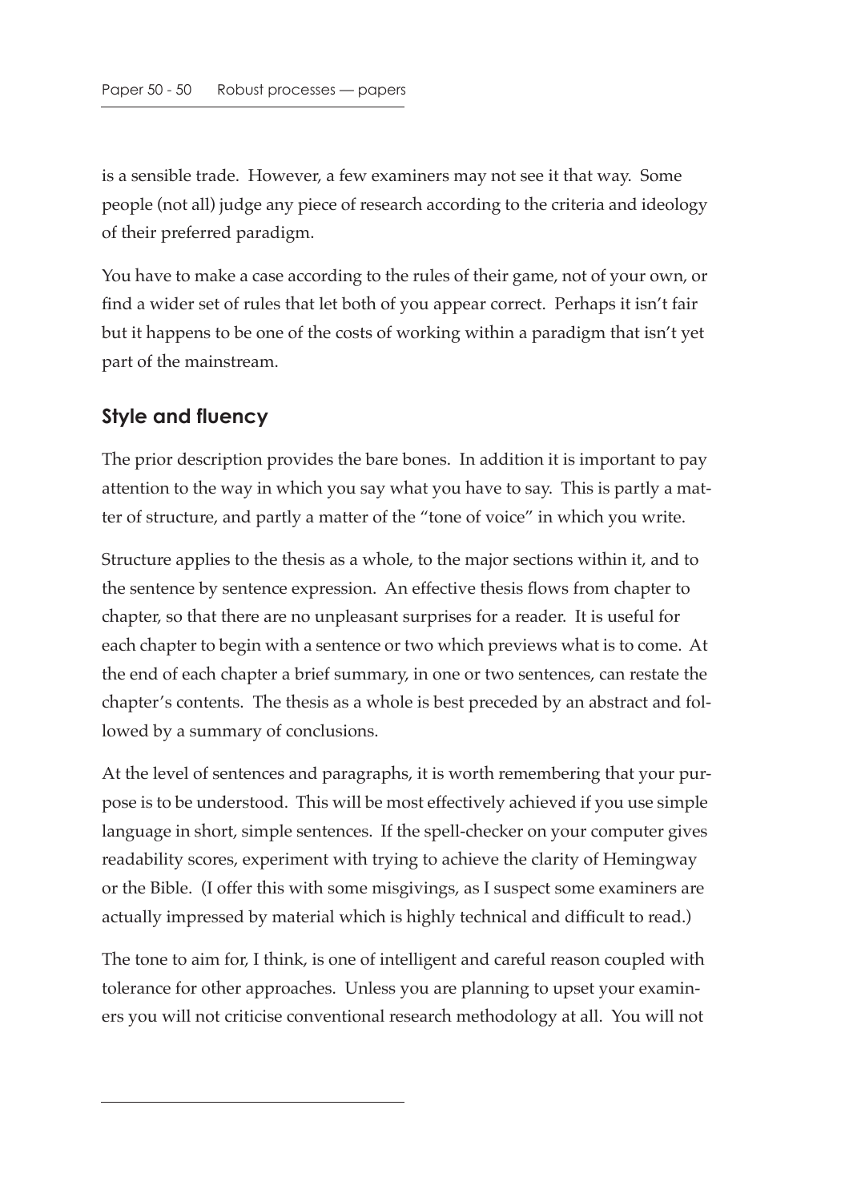is a sensible trade. However, a few examiners may not see it that way. Some people (not all) judge any piece of research according to the criteria and ideology of their preferred paradigm.

You have to make a case according to the rules of their game, not of your own, or find a wider set of rules that let both of you appear correct. Perhaps it isn't fair but it happens to be one of the costs of working within a paradigm that isn't yet part of the mainstream.

## Style and fluency

The prior description provides the bare bones. In addition it is important to pay attention to the way in which you say what you have to say. This is partly a matter of structure, and partly a matter of the "tone of voice" in which you write.

Structure applies to the thesis as a whole, to the major sections within it, and to the sentence by sentence expression. An effective thesis flows from chapter to chapter, so that there are no unpleasant surprises for a reader. It is useful for each chapter to begin with a sentence or two which previews what is to come. At the end of each chapter a brief summary, in one or two sentences, can restate the chapter's contents. The thesis as a whole is best preceded by an abstract and followed by a summary of conclusions.

At the level of sentences and paragraphs, it is worth remembering that your purpose is to be understood. This will be most effectively achieved if you use simple language in short, simple sentences. If the spell-checker on your computer gives readability scores, experiment with trying to achieve the clarity of Hemingway or the Bible. (I offer this with some misgivings, as I suspect some examiners are actually impressed by material which is highly technical and difficult to read.)

The tone to aim for, I think, is one of intelligent and careful reason coupled with tolerance for other approaches. Unless you are planning to upset your examiners you will not criticise conventional research methodology at all. You will not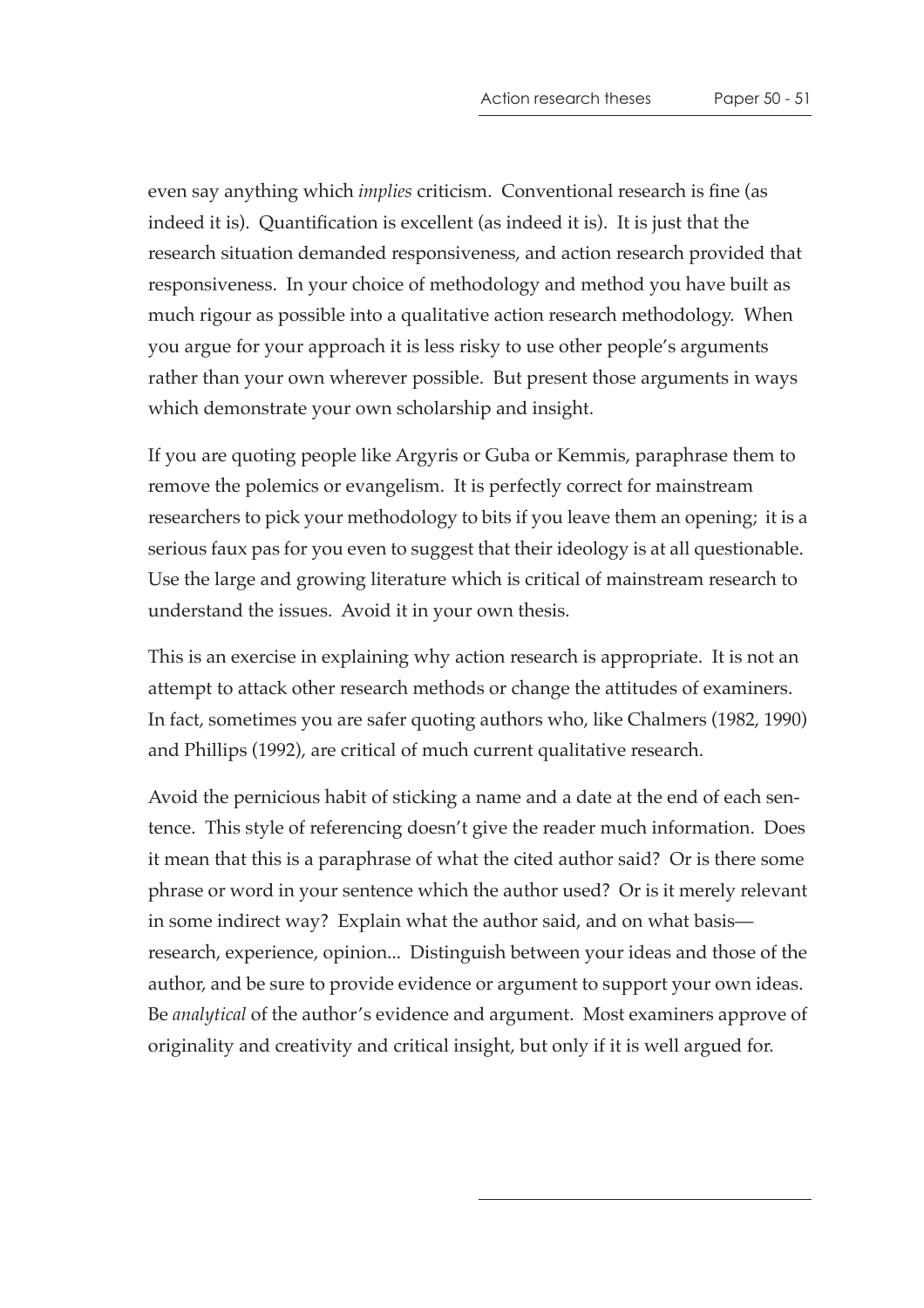even say anything which *implies* criticism. Conventional research is fine (as indeed it is). Quantification is excellent (as indeed it is). It is just that the research situation demanded responsiveness, and action research provided that responsiveness. In your choice of methodology and method you have built as much rigour as possible into a qualitative action research methodology. When you argue for your approach it is less risky to use other people's arguments rather than your own wherever possible. But present those arguments in ways which demonstrate your own scholarship and insight.

If you are quoting people like Argyris or Guba or Kemmis, paraphrase them to remove the polemics or evangelism. It is perfectly correct for mainstream researchers to pick your methodology to bits if you leave them an opening; it is a serious faux pas for you even to suggest that their ideology is at all questionable. Use the large and growing literature which is critical of mainstream research to understand the issues. Avoid it in your own thesis.

This is an exercise in explaining why action research is appropriate. It is not an attempt to attack other research methods or change the attitudes of examiners. In fact, sometimes you are safer quoting authors who, like Chalmers (1982, 1990) and Phillips (1992), are critical of much current qualitative research.

Avoid the pernicious habit of sticking a name and a date at the end of each sentence. This style of referencing doesn't give the reader much information. Does it mean that this is a paraphrase of what the cited author said? Or is there some phrase or word in your sentence which the author used? Or is it merely relevant in some indirect way? Explain what the author said, and on what basis—research, experience, opinion... Distinguish between your ideas and those of the author, and be sure to provide evidence or argument to support your own ideas. Be *analytical* of the author's evidence and argument. Most examiners approve of originality and creativity and critical insight, but only if it is well argued for.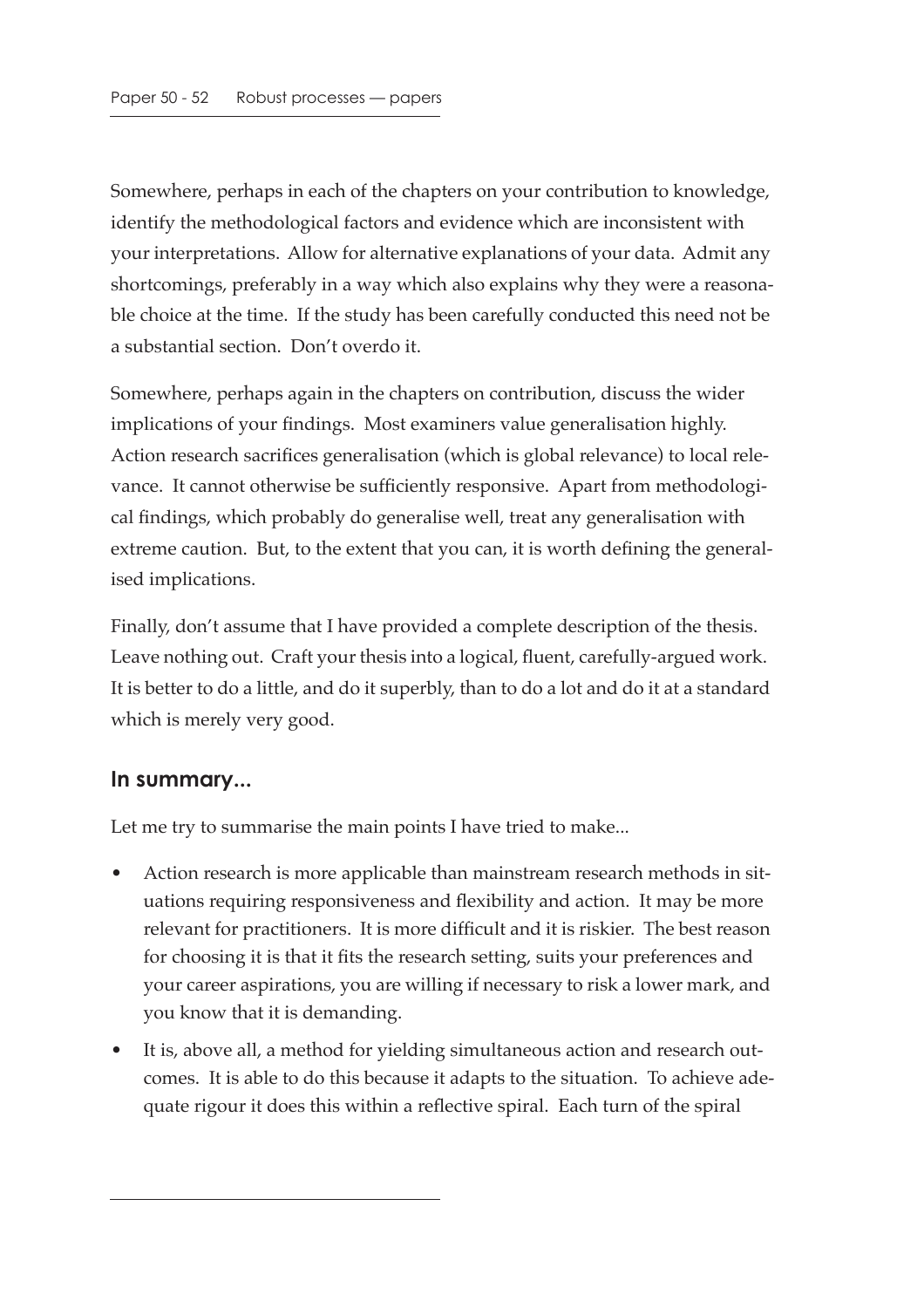Somewhere, perhaps in each of the chapters on your contribution to knowledge, identify the methodological factors and evidence which are inconsistent with your interpretations. Allow for alternative explanations of your data. Admit any shortcomings, preferably in a way which also explains why they were a reasonable choice at the time. If the study has been carefully conducted this need not be a substantial section. Don't overdo it.

Somewhere, perhaps again in the chapters on contribution, discuss the wider implications of your findings. Most examiners value generalisation highly. Action research sacrifices generalisation (which is global relevance) to local relevance. It cannot otherwise be sufficiently responsive. Apart from methodological findings, which probably do generalise well, treat any generalisation with extreme caution. But, to the extent that you can, it is worth defining the generalised implications.

Finally, don't assume that I have provided a complete description of the thesis. Leave nothing out. Craft your thesis into a logical, fluent, carefully-argued work. It is better to do a little, and do it superbly, than to do a lot and do it at a standard which is merely very good.

## In summary...

Let me try to summarise the main points I have tried to make...

- Action research is more applicable than mainstream research methods in situations requiring responsiveness and flexibility and action. It may be more relevant for practitioners. It is more difficult and it is riskier. The best reason for choosing it is that it fits the research setting, suits your preferences and your career aspirations, you are willing if necessary to risk a lower mark, and you know that it is demanding.
- It is, above all, a method for yielding simultaneous action and research outcomes. It is able to do this because it adapts to the situation. To achieve adequate rigour it does this within a reflective spiral. Each turn of the spiral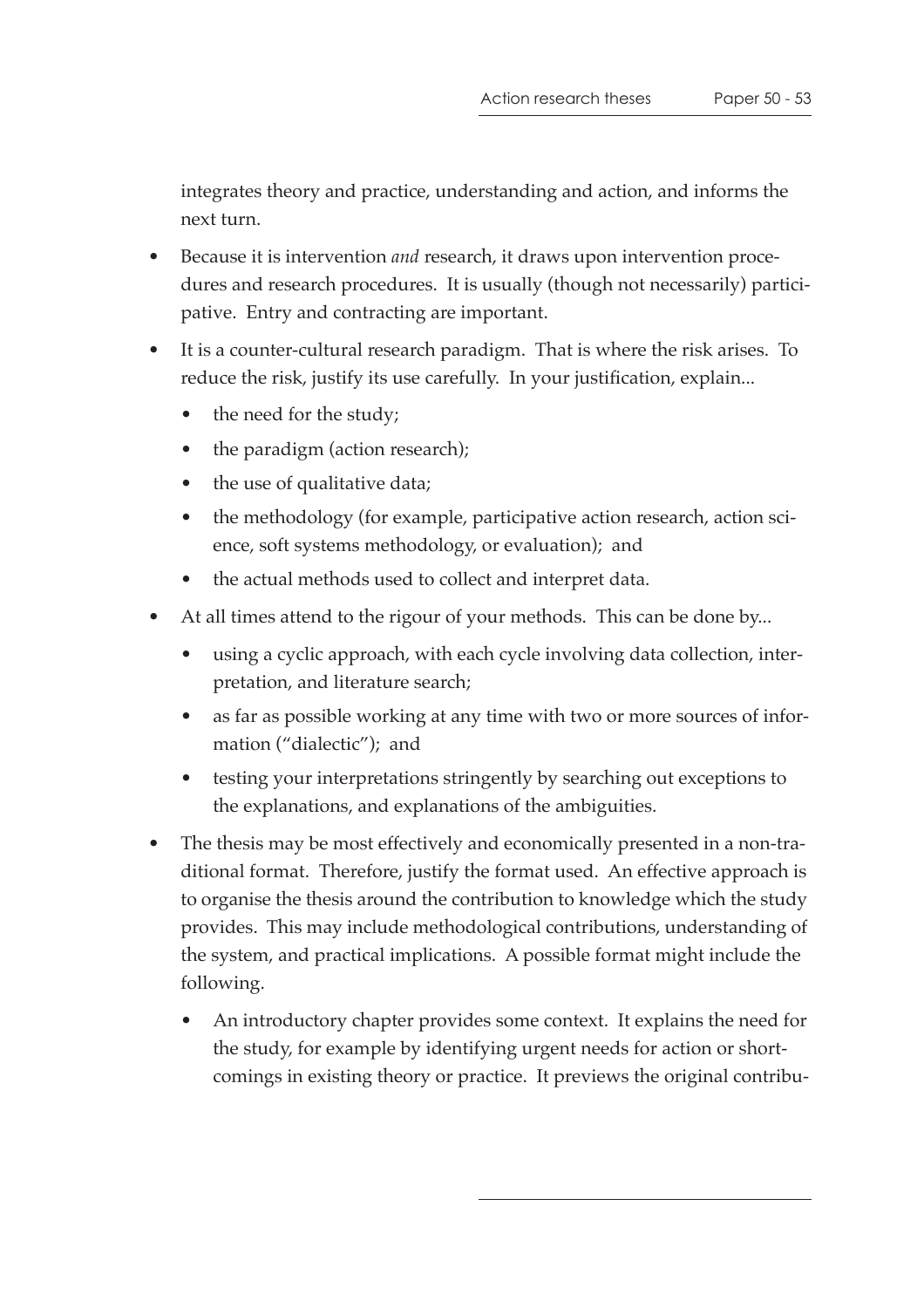integrates theory and practice, understanding and action, and informs the next turn.

- Because it is intervention *and* research, it draws upon intervention procedures and research procedures. It is usually (though not necessarily) participative. Entry and contracting are important.
- It is a counter-cultural research paradigm. That is where the risk arises. To reduce the risk, justify its use carefully. In your justification, explain...
    - the need for the study;
    - the paradigm (action research);
    - the use of qualitative data;
    - the methodology (for example, participative action research, action science, soft systems methodology, or evaluation); and
    - the actual methods used to collect and interpret data.
- At all times attend to the rigour of your methods. This can be done by...
    - using a cyclic approach, with each cycle involving data collection, interpretation, and literature search;
    - as far as possible working at any time with two or more sources of information ("dialectic"); and
    - testing your interpretations stringently by searching out exceptions to the explanations, and explanations of the ambiguities.
- The thesis may be most effectively and economically presented in a non-traditional format. Therefore, justify the format used. An effective approach is to organise the thesis around the contribution to knowledge which the study provides. This may include methodological contributions, understanding of the system, and practical implications. A possible format might include the following.
    - An introductory chapter provides some context. It explains the need for the study, for example by identifying urgent needs for action or shortcomings in existing theory or practice. It previews the original contribu-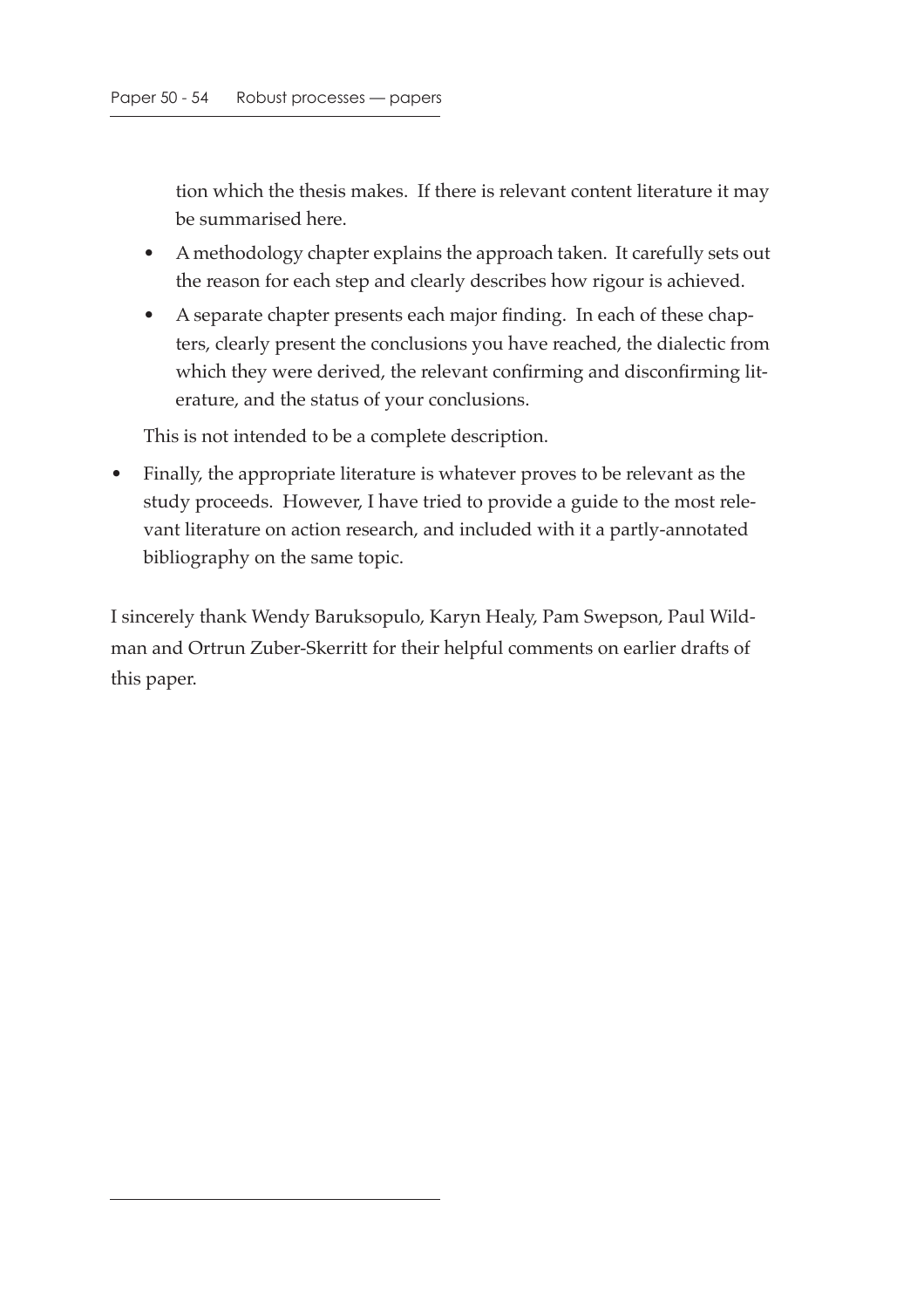tion which the thesis makes. If there is relevant content literature it may be summarised here.

- A methodology chapter explains the approach taken. It carefully sets out the reason for each step and clearly describes how rigour is achieved.
- A separate chapter presents each major finding. In each of these chapters, clearly present the conclusions you have reached, the dialectic from which they were derived, the relevant confirming and disconfirming literature, and the status of your conclusions.

  This is not intended to be a complete description.

- Finally, the appropriate literature is whatever proves to be relevant as the study proceeds. However, I have tried to provide a guide to the most relevant literature on action research, and included with it a partly-annotated bibliography on the same topic.

I sincerely thank Wendy Baruksopulo, Karyn Healy, Pam Swepson, Paul Wildman and Ortrun Zuber-Skerritt for their helpful comments on earlier drafts of this paper.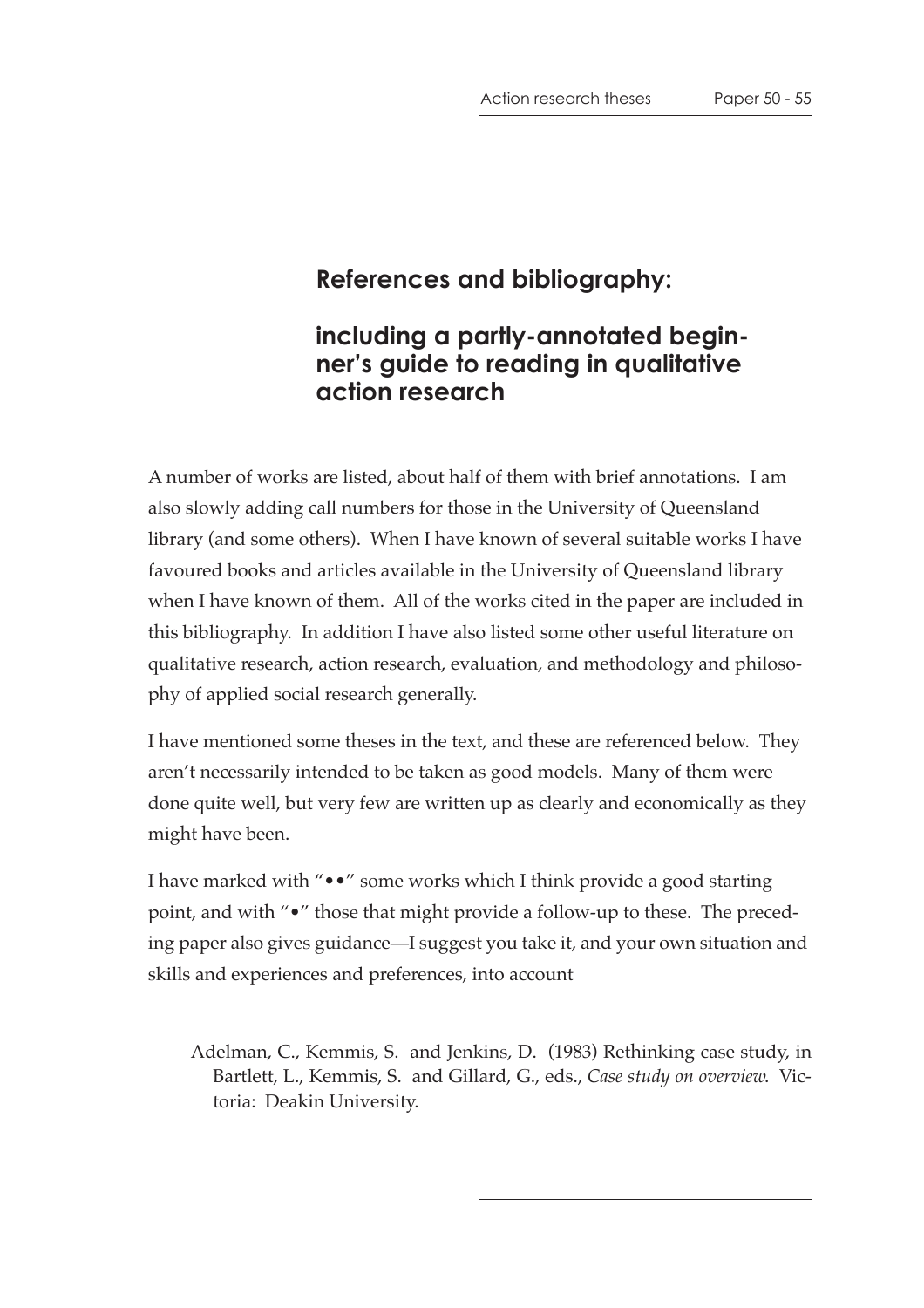## References and bibliography:

## including a partly-annotated beginner's guide to reading in qualitative action research

A number of works are listed, about half of them with brief annotations. I am also slowly adding call numbers for those in the University of Queensland library (and some others). When I have known of several suitable works I have favoured books and articles available in the University of Queensland library when I have known of them. All of the works cited in the paper are included in this bibliography. In addition I have also listed some other useful literature on qualitative research, action research, evaluation, and methodology and philosophy of applied social research generally.

I have mentioned some theses in the text, and these are referenced below. They aren't necessarily intended to be taken as good models. Many of them were done quite well, but very few are written up as clearly and economically as they might have been.

I have marked with "••" some works which I think provide a good starting point, and with "•" those that might provide a follow-up to these. The preceding paper also gives guidance—I suggest you take it, and your own situation and skills and experiences and preferences, into account

Adelman, C., Kemmis, S. and Jenkins, D. (1983) Rethinking case study, in Bartlett, L., Kemmis, S. and Gillard, G., eds., *Case study on overview.* Victoria: Deakin University.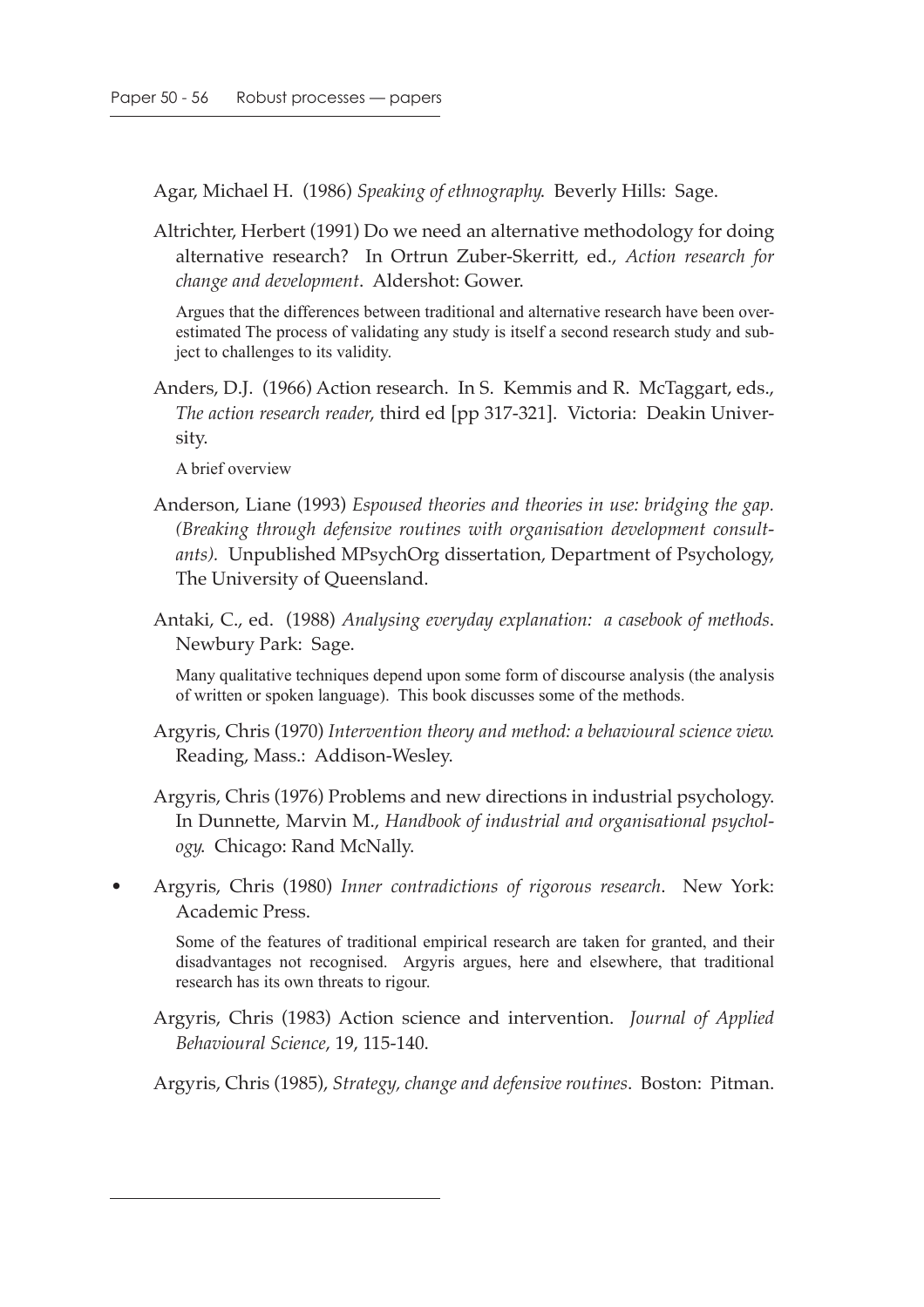Agar, Michael H. (1986) *Speaking of ethnography*. Beverly Hills: Sage.

Altrichter, Herbert (1991) Do we need an alternative methodology for doing alternative research? In Ortrun Zuber-Skerritt, ed., *Action research for change and development*. Aldershot: Gower.

Argues that the differences between traditional and alternative research have been overestimated The process of validating any study is itself a second research study and subject to challenges to its validity.

Anders, D.J. (1966) Action research. In S. Kemmis and R. McTaggart, eds., *The action research reader*, third ed [pp 317-321]. Victoria: Deakin University.

A brief overview

Anderson, Liane (1993) *Espoused theories and theories in use: bridging the gap. (Breaking through defensive routines with organisation development consultants).* Unpublished MPsychOrg dissertation, Department of Psychology, The University of Queensland.

Antaki, C., ed. (1988) *Analysing everyday explanation: a casebook of methods*. Newbury Park: Sage.

Many qualitative techniques depend upon some form of discourse analysis (the analysis of written or spoken language). This book discusses some of the methods.

Argyris, Chris (1970) *Intervention theory and method: a behavioural science view*. Reading, Mass.: Addison-Wesley.

Argyris, Chris (1976) Problems and new directions in industrial psychology. In Dunnette, Marvin M., *Handbook of industrial and organisational psychology*. Chicago: Rand McNally.

• Argyris, Chris (1980) *Inner contradictions of rigorous research*. New York: Academic Press.

Some of the features of traditional empirical research are taken for granted, and their disadvantages not recognised. Argyris argues, here and elsewhere, that traditional research has its own threats to rigour.

Argyris, Chris (1983) Action science and intervention. *Journal of Applied Behavioural Science*, 19, 115-140.

Argyris, Chris (1985), *Strategy, change and defensive routines*. Boston: Pitman.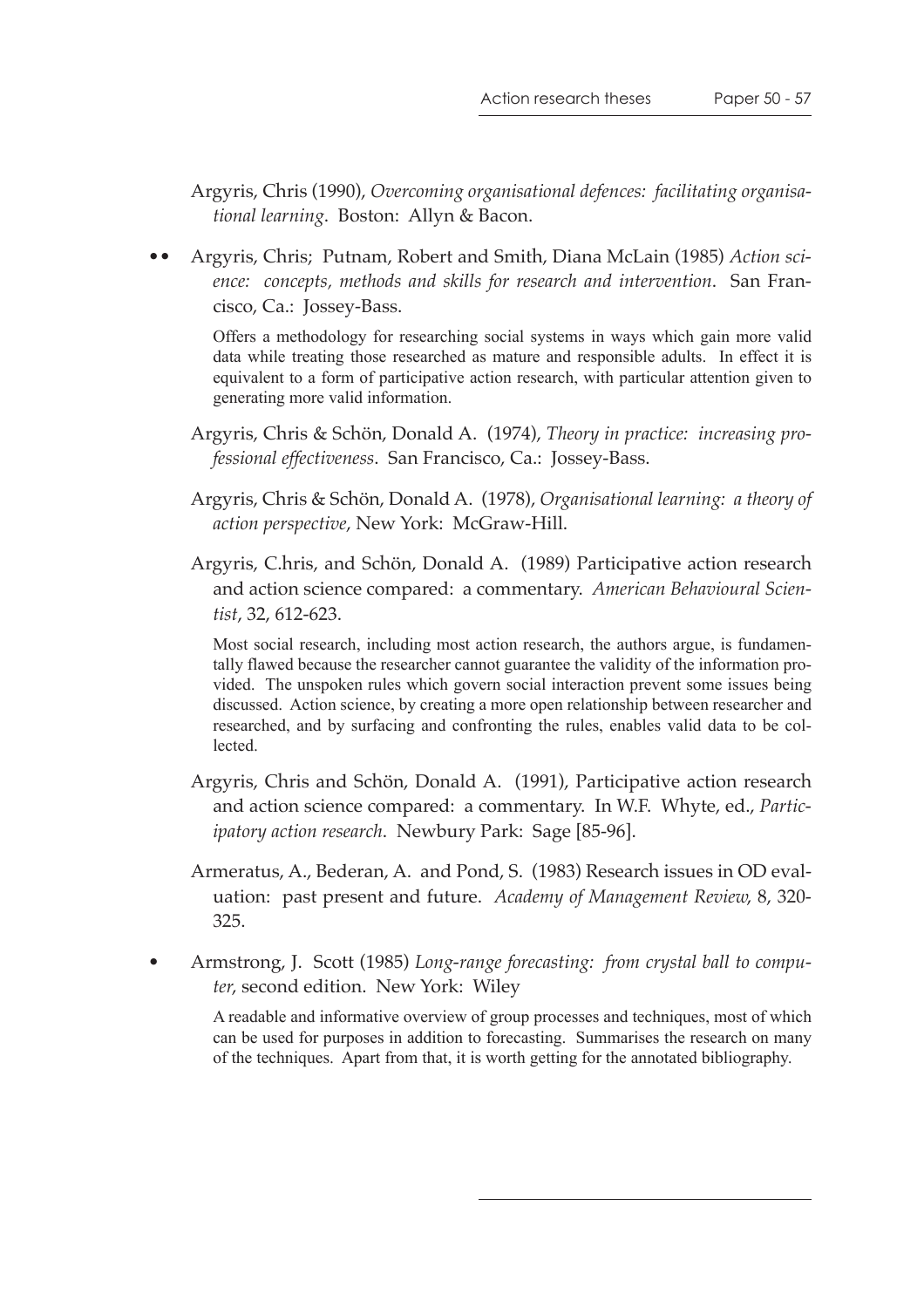Argyris, Chris (1990), *Overcoming organisational defences: facilitating organisational learning*. Boston: Allyn & Bacon.

•• Argyris, Chris; Putnam, Robert and Smith, Diana McLain (1985) *Action science: concepts, methods and skills for research and intervention*. San Francisco, Ca.: Jossey-Bass.

Offers a methodology for researching social systems in ways which gain more valid data while treating those researched as mature and responsible adults. In effect it is equivalent to a form of participative action research, with particular attention given to generating more valid information.

Argyris, Chris & Schön, Donald A. (1974), *Theory in practice: increasing professional effectiveness*. San Francisco, Ca.: Jossey-Bass.

Argyris, Chris & Schön, Donald A. (1978), *Organisational learning: a theory of action perspective*, New York: McGraw-Hill.

Argyris, C.hris, and Schön, Donald A. (1989) Participative action research and action science compared: a commentary. *American Behavioural Scientist*, 32, 612-623.

Most social research, including most action research, the authors argue, is fundamentally flawed because the researcher cannot guarantee the validity of the information provided. The unspoken rules which govern social interaction prevent some issues being discussed. Action science, by creating a more open relationship between researcher and researched, and by surfacing and confronting the rules, enables valid data to be collected.

Argyris, Chris and Schön, Donald A. (1991), Participative action research and action science compared: a commentary. In W.F. Whyte, ed., *Participatory action research*. Newbury Park: Sage [85-96].

Armeratus, A., Bederan, A. and Pond, S. (1983) Research issues in OD evaluation: past present and future. *Academy of Management Review,* 8, 320-325.

• Armstrong, J. Scott (1985) *Long-range forecasting: from crystal ball to computer*, second edition. New York: Wiley

A readable and informative overview of group processes and techniques, most of which can be used for purposes in addition to forecasting. Summarises the research on many of the techniques. Apart from that, it is worth getting for the annotated bibliography.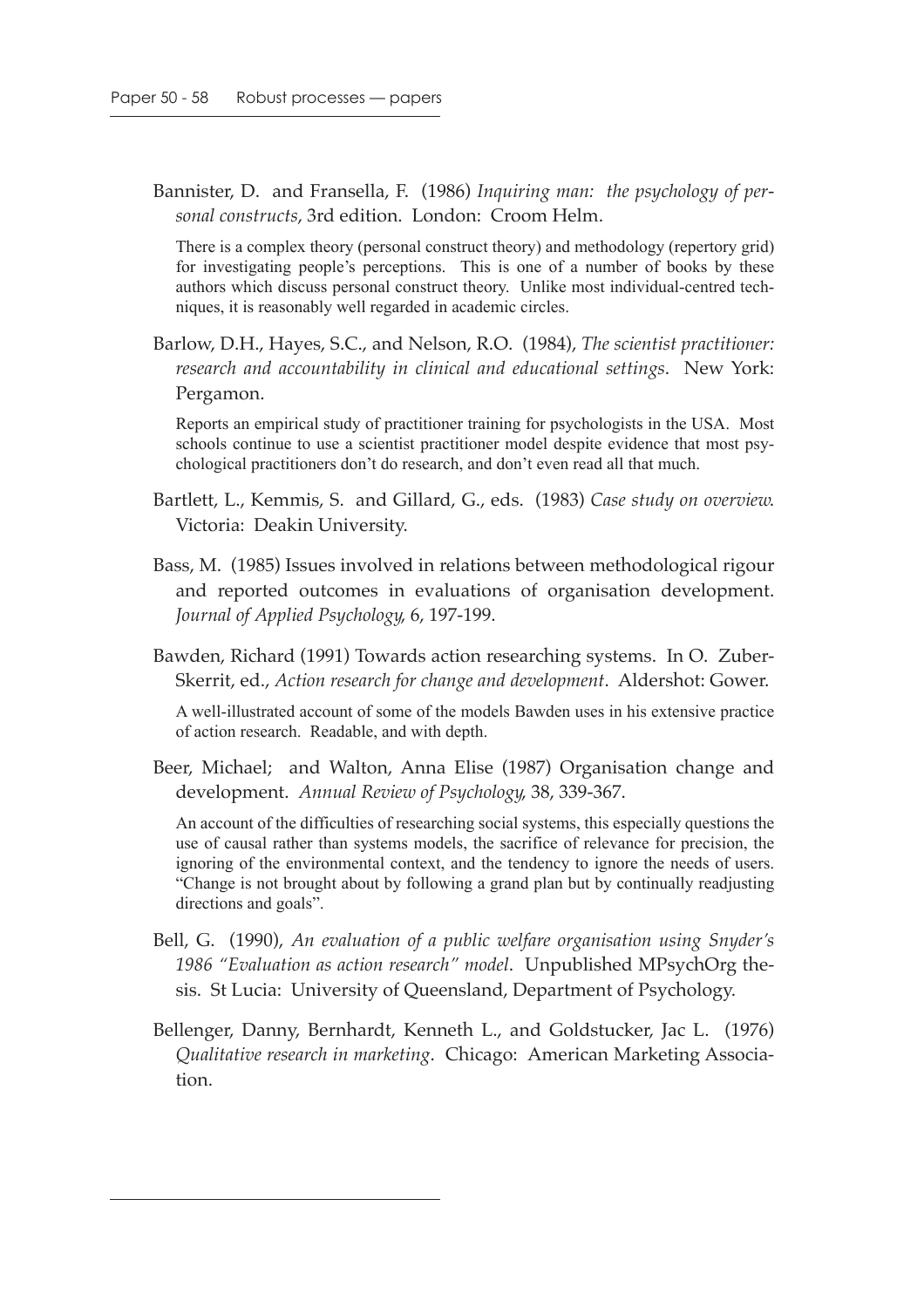Bannister, D. and Fransella, F. (1986) *Inquiring man: the psychology of personal constructs*, 3rd edition. London: Croom Helm.

There is a complex theory (personal construct theory) and methodology (repertory grid) for investigating people's perceptions. This is one of a number of books by these authors which discuss personal construct theory. Unlike most individual-centred techniques, it is reasonably well regarded in academic circles.

Barlow, D.H., Hayes, S.C., and Nelson, R.O. (1984), *The scientist practitioner: research and accountability in clinical and educational settings*. New York: Pergamon.

Reports an empirical study of practitioner training for psychologists in the USA. Most schools continue to use a scientist practitioner model despite evidence that most psychological practitioners don't do research, and don't even read all that much.

Bartlett, L., Kemmis, S. and Gillard, G., eds. (1983) *Case study on overview*. Victoria: Deakin University.

Bass, M. (1985) Issues involved in relations between methodological rigour and reported outcomes in evaluations of organisation development. *Journal of Applied Psychology*, 6, 197-199.

Bawden, Richard (1991) Towards action researching systems. In O. Zuber-Skerrit, ed., *Action research for change and development*. Aldershot: Gower.

A well-illustrated account of some of the models Bawden uses in his extensive practice of action research. Readable, and with depth.

Beer, Michael; and Walton, Anna Elise (1987) Organisation change and development. *Annual Review of Psychology*, 38, 339-367.

An account of the difficulties of researching social systems, this especially questions the use of causal rather than systems models, the sacrifice of relevance for precision, the ignoring of the environmental context, and the tendency to ignore the needs of users. "Change is not brought about by following a grand plan but by continually readjusting directions and goals".

Bell, G. (1990), *An evaluation of a public welfare organisation using Snyder's 1986 "Evaluation as action research" model*. Unpublished MPsychOrg thesis. St Lucia: University of Queensland, Department of Psychology.

Bellenger, Danny, Bernhardt, Kenneth L., and Goldstucker, Jac L. (1976) *Qualitative research in marketing*. Chicago: American Marketing Association.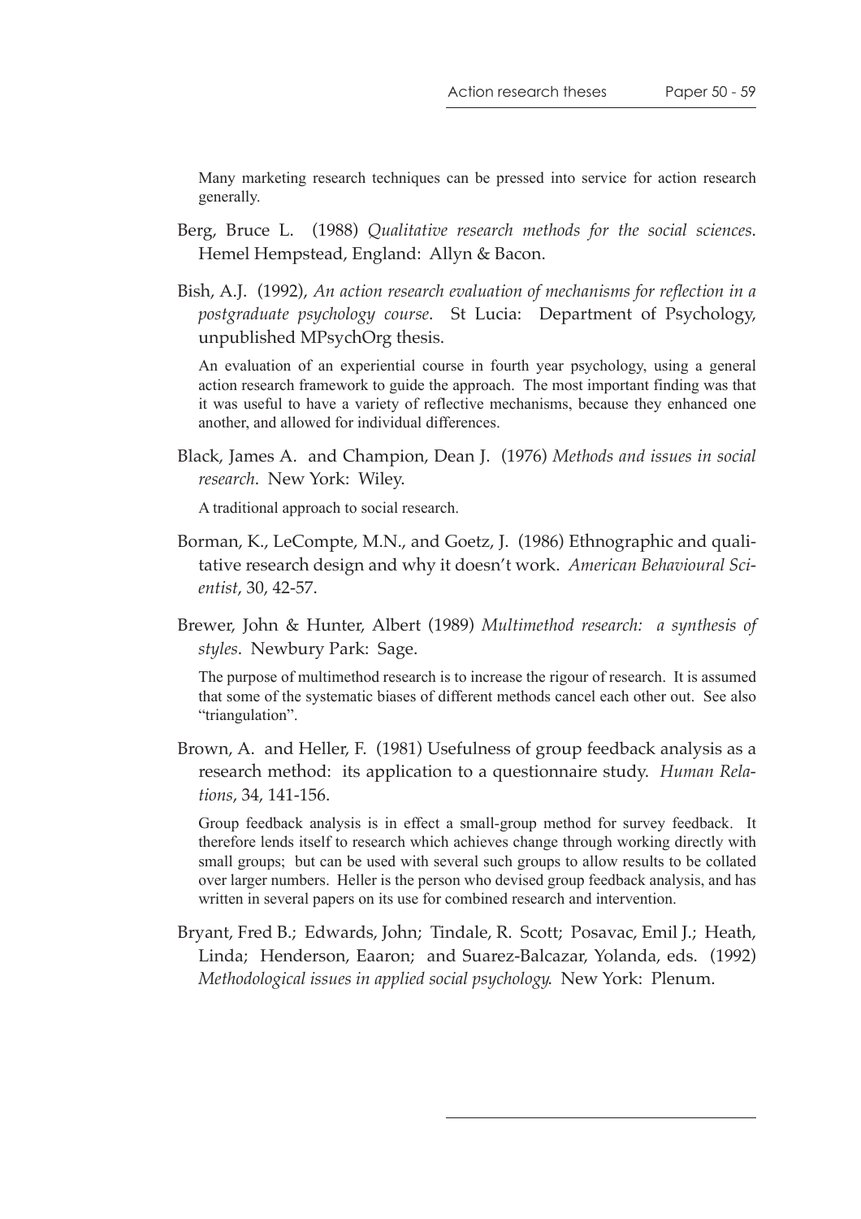Many marketing research techniques can be pressed into service for action research generally.

Berg, Bruce L. (1988) *Qualitative research methods for the social sciences*. Hemel Hempstead, England: Allyn & Bacon.

Bish, A.J. (1992), *An action research evaluation of mechanisms for reflection in a postgraduate psychology course*. St Lucia: Department of Psychology, unpublished MPsychOrg thesis.

An evaluation of an experiential course in fourth year psychology, using a general action research framework to guide the approach. The most important finding was that it was useful to have a variety of reflective mechanisms, because they enhanced one another, and allowed for individual differences.

Black, James A. and Champion, Dean J. (1976) *Methods and issues in social research*. New York: Wiley.

A traditional approach to social research.

Borman, K., LeCompte, M.N., and Goetz, J. (1986) Ethnographic and qualitative research design and why it doesn't work. *American Behavioural Scientist*, 30, 42-57.

Brewer, John & Hunter, Albert (1989) *Multimethod research: a synthesis of styles*. Newbury Park: Sage.

The purpose of multimethod research is to increase the rigour of research. It is assumed that some of the systematic biases of different methods cancel each other out. See also "triangulation".

Brown, A. and Heller, F. (1981) Usefulness of group feedback analysis as a research method: its application to a questionnaire study. *Human Relations*, 34, 141-156.

Group feedback analysis is in effect a small-group method for survey feedback. It therefore lends itself to research which achieves change through working directly with small groups; but can be used with several such groups to allow results to be collated over larger numbers. Heller is the person who devised group feedback analysis, and has written in several papers on its use for combined research and intervention.

Bryant, Fred B.; Edwards, John; Tindale, R. Scott; Posavac, Emil J.; Heath, Linda; Henderson, Eaaron; and Suarez-Balcazar, Yolanda, eds. (1992) *Methodological issues in applied social psychology*. New York: Plenum.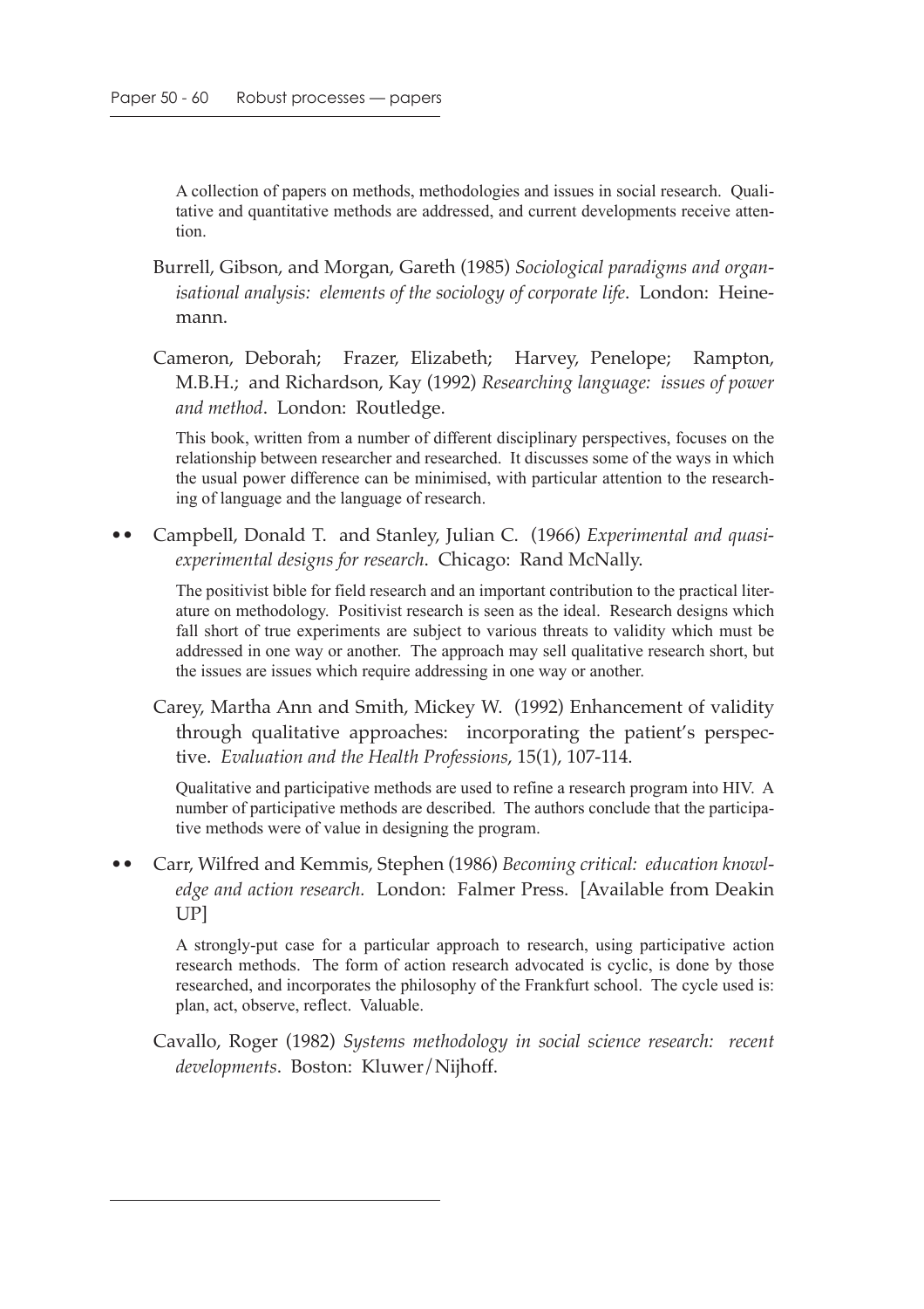A collection of papers on methods, methodologies and issues in social research. Qualitative and quantitative methods are addressed, and current developments receive attention.

Burrell, Gibson, and Morgan, Gareth (1985) *Sociological paradigms and organisational analysis: elements of the sociology of corporate life*. London: Heinemann.

Cameron, Deborah; Frazer, Elizabeth; Harvey, Penelope; Rampton, M.B.H.; and Richardson, Kay (1992) *Researching language: issues of power and method*. London: Routledge.

This book, written from a number of different disciplinary perspectives, focuses on the relationship between researcher and researched. It discusses some of the ways in which the usual power difference can be minimised, with particular attention to the researching of language and the language of research.

•• Campbell, Donald T. and Stanley, Julian C. (1966) *Experimental and quasi-experimental designs for research*. Chicago: Rand McNally.

The positivist bible for field research and an important contribution to the practical literature on methodology. Positivist research is seen as the ideal. Research designs which fall short of true experiments are subject to various threats to validity which must be addressed in one way or another. The approach may sell qualitative research short, but the issues are issues which require addressing in one way or another.

Carey, Martha Ann and Smith, Mickey W. (1992) Enhancement of validity through qualitative approaches: incorporating the patient's perspective. *Evaluation and the Health Professions*, 15(1), 107-114.

Qualitative and participative methods are used to refine a research program into HIV. A number of participative methods are described. The authors conclude that the participative methods were of value in designing the program.

•• Carr, Wilfred and Kemmis, Stephen (1986) *Becoming critical: education knowledge and action research.* London: Falmer Press. [Available from Deakin UP]

A strongly-put case for a particular approach to research, using participative action research methods. The form of action research advocated is cyclic, is done by those researched, and incorporates the philosophy of the Frankfurt school. The cycle used is: plan, act, observe, reflect. Valuable.

Cavallo, Roger (1982) *Systems methodology in social science research: recent developments*. Boston: Kluwer/Nijhoff.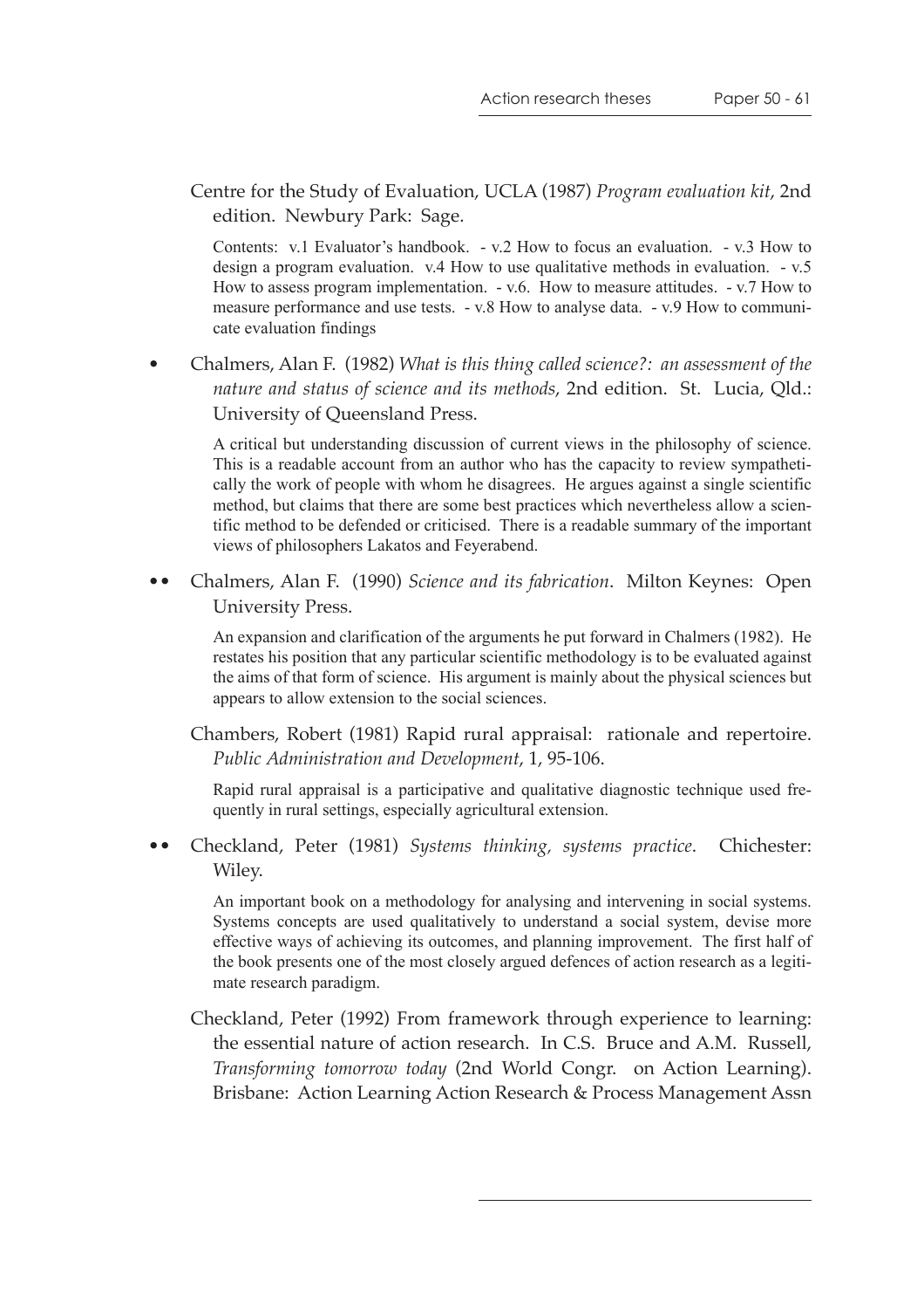Centre for the Study of Evaluation, UCLA (1987) *Program evaluation kit*, 2nd edition. Newbury Park: Sage.

Contents: v.1 Evaluator's handbook. - v.2 How to focus an evaluation. - v.3 How to design a program evaluation. v.4 How to use qualitative methods in evaluation. - v.5 How to assess program implementation. - v.6. How to measure attitudes. - v.7 How to measure performance and use tests. - v.8 How to analyse data. - v.9 How to communicate evaluation findings

• Chalmers, Alan F. (1982) *What is this thing called science?: an assessment of the nature and status of science and its methods*, 2nd edition. St. Lucia, Qld.: University of Queensland Press.

A critical but understanding discussion of current views in the philosophy of science. This is a readable account from an author who has the capacity to review sympathetically the work of people with whom he disagrees. He argues against a single scientific method, but claims that there are some best practices which nevertheless allow a scientific method to be defended or criticised. There is a readable summary of the important views of philosophers Lakatos and Feyerabend.

•• Chalmers, Alan F. (1990) *Science and its fabrication*. Milton Keynes: Open University Press.

An expansion and clarification of the arguments he put forward in Chalmers (1982). He restates his position that any particular scientific methodology is to be evaluated against the aims of that form of science. His argument is mainly about the physical sciences but appears to allow extension to the social sciences.

Chambers, Robert (1981) Rapid rural appraisal: rationale and repertoire. *Public Administration and Development*, 1, 95-106.

Rapid rural appraisal is a participative and qualitative diagnostic technique used frequently in rural settings, especially agricultural extension.

•• Checkland, Peter (1981) *Systems thinking, systems practice*. Chichester: Wiley.

An important book on a methodology for analysing and intervening in social systems. Systems concepts are used qualitatively to understand a social system, devise more effective ways of achieving its outcomes, and planning improvement. The first half of the book presents one of the most closely argued defences of action research as a legitimate research paradigm.

Checkland, Peter (1992) From framework through experience to learning: the essential nature of action research. In C.S. Bruce and A.M. Russell, *Transforming tomorrow today* (2nd World Congr. on Action Learning). Brisbane: Action Learning Action Research & Process Management Assn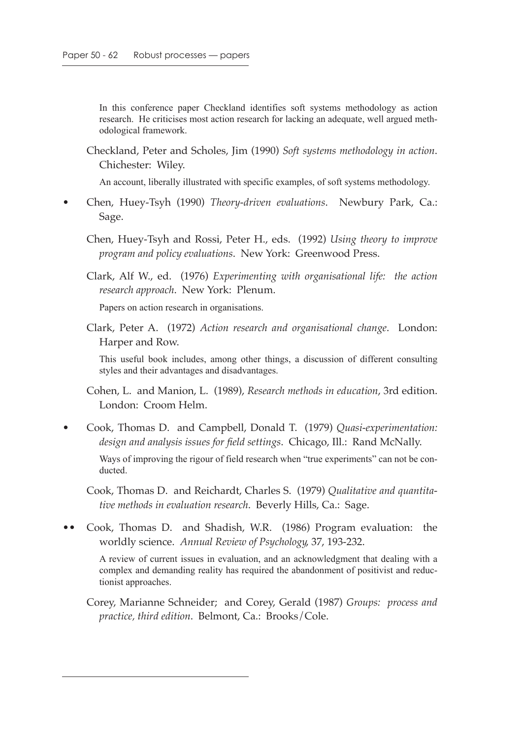In this conference paper Checkland identifies soft systems methodology as action research. He criticises most action research for lacking an adequate, well argued methodological framework.

Checkland, Peter and Scholes, Jim (1990) *Soft systems methodology in action*. Chichester: Wiley.

An account, liberally illustrated with specific examples, of soft systems methodology.

• Chen, Huey-Tsyh (1990) *Theory-driven evaluations*. Newbury Park, Ca.: Sage.

Chen, Huey-Tsyh and Rossi, Peter H., eds. (1992) *Using theory to improve program and policy evaluations*. New York: Greenwood Press.

Clark, Alf W., ed. (1976) *Experimenting with organisational life: the action research approach*. New York: Plenum.

Papers on action research in organisations.

Clark, Peter A. (1972) *Action research and organisational change*. London: Harper and Row.

This useful book includes, among other things, a discussion of different consulting styles and their advantages and disadvantages.

Cohen, L. and Manion, L. (1989), *Research methods in education*, 3rd edition. London: Croom Helm.

• Cook, Thomas D. and Campbell, Donald T. (1979) *Quasi-experimentation: design and analysis issues for field settings*. Chicago, Ill.: Rand McNally.

Ways of improving the rigour of field research when "true experiments" can not be conducted.

Cook, Thomas D. and Reichardt, Charles S. (1979) *Qualitative and quantitative methods in evaluation research*. Beverly Hills, Ca.: Sage.

•• Cook, Thomas D. and Shadish, W.R. (1986) Program evaluation: the worldly science. *Annual Review of Psychology*, 37, 193-232.

A review of current issues in evaluation, and an acknowledgment that dealing with a complex and demanding reality has required the abandonment of positivist and reductionist approaches.

Corey, Marianne Schneider; and Corey, Gerald (1987) *Groups: process and practice, third edition*. Belmont, Ca.: Brooks/Cole.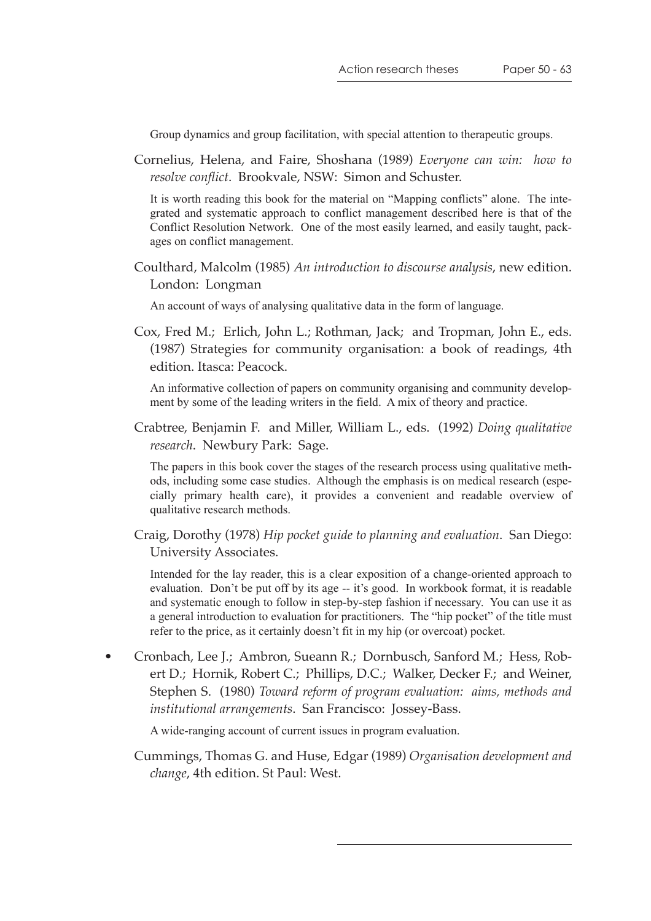Group dynamics and group facilitation, with special attention to therapeutic groups.

Cornelius, Helena, and Faire, Shoshana (1989) *Everyone can win: how to resolve conflict*. Brookvale, NSW: Simon and Schuster.

It is worth reading this book for the material on "Mapping conflicts" alone. The integrated and systematic approach to conflict management described here is that of the Conflict Resolution Network. One of the most easily learned, and easily taught, packages on conflict management.

Coulthard, Malcolm (1985) *An introduction to discourse analysis*, new edition. London: Longman

An account of ways of analysing qualitative data in the form of language.

Cox, Fred M.; Erlich, John L.; Rothman, Jack; and Tropman, John E., eds. (1987) Strategies for community organisation: a book of readings, 4th edition. Itasca: Peacock.

An informative collection of papers on community organising and community development by some of the leading writers in the field. A mix of theory and practice.

Crabtree, Benjamin F. and Miller, William L., eds. (1992) *Doing qualitative research*. Newbury Park: Sage.

The papers in this book cover the stages of the research process using qualitative methods, including some case studies. Although the emphasis is on medical research (especially primary health care), it provides a convenient and readable overview of qualitative research methods.

Craig, Dorothy (1978) *Hip pocket guide to planning and evaluation*. San Diego: University Associates.

Intended for the lay reader, this is a clear exposition of a change-oriented approach to evaluation. Don't be put off by its age -- it's good. In workbook format, it is readable and systematic enough to follow in step-by-step fashion if necessary. You can use it as a general introduction to evaluation for practitioners. The "hip pocket" of the title must refer to the price, as it certainly doesn't fit in my hip (or overcoat) pocket.

- Cronbach, Lee J.; Ambron, Sueann R.; Dornbusch, Sanford M.; Hess, Robert D.; Hornik, Robert C.; Phillips, D.C.; Walker, Decker F.; and Weiner, Stephen S. (1980) *Toward reform of program evaluation: aims, methods and institutional arrangements*. San Francisco: Jossey-Bass.

A wide-ranging account of current issues in program evaluation.

Cummings, Thomas G. and Huse, Edgar (1989) *Organisation development and change*, 4th edition. St Paul: West.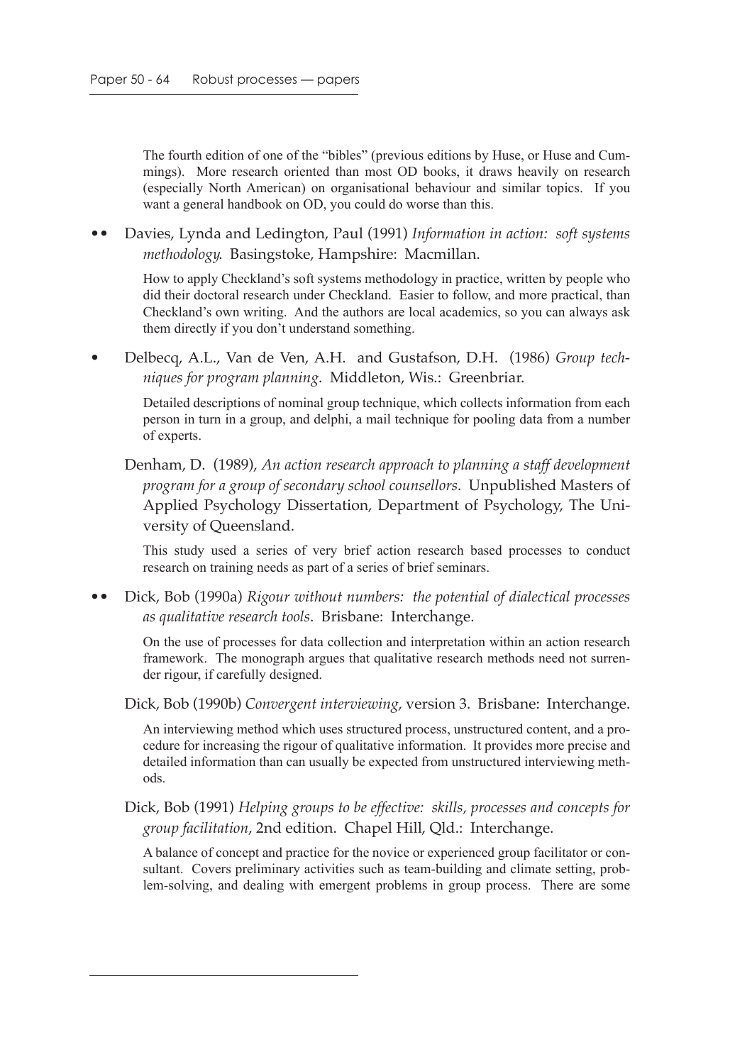The fourth edition of one of the "bibles" (previous editions by Huse, or Huse and Cummings). More research oriented than most OD books, it draws heavily on research (especially North American) on organisational behaviour and similar topics. If you want a general handbook on OD, you could do worse than this.

•• Davies, Lynda and Ledington, Paul (1991) *Information in action: soft systems methodology*. Basingstoke, Hampshire: Macmillan.

How to apply Checkland's soft systems methodology in practice, written by people who did their doctoral research under Checkland. Easier to follow, and more practical, than Checkland's own writing. And the authors are local academics, so you can always ask them directly if you don't understand something.

• Delbecq, A.L., Van de Ven, A.H. and Gustafson, D.H. (1986) *Group techniques for program planning*. Middleton, Wis.: Greenbriar.

Detailed descriptions of nominal group technique, which collects information from each person in turn in a group, and delphi, a mail technique for pooling data from a number of experts.

Denham, D. (1989), *An action research approach to planning a staff development program for a group of secondary school counsellors*. Unpublished Masters of Applied Psychology Dissertation, Department of Psychology, The University of Queensland.

This study used a series of very brief action research based processes to conduct research on training needs as part of a series of brief seminars.

•• Dick, Bob (1990a) *Rigour without numbers: the potential of dialectical processes as qualitative research tools*. Brisbane: Interchange.

On the use of processes for data collection and interpretation within an action research framework. The monograph argues that qualitative research methods need not surrender rigour, if carefully designed.

Dick, Bob (1990b) *Convergent interviewing*, version 3. Brisbane: Interchange.

An interviewing method which uses structured process, unstructured content, and a procedure for increasing the rigour of qualitative information. It provides more precise and detailed information than can usually be expected from unstructured interviewing methods.

Dick, Bob (1991) *Helping groups to be effective: skills, processes and concepts for group facilitation*, 2nd edition. Chapel Hill, Qld.: Interchange.

A balance of concept and practice for the novice or experienced group facilitator or consultant. Covers preliminary activities such as team-building and climate setting, problem-solving, and dealing with emergent problems in group process. There are some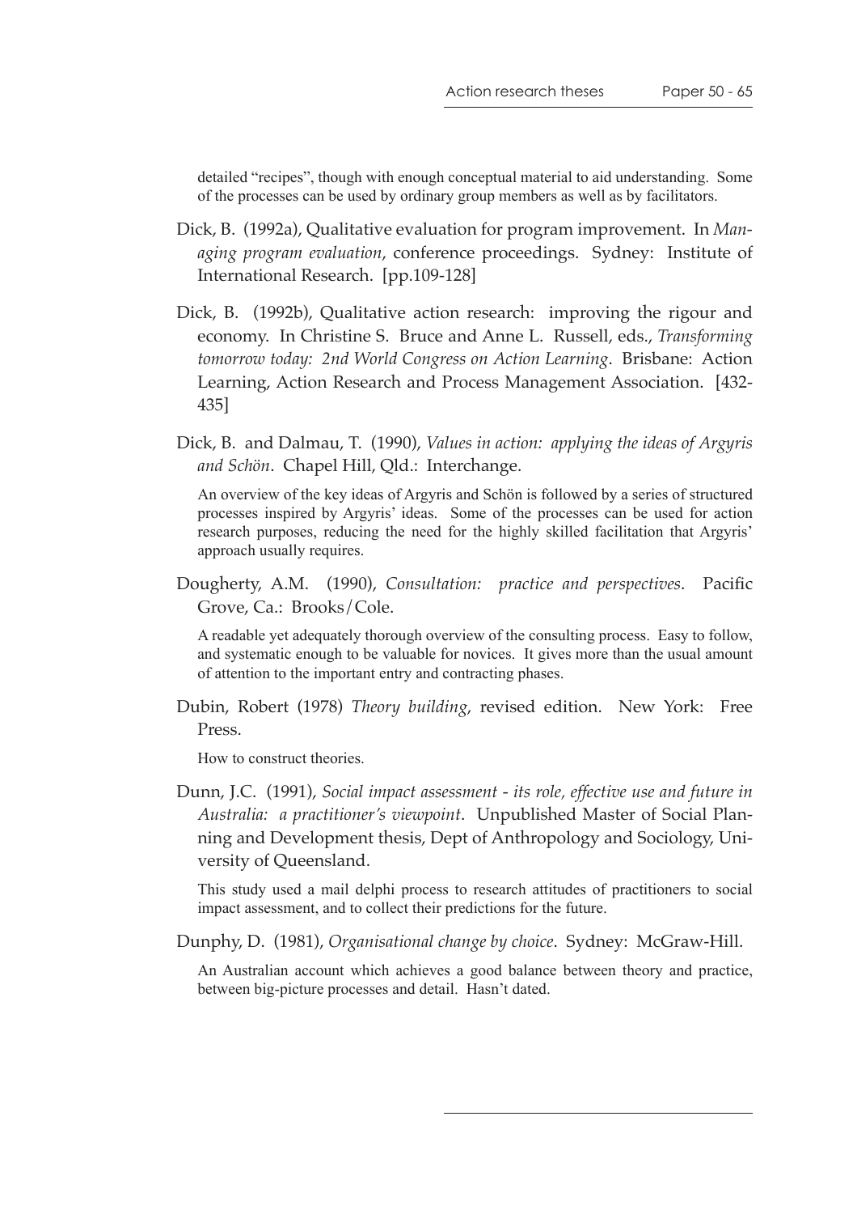detailed "recipes", though with enough conceptual material to aid understanding. Some of the processes can be used by ordinary group members as well as by facilitators.

Dick, B. (1992a), Qualitative evaluation for program improvement. In *Managing program evaluation*, conference proceedings. Sydney: Institute of International Research. [pp.109-128]

Dick, B. (1992b), Qualitative action research: improving the rigour and economy. In Christine S. Bruce and Anne L. Russell, eds., *Transforming tomorrow today: 2nd World Congress on Action Learning*. Brisbane: Action Learning, Action Research and Process Management Association. [432-435]

Dick, B. and Dalmau, T. (1990), *Values in action: applying the ideas of Argyris and Schön*. Chapel Hill, Qld.: Interchange.

An overview of the key ideas of Argyris and Schön is followed by a series of structured processes inspired by Argyris' ideas. Some of the processes can be used for action research purposes, reducing the need for the highly skilled facilitation that Argyris' approach usually requires.

Dougherty, A.M. (1990), *Consultation: practice and perspectives*. Pacific Grove, Ca.: Brooks/Cole.

A readable yet adequately thorough overview of the consulting process. Easy to follow, and systematic enough to be valuable for novices. It gives more than the usual amount of attention to the important entry and contracting phases.

Dubin, Robert (1978) *Theory building*, revised edition. New York: Free Press.

How to construct theories.

Dunn, J.C. (1991), *Social impact assessment - its role, effective use and future in Australia: a practitioner's viewpoint*. Unpublished Master of Social Planning and Development thesis, Dept of Anthropology and Sociology, University of Queensland.

This study used a mail delphi process to research attitudes of practitioners to social impact assessment, and to collect their predictions for the future.

Dunphy, D. (1981), *Organisational change by choice*. Sydney: McGraw-Hill.

An Australian account which achieves a good balance between theory and practice, between big-picture processes and detail. Hasn't dated.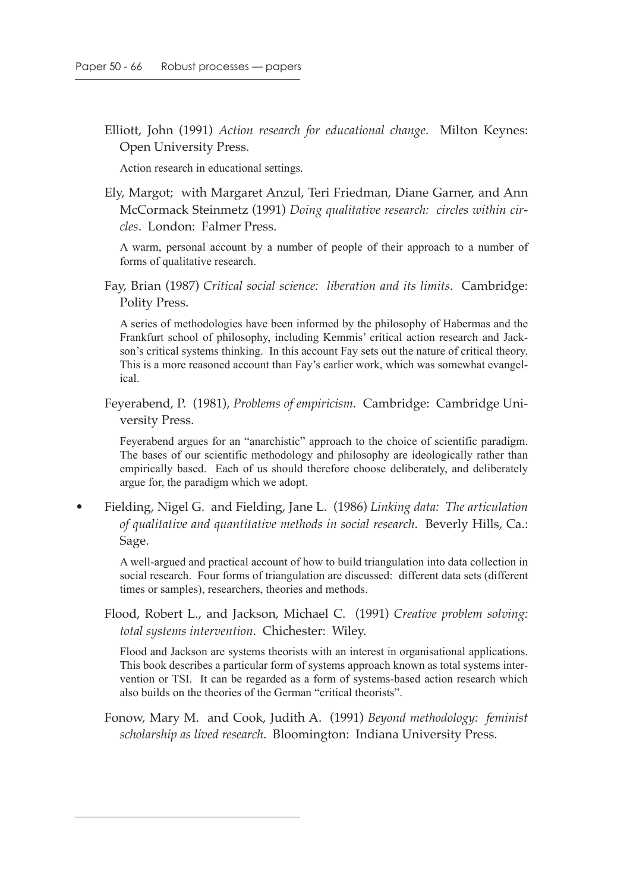Elliott, John (1991) *Action research for educational change*. Milton Keynes: Open University Press.

Action research in educational settings.

Ely, Margot; with Margaret Anzul, Teri Friedman, Diane Garner, and Ann McCormack Steinmetz (1991) *Doing qualitative research: circles within circles*. London: Falmer Press.

A warm, personal account by a number of people of their approach to a number of forms of qualitative research.

Fay, Brian (1987) *Critical social science: liberation and its limits*. Cambridge: Polity Press.

A series of methodologies have been informed by the philosophy of Habermas and the Frankfurt school of philosophy, including Kemmis' critical action research and Jackson's critical systems thinking. In this account Fay sets out the nature of critical theory. This is a more reasoned account than Fay's earlier work, which was somewhat evangelical.

Feyerabend, P. (1981), *Problems of empiricism*. Cambridge: Cambridge University Press.

Feyerabend argues for an "anarchistic" approach to the choice of scientific paradigm. The bases of our scientific methodology and philosophy are ideologically rather than empirically based. Each of us should therefore choose deliberately, and deliberately argue for, the paradigm which we adopt.

- Fielding, Nigel G. and Fielding, Jane L. (1986) *Linking data: The articulation of qualitative and quantitative methods in social research*. Beverly Hills, Ca.: Sage.

  A well-argued and practical account of how to build triangulation into data collection in social research. Four forms of triangulation are discussed: different data sets (different times or samples), researchers, theories and methods.

Flood, Robert L., and Jackson, Michael C. (1991) *Creative problem solving: total systems intervention*. Chichester: Wiley.

Flood and Jackson are systems theorists with an interest in organisational applications. This book describes a particular form of systems approach known as total systems intervention or TSI. It can be regarded as a form of systems-based action research which also builds on the theories of the German "critical theorists".

Fonow, Mary M. and Cook, Judith A. (1991) *Beyond methodology: feminist scholarship as lived research*. Bloomington: Indiana University Press.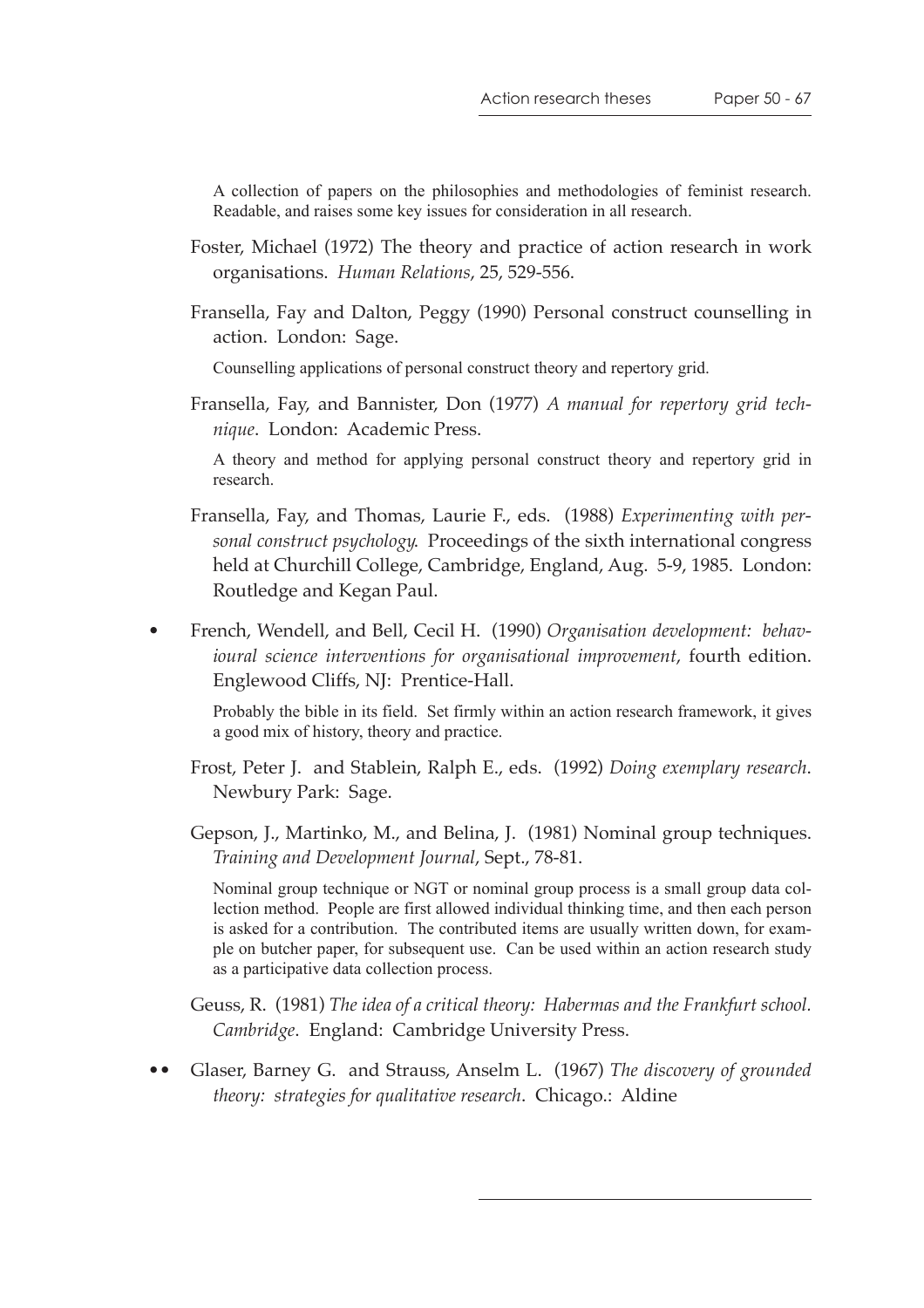A collection of papers on the philosophies and methodologies of feminist research. Readable, and raises some key issues for consideration in all research.

Foster, Michael (1972) The theory and practice of action research in work organisations. *Human Relations*, 25, 529-556.

Fransella, Fay and Dalton, Peggy (1990) Personal construct counselling in action. London: Sage.

Counselling applications of personal construct theory and repertory grid.

Fransella, Fay, and Bannister, Don (1977) *A manual for repertory grid technique*. London: Academic Press.

A theory and method for applying personal construct theory and repertory grid in research.

Fransella, Fay, and Thomas, Laurie F., eds. (1988) *Experimenting with personal construct psychology.* Proceedings of the sixth international congress held at Churchill College, Cambridge, England, Aug. 5-9, 1985. London: Routledge and Kegan Paul.

• French, Wendell, and Bell, Cecil H. (1990) *Organisation development: behavioural science interventions for organisational improvement*, fourth edition. Englewood Cliffs, NJ: Prentice-Hall.

Probably the bible in its field. Set firmly within an action research framework, it gives a good mix of history, theory and practice.

Frost, Peter J. and Stablein, Ralph E., eds. (1992) *Doing exemplary research*. Newbury Park: Sage.

Gepson, J., Martinko, M., and Belina, J. (1981) Nominal group techniques. *Training and Development Journal*, Sept., 78-81.

Nominal group technique or NGT or nominal group process is a small group data collection method. People are first allowed individual thinking time, and then each person is asked for a contribution. The contributed items are usually written down, for example on butcher paper, for subsequent use. Can be used within an action research study as a participative data collection process.

Geuss, R. (1981) *The idea of a critical theory: Habermas and the Frankfurt school. Cambridge*. England: Cambridge University Press.

•• Glaser, Barney G. and Strauss, Anselm L. (1967) *The discovery of grounded theory: strategies for qualitative research*. Chicago.: Aldine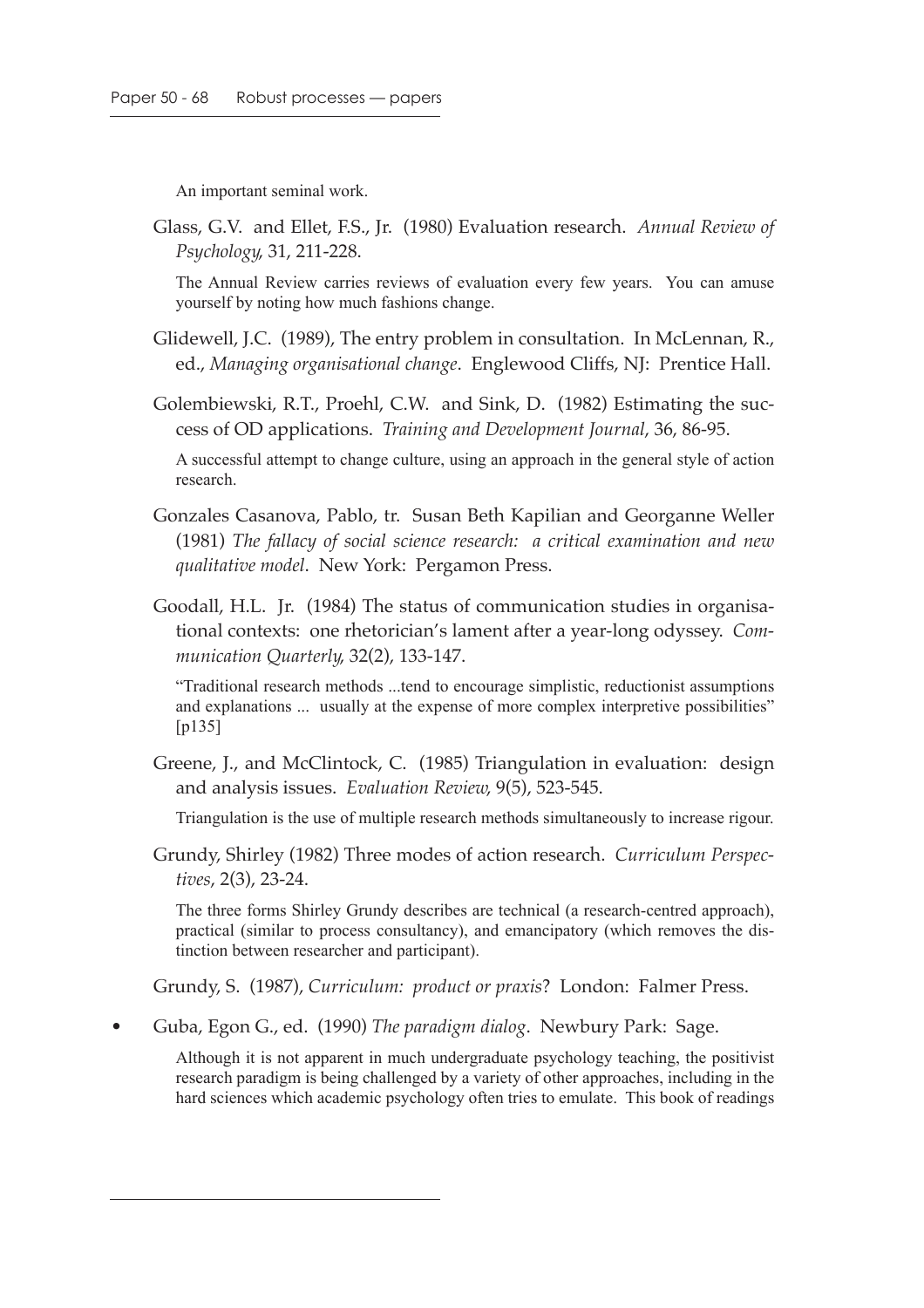An important seminal work.

Glass, G.V. and Ellet, F.S., Jr. (1980) Evaluation research. *Annual Review of Psychology*, 31, 211-228.

The Annual Review carries reviews of evaluation every few years. You can amuse yourself by noting how much fashions change.

Glidewell, J.C. (1989), The entry problem in consultation. In McLennan, R., ed., *Managing organisational change*. Englewood Cliffs, NJ: Prentice Hall.

Golembiewski, R.T., Proehl, C.W. and Sink, D. (1982) Estimating the success of OD applications. *Training and Development Journal*, 36, 86-95.

A successful attempt to change culture, using an approach in the general style of action research.

Gonzales Casanova, Pablo, tr. Susan Beth Kapilian and Georganne Weller (1981) *The fallacy of social science research: a critical examination and new qualitative model*. New York: Pergamon Press.

Goodall, H.L. Jr. (1984) The status of communication studies in organisational contexts: one rhetorician's lament after a year-long odyssey. *Communication Quarterly*, 32(2), 133-147.

"Traditional research methods ...tend to encourage simplistic, reductionist assumptions and explanations ... usually at the expense of more complex interpretive possibilities" [p135]

Greene, J., and McClintock, C. (1985) Triangulation in evaluation: design and analysis issues. *Evaluation Review*, 9(5), 523-545.

Triangulation is the use of multiple research methods simultaneously to increase rigour.

Grundy, Shirley (1982) Three modes of action research. *Curriculum Perspectives*, 2(3), 23-24.

The three forms Shirley Grundy describes are technical (a research-centred approach), practical (similar to process consultancy), and emancipatory (which removes the distinction between researcher and participant).

Grundy, S. (1987), *Curriculum: product or praxis*? London: Falmer Press.

- Guba, Egon G., ed. (1990) *The paradigm dialog*. Newbury Park: Sage.

  Although it is not apparent in much undergraduate psychology teaching, the positivist research paradigm is being challenged by a variety of other approaches, including in the hard sciences which academic psychology often tries to emulate. This book of readings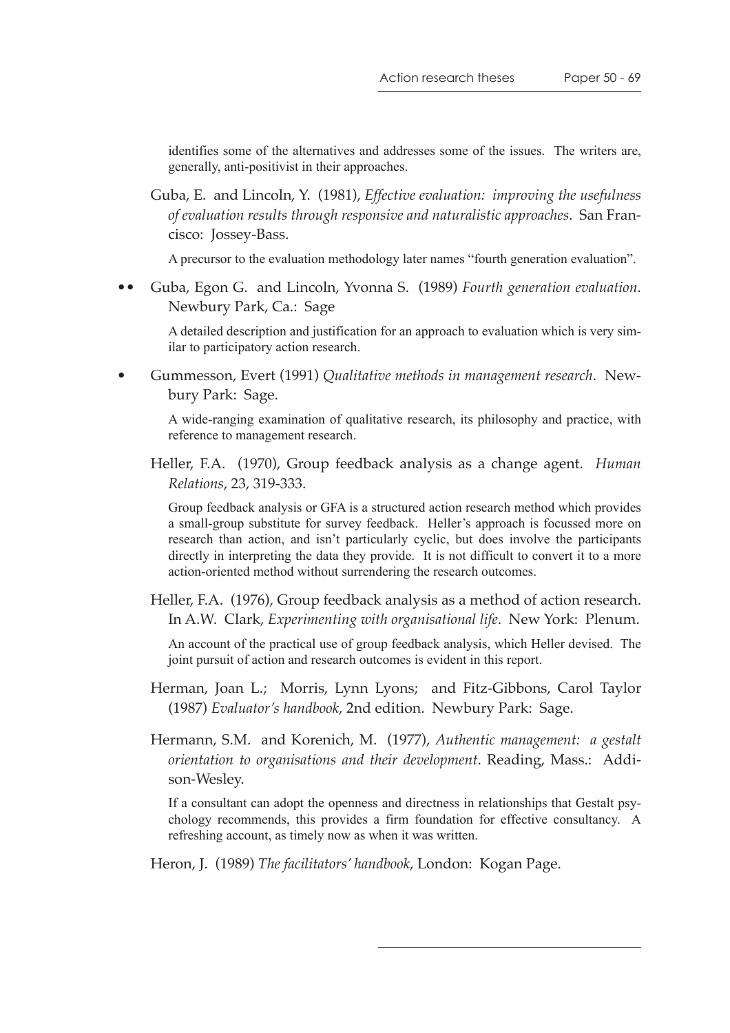identifies some of the alternatives and addresses some of the issues. The writers are, generally, anti-positivist in their approaches.

Guba, E. and Lincoln, Y. (1981), *Effective evaluation: improving the usefulness of evaluation results through responsive and naturalistic approaches*. San Francisco: Jossey-Bass.

A precursor to the evaluation methodology later names "fourth generation evaluation".

•• Guba, Egon G. and Lincoln, Yvonna S. (1989) *Fourth generation evaluation*. Newbury Park, Ca.: Sage

A detailed description and justification for an approach to evaluation which is very similar to participatory action research.

• Gummesson, Evert (1991) *Qualitative methods in management research*. Newbury Park: Sage.

A wide-ranging examination of qualitative research, its philosophy and practice, with reference to management research.

Heller, F.A. (1970), Group feedback analysis as a change agent. *Human Relations*, 23, 319-333.

Group feedback analysis or GFA is a structured action research method which provides a small-group substitute for survey feedback. Heller's approach is focussed more on research than action, and isn't particularly cyclic, but does involve the participants directly in interpreting the data they provide. It is not difficult to convert it to a more action-oriented method without surrendering the research outcomes.

Heller, F.A. (1976), Group feedback analysis as a method of action research. In A.W. Clark, *Experimenting with organisational life*. New York: Plenum.

An account of the practical use of group feedback analysis, which Heller devised. The joint pursuit of action and research outcomes is evident in this report.

Herman, Joan L.; Morris, Lynn Lyons; and Fitz-Gibbons, Carol Taylor (1987) *Evaluator's handbook*, 2nd edition. Newbury Park: Sage.

Hermann, S.M. and Korenich, M. (1977), *Authentic management: a gestalt orientation to organisations and their development*. Reading, Mass.: Addison-Wesley.

If a consultant can adopt the openness and directness in relationships that Gestalt psychology recommends, this provides a firm foundation for effective consultancy. A refreshing account, as timely now as when it was written.

Heron, J. (1989) *The facilitators' handbook*, London: Kogan Page.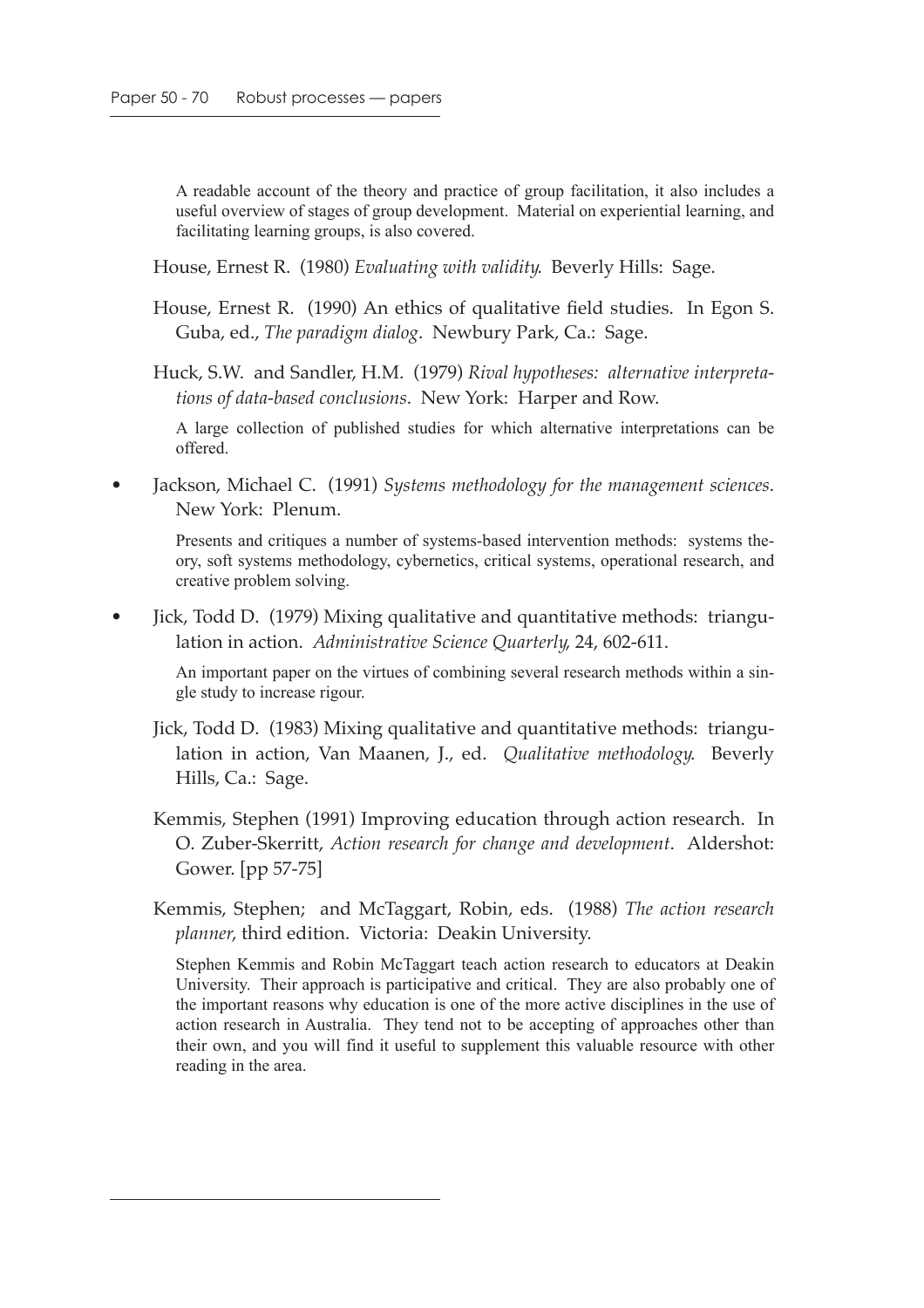A readable account of the theory and practice of group facilitation, it also includes a useful overview of stages of group development. Material on experiential learning, and facilitating learning groups, is also covered.

House, Ernest R. (1980) *Evaluating with validity*. Beverly Hills: Sage.

House, Ernest R. (1990) An ethics of qualitative field studies. In Egon S. Guba, ed., *The paradigm dialog*. Newbury Park, Ca.: Sage.

Huck, S.W. and Sandler, H.M. (1979) *Rival hypotheses: alternative interpretations of data-based conclusions*. New York: Harper and Row.

A large collection of published studies for which alternative interpretations can be offered.

• Jackson, Michael C. (1991) *Systems methodology for the management sciences*. New York: Plenum.

Presents and critiques a number of systems-based intervention methods: systems theory, soft systems methodology, cybernetics, critical systems, operational research, and creative problem solving.

• Jick, Todd D. (1979) Mixing qualitative and quantitative methods: triangulation in action. *Administrative Science Quarterly*, 24, 602-611.

An important paper on the virtues of combining several research methods within a single study to increase rigour.

Jick, Todd D. (1983) Mixing qualitative and quantitative methods: triangulation in action, Van Maanen, J., ed. *Qualitative methodology*. Beverly Hills, Ca.: Sage.

Kemmis, Stephen (1991) Improving education through action research. In O. Zuber-Skerritt, *Action research for change and development*. Aldershot: Gower. [pp 57-75]

Kemmis, Stephen; and McTaggart, Robin, eds. (1988) *The action research planner*, third edition. Victoria: Deakin University.

Stephen Kemmis and Robin McTaggart teach action research to educators at Deakin University. Their approach is participative and critical. They are also probably one of the important reasons why education is one of the more active disciplines in the use of action research in Australia. They tend not to be accepting of approaches other than their own, and you will find it useful to supplement this valuable resource with other reading in the area.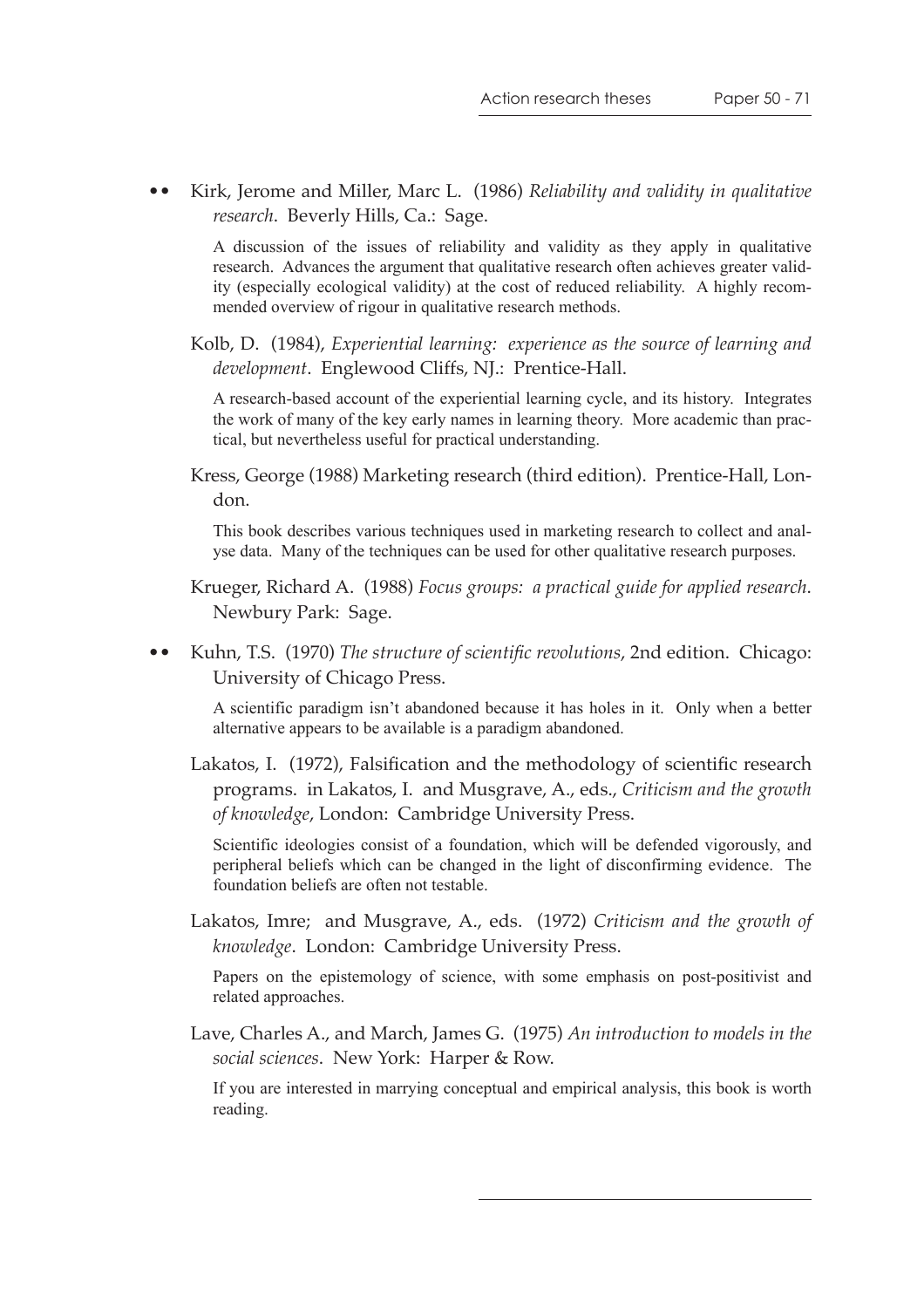•• Kirk, Jerome and Miller, Marc L. (1986) *Reliability and validity in qualitative research*. Beverly Hills, Ca.: Sage.

A discussion of the issues of reliability and validity as they apply in qualitative research. Advances the argument that qualitative research often achieves greater validity (especially ecological validity) at the cost of reduced reliability. A highly recommended overview of rigour in qualitative research methods.

Kolb, D. (1984), *Experiential learning: experience as the source of learning and development*. Englewood Cliffs, NJ.: Prentice-Hall.

A research-based account of the experiential learning cycle, and its history. Integrates the work of many of the key early names in learning theory. More academic than practical, but nevertheless useful for practical understanding.

Kress, George (1988) Marketing research (third edition). Prentice-Hall, London.

This book describes various techniques used in marketing research to collect and analyse data. Many of the techniques can be used for other qualitative research purposes.

Krueger, Richard A. (1988) *Focus groups: a practical guide for applied research*. Newbury Park: Sage.

•• Kuhn, T.S. (1970) *The structure of scientific revolutions*, 2nd edition. Chicago: University of Chicago Press.

A scientific paradigm isn't abandoned because it has holes in it. Only when a better alternative appears to be available is a paradigm abandoned.

Lakatos, I. (1972), Falsification and the methodology of scientific research programs. in Lakatos, I. and Musgrave, A., eds., *Criticism and the growth of knowledge*, London: Cambridge University Press.

Scientific ideologies consist of a foundation, which will be defended vigorously, and peripheral beliefs which can be changed in the light of disconfirming evidence. The foundation beliefs are often not testable.

Lakatos, Imre; and Musgrave, A., eds. (1972) *Criticism and the growth of knowledge*. London: Cambridge University Press.

Papers on the epistemology of science, with some emphasis on post-positivist and related approaches.

Lave, Charles A., and March, James G. (1975) *An introduction to models in the social sciences*. New York: Harper & Row.

If you are interested in marrying conceptual and empirical analysis, this book is worth reading.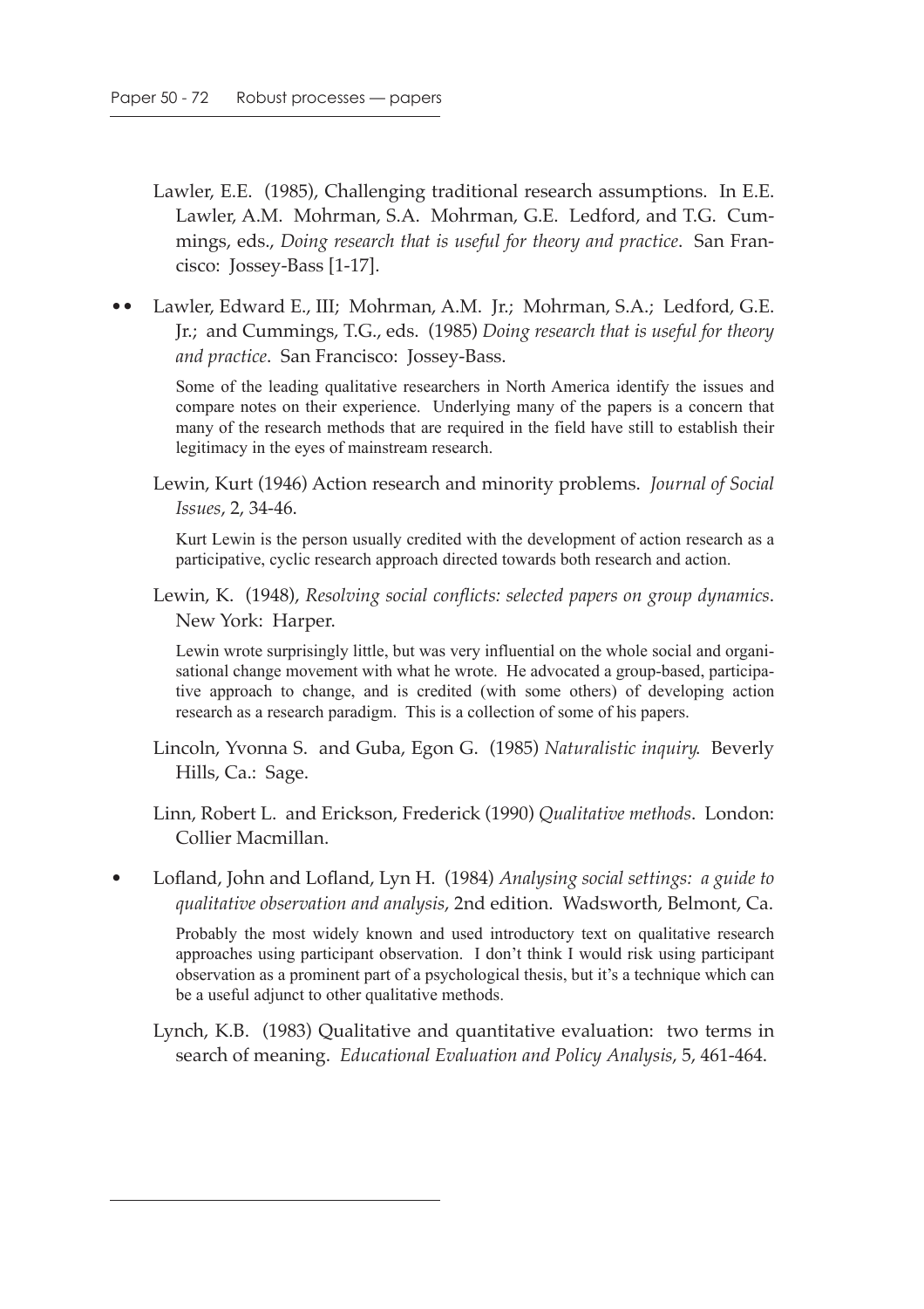Lawler, E.E. (1985), Challenging traditional research assumptions. In E.E. Lawler, A.M. Mohrman, S.A. Mohrman, G.E. Ledford, and T.G. Cummings, eds., *Doing research that is useful for theory and practice*. San Francisco: Jossey-Bass [1-17].

•• Lawler, Edward E., III; Mohrman, A.M. Jr.; Mohrman, S.A.; Ledford, G.E. Jr.; and Cummings, T.G., eds. (1985) *Doing research that is useful for theory and practice*. San Francisco: Jossey-Bass.

Some of the leading qualitative researchers in North America identify the issues and compare notes on their experience. Underlying many of the papers is a concern that many of the research methods that are required in the field have still to establish their legitimacy in the eyes of mainstream research.

Lewin, Kurt (1946) Action research and minority problems. *Journal of Social Issues*, 2, 34-46.

Kurt Lewin is the person usually credited with the development of action research as a participative, cyclic research approach directed towards both research and action.

Lewin, K. (1948), *Resolving social conflicts: selected papers on group dynamics*. New York: Harper.

Lewin wrote surprisingly little, but was very influential on the whole social and organisational change movement with what he wrote. He advocated a group-based, participative approach to change, and is credited (with some others) of developing action research as a research paradigm. This is a collection of some of his papers.

Lincoln, Yvonna S. and Guba, Egon G. (1985) *Naturalistic inquiry*. Beverly Hills, Ca.: Sage.

Linn, Robert L. and Erickson, Frederick (1990) *Qualitative methods*. London: Collier Macmillan.

• Lofland, John and Lofland, Lyn H. (1984) *Analysing social settings: a guide to qualitative observation and analysis*, 2nd edition. Wadsworth, Belmont, Ca.

Probably the most widely known and used introductory text on qualitative research approaches using participant observation. I don't think I would risk using participant observation as a prominent part of a psychological thesis, but it's a technique which can be a useful adjunct to other qualitative methods.

Lynch, K.B. (1983) Qualitative and quantitative evaluation: two terms in search of meaning. *Educational Evaluation and Policy Analysis*, 5, 461-464.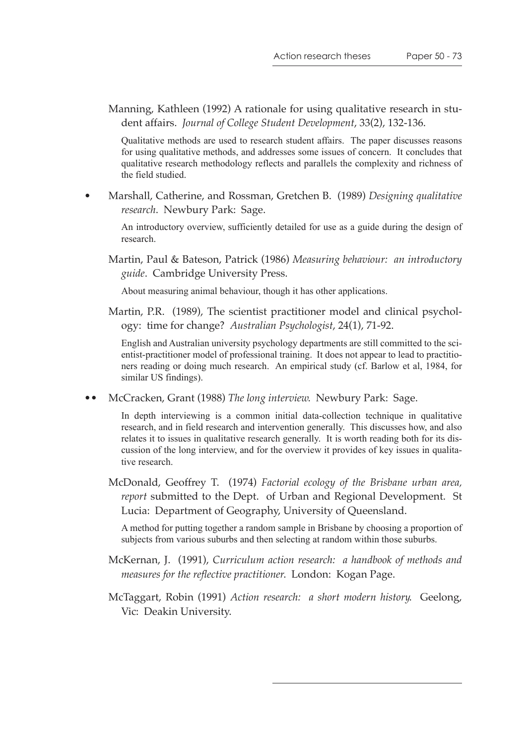Manning, Kathleen (1992) A rationale for using qualitative research in student affairs. *Journal of College Student Development*, 33(2), 132-136.

Qualitative methods are used to research student affairs. The paper discusses reasons for using qualitative methods, and addresses some issues of concern. It concludes that qualitative research methodology reflects and parallels the complexity and richness of the field studied.

• Marshall, Catherine, and Rossman, Gretchen B. (1989) *Designing qualitative research*. Newbury Park: Sage.

An introductory overview, sufficiently detailed for use as a guide during the design of research.

Martin, Paul & Bateson, Patrick (1986) *Measuring behaviour: an introductory guide*. Cambridge University Press.

About measuring animal behaviour, though it has other applications.

Martin, P.R. (1989), The scientist practitioner model and clinical psychology: time for change? *Australian Psychologist*, 24(1), 71-92.

English and Australian university psychology departments are still committed to the scientist-practitioner model of professional training. It does not appear to lead to practitioners reading or doing much research. An empirical study (cf. Barlow et al, 1984, for similar US findings).

•• McCracken, Grant (1988) *The long interview*. Newbury Park: Sage.

In depth interviewing is a common initial data-collection technique in qualitative research, and in field research and intervention generally. This discusses how, and also relates it to issues in qualitative research generally. It is worth reading both for its discussion of the long interview, and for the overview it provides of key issues in qualitative research.

McDonald, Geoffrey T. (1974) *Factorial ecology of the Brisbane urban area, report* submitted to the Dept. of Urban and Regional Development. St Lucia: Department of Geography, University of Queensland.

A method for putting together a random sample in Brisbane by choosing a proportion of subjects from various suburbs and then selecting at random within those suburbs.

McKernan, J. (1991), *Curriculum action research: a handbook of methods and measures for the reflective practitioner*. London: Kogan Page.

McTaggart, Robin (1991) *Action research: a short modern history*. Geelong, Vic: Deakin University.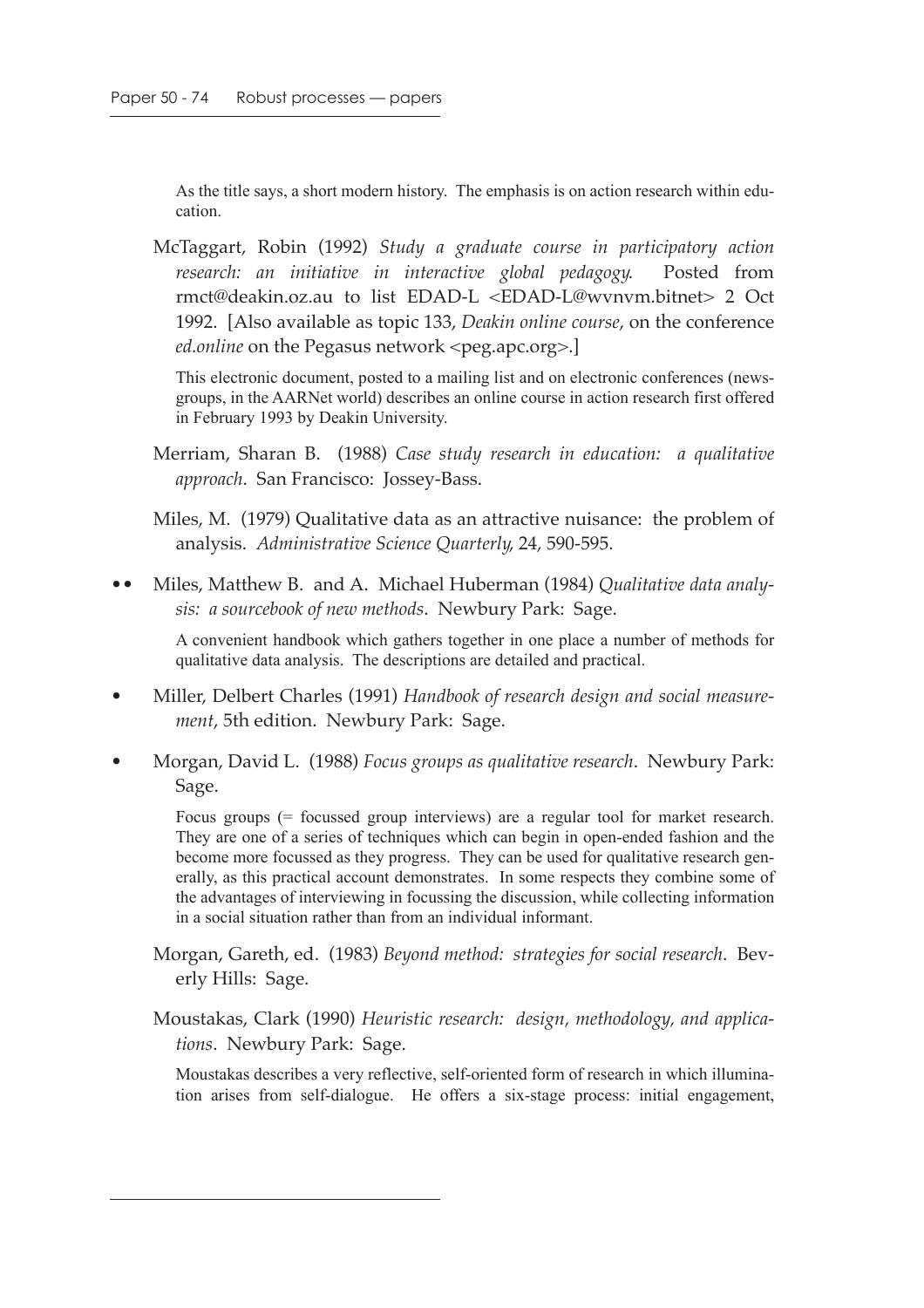As the title says, a short modern history. The emphasis is on action research within education.

McTaggart, Robin (1992) *Study a graduate course in participatory action research: an initiative in interactive global pedagogy*. Posted from rmct@deakin.oz.au to list EDAD-L <EDAD-L@wvnvm.bitnet> 2 Oct 1992. [Also available as topic 133, *Deakin online course*, on the conference *ed.online* on the Pegasus network <peg.apc.org>.]

This electronic document, posted to a mailing list and on electronic conferences (newsgroups, in the AARNet world) describes an online course in action research first offered in February 1993 by Deakin University.

Merriam, Sharan B. (1988) *Case study research in education: a qualitative approach*. San Francisco: Jossey-Bass.

Miles, M. (1979) Qualitative data as an attractive nuisance: the problem of analysis. *Administrative Science Quarterly*, 24, 590-595.

•• Miles, Matthew B. and A. Michael Huberman (1984) *Qualitative data analysis: a sourcebook of new methods*. Newbury Park: Sage.

A convenient handbook which gathers together in one place a number of methods for qualitative data analysis. The descriptions are detailed and practical.

• Miller, Delbert Charles (1991) *Handbook of research design and social measurement*, 5th edition. Newbury Park: Sage.

• Morgan, David L. (1988) *Focus groups as qualitative research*. Newbury Park: Sage.

Focus groups (= focussed group interviews) are a regular tool for market research. They are one of a series of techniques which can begin in open-ended fashion and the become more focussed as they progress. They can be used for qualitative research generally, as this practical account demonstrates. In some respects they combine some of the advantages of interviewing in focussing the discussion, while collecting information in a social situation rather than from an individual informant.

Morgan, Gareth, ed. (1983) *Beyond method: strategies for social research*. Beverly Hills: Sage.

Moustakas, Clark (1990) *Heuristic research: design, methodology, and applications*. Newbury Park: Sage.

Moustakas describes a very reflective, self-oriented form of research in which illumination arises from self-dialogue. He offers a six-stage process: initial engagement,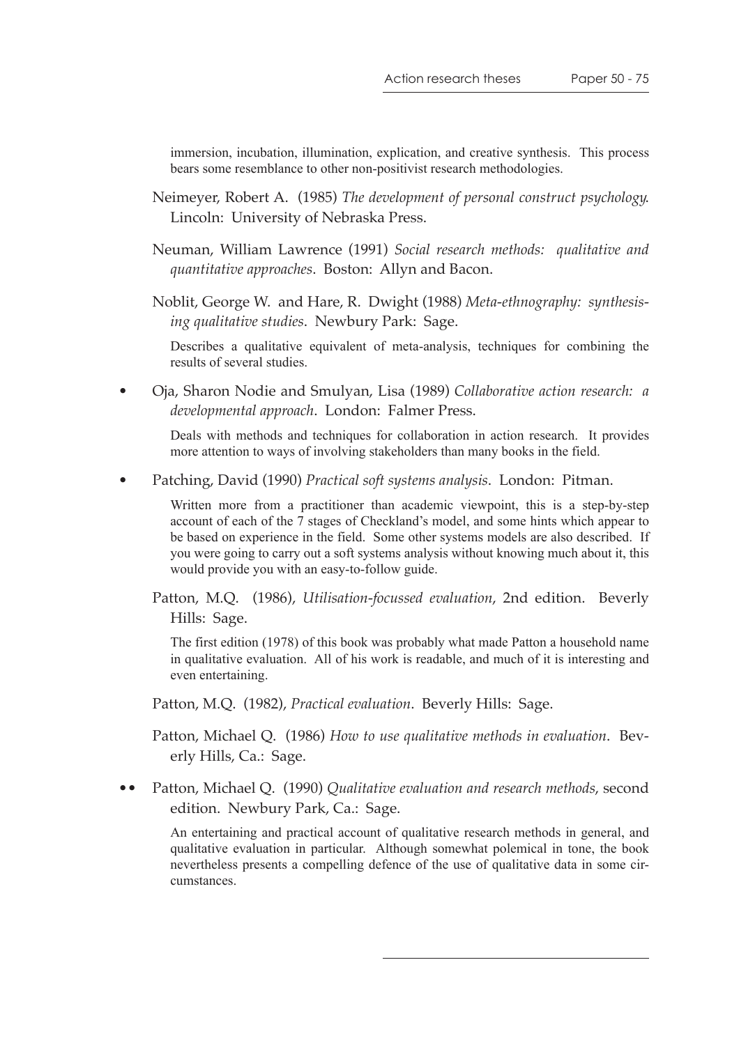immersion, incubation, illumination, explication, and creative synthesis. This process bears some resemblance to other non-positivist research methodologies.

Neimeyer, Robert A. (1985) *The development of personal construct psychology*. Lincoln: University of Nebraska Press.

Neuman, William Lawrence (1991) *Social research methods: qualitative and quantitative approaches*. Boston: Allyn and Bacon.

Noblit, George W. and Hare, R. Dwight (1988) *Meta-ethnography: synthesising qualitative studies*. Newbury Park: Sage.

Describes a qualitative equivalent of meta-analysis, techniques for combining the results of several studies.

• Oja, Sharon Nodie and Smulyan, Lisa (1989) *Collaborative action research: a developmental approach*. London: Falmer Press.

Deals with methods and techniques for collaboration in action research. It provides more attention to ways of involving stakeholders than many books in the field.

• Patching, David (1990) *Practical soft systems analysis*. London: Pitman.

Written more from a practitioner than academic viewpoint, this is a step-by-step account of each of the 7 stages of Checkland's model, and some hints which appear to be based on experience in the field. Some other systems models are also described. If you were going to carry out a soft systems analysis without knowing much about it, this would provide you with an easy-to-follow guide.

Patton, M.Q. (1986), *Utilisation-focussed evaluation*, 2nd edition. Beverly Hills: Sage.

The first edition (1978) of this book was probably what made Patton a household name in qualitative evaluation. All of his work is readable, and much of it is interesting and even entertaining.

Patton, M.Q. (1982), *Practical evaluation*. Beverly Hills: Sage.

Patton, Michael Q. (1986) *How to use qualitative methods in evaluation*. Beverly Hills, Ca.: Sage.

•• Patton, Michael Q. (1990) *Qualitative evaluation and research methods*, second edition. Newbury Park, Ca.: Sage.

An entertaining and practical account of qualitative research methods in general, and qualitative evaluation in particular. Although somewhat polemical in tone, the book nevertheless presents a compelling defence of the use of qualitative data in some circumstances.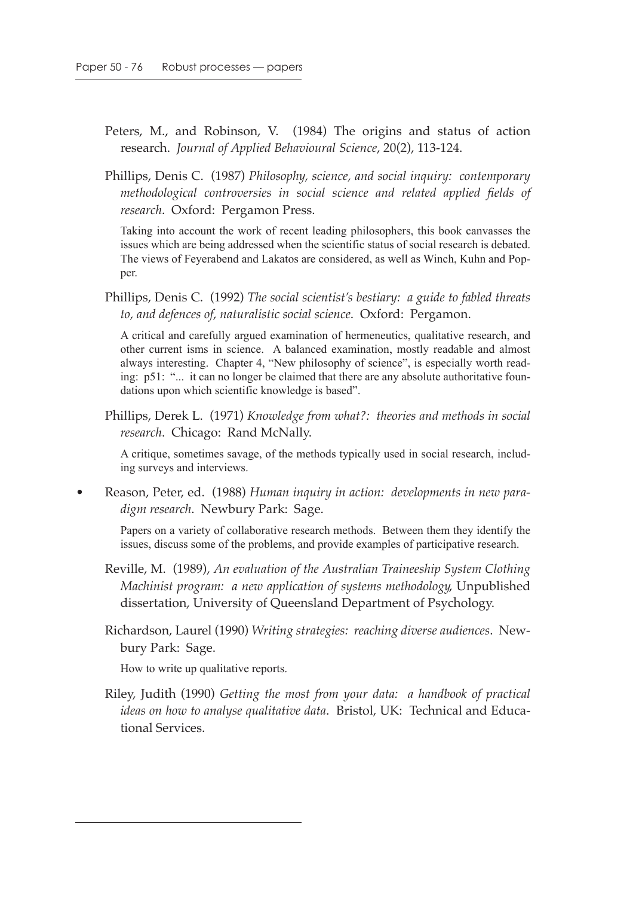Peters, M., and Robinson, V. (1984) The origins and status of action research. *Journal of Applied Behavioural Science*, 20(2), 113-124.

Phillips, Denis C. (1987) *Philosophy, science, and social inquiry: contemporary methodological controversies in social science and related applied fields of research*. Oxford: Pergamon Press.

Taking into account the work of recent leading philosophers, this book canvasses the issues which are being addressed when the scientific status of social research is debated. The views of Feyerabend and Lakatos are considered, as well as Winch, Kuhn and Popper.

Phillips, Denis C. (1992) *The social scientist's bestiary: a guide to fabled threats to, and defences of, naturalistic social science*. Oxford: Pergamon.

A critical and carefully argued examination of hermeneutics, qualitative research, and other current isms in science. A balanced examination, mostly readable and almost always interesting. Chapter 4, "New philosophy of science", is especially worth reading: p51: "... it can no longer be claimed that there are any absolute authoritative foundations upon which scientific knowledge is based".

Phillips, Derek L. (1971) *Knowledge from what?: theories and methods in social research*. Chicago: Rand McNally.

A critique, sometimes savage, of the methods typically used in social research, including surveys and interviews.

- Reason, Peter, ed. (1988) *Human inquiry in action: developments in new paradigm research*. Newbury Park: Sage.

Papers on a variety of collaborative research methods. Between them they identify the issues, discuss some of the problems, and provide examples of participative research.

Reville, M. (1989), *An evaluation of the Australian Traineeship System Clothing Machinist program: a new application of systems methodology*, Unpublished dissertation, University of Queensland Department of Psychology.

Richardson, Laurel (1990) *Writing strategies: reaching diverse audiences*. Newbury Park: Sage.

How to write up qualitative reports.

Riley, Judith (1990) *Getting the most from your data: a handbook of practical ideas on how to analyse qualitative data*. Bristol, UK: Technical and Educational Services.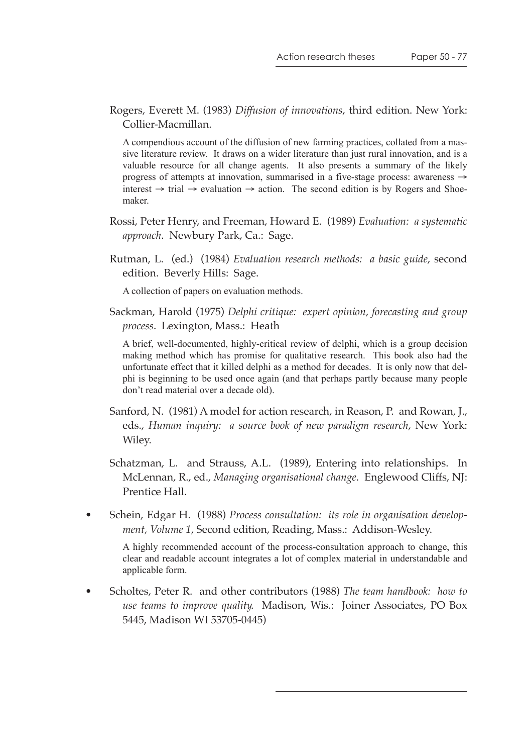Rogers, Everett M. (1983) *Diffusion of innovations*, third edition. New York: Collier-Macmillan.

A compendious account of the diffusion of new farming practices, collated from a massive literature review. It draws on a wider literature than just rural innovation, and is a valuable resource for all change agents. It also presents a summary of the likely progress of attempts at innovation, summarised in a five-stage process: awareness → interest → trial → evaluation → action. The second edition is by Rogers and Shoemaker.

Rossi, Peter Henry, and Freeman, Howard E. (1989) *Evaluation: a systematic approach*. Newbury Park, Ca.: Sage.

Rutman, L. (ed.) (1984) *Evaluation research methods: a basic guide*, second edition. Beverly Hills: Sage.

A collection of papers on evaluation methods.

Sackman, Harold (1975) *Delphi critique: expert opinion, forecasting and group process*. Lexington, Mass.: Heath

A brief, well-documented, highly-critical review of delphi, which is a group decision making method which has promise for qualitative research. This book also had the unfortunate effect that it killed delphi as a method for decades. It is only now that delphi is beginning to be used once again (and that perhaps partly because many people don't read material over a decade old).

Sanford, N. (1981) A model for action research, in Reason, P. and Rowan, J., eds., *Human inquiry: a source book of new paradigm research*, New York: Wiley.

Schatzman, L. and Strauss, A.L. (1989), Entering into relationships. In McLennan, R., ed., *Managing organisational change*. Englewood Cliffs, NJ: Prentice Hall.

- Schein, Edgar H. (1988) *Process consultation: its role in organisation development, Volume 1*, Second edition, Reading, Mass.: Addison-Wesley.

  A highly recommended account of the process-consultation approach to change, this clear and readable account integrates a lot of complex material in understandable and applicable form.

- Scholtes, Peter R. and other contributors (1988) *The team handbook: how to use teams to improve quality.* Madison, Wis.: Joiner Associates, PO Box 5445, Madison WI 53705-0445)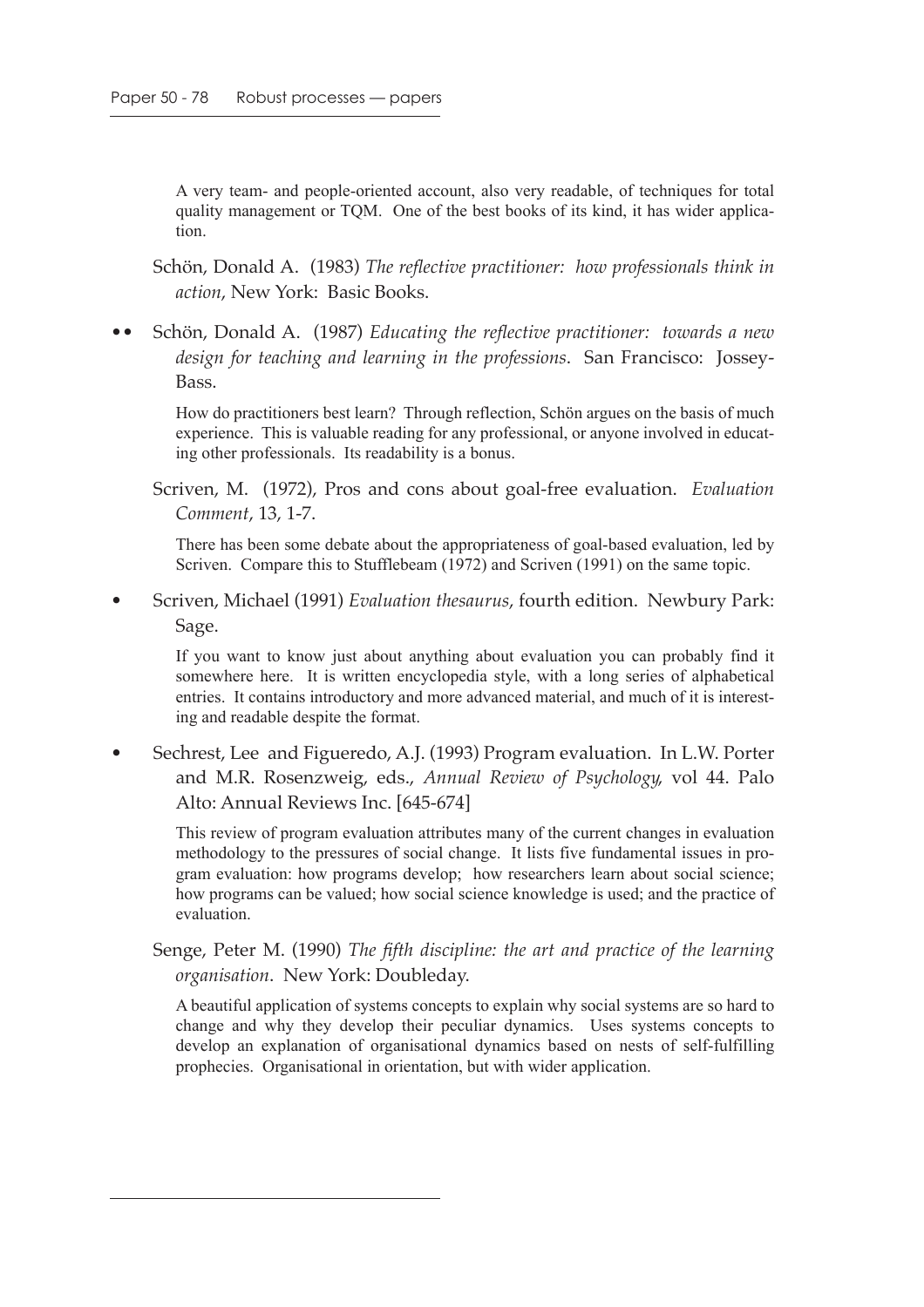A very team- and people-oriented account, also very readable, of techniques for total quality management or TQM. One of the best books of its kind, it has wider application.

Schön, Donald A. (1983) *The reflective practitioner: how professionals think in action*, New York: Basic Books.

•• Schön, Donald A. (1987) *Educating the reflective practitioner: towards a new design for teaching and learning in the professions*. San Francisco: Jossey-Bass.

How do practitioners best learn? Through reflection, Schön argues on the basis of much experience. This is valuable reading for any professional, or anyone involved in educating other professionals. Its readability is a bonus.

Scriven, M. (1972), Pros and cons about goal-free evaluation. *Evaluation Comment*, 13, 1-7.

There has been some debate about the appropriateness of goal-based evaluation, led by Scriven. Compare this to Stufflebeam (1972) and Scriven (1991) on the same topic.

• Scriven, Michael (1991) *Evaluation thesaurus*, fourth edition. Newbury Park: Sage.

If you want to know just about anything about evaluation you can probably find it somewhere here. It is written encyclopedia style, with a long series of alphabetical entries. It contains introductory and more advanced material, and much of it is interesting and readable despite the format.

• Sechrest, Lee and Figueredo, A.J. (1993) Program evaluation. In L.W. Porter and M.R. Rosenzweig, eds., *Annual Review of Psychology*, vol 44. Palo Alto: Annual Reviews Inc. [645-674]

This review of program evaluation attributes many of the current changes in evaluation methodology to the pressures of social change. It lists five fundamental issues in program evaluation: how programs develop; how researchers learn about social science; how programs can be valued; how social science knowledge is used; and the practice of evaluation.

Senge, Peter M. (1990) *The fifth discipline: the art and practice of the learning organisation*. New York: Doubleday.

A beautiful application of systems concepts to explain why social systems are so hard to change and why they develop their peculiar dynamics. Uses systems concepts to develop an explanation of organisational dynamics based on nests of self-fulfilling prophecies. Organisational in orientation, but with wider application.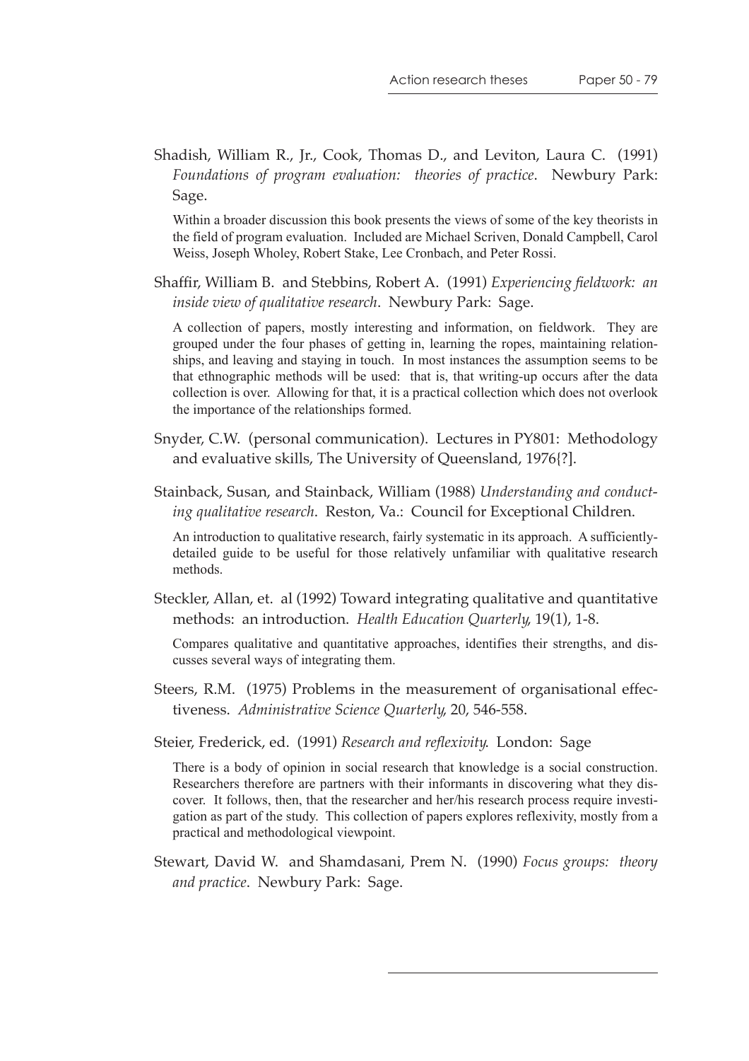Shadish, William R., Jr., Cook, Thomas D., and Leviton, Laura C. (1991) *Foundations of program evaluation: theories of practice*. Newbury Park: Sage.

Within a broader discussion this book presents the views of some of the key theorists in the field of program evaluation. Included are Michael Scriven, Donald Campbell, Carol Weiss, Joseph Wholey, Robert Stake, Lee Cronbach, and Peter Rossi.

Shaffir, William B. and Stebbins, Robert A. (1991) *Experiencing fieldwork: an inside view of qualitative research*. Newbury Park: Sage.

A collection of papers, mostly interesting and information, on fieldwork. They are grouped under the four phases of getting in, learning the ropes, maintaining relationships, and leaving and staying in touch. In most instances the assumption seems to be that ethnographic methods will be used: that is, that writing-up occurs after the data collection is over. Allowing for that, it is a practical collection which does not overlook the importance of the relationships formed.

Snyder, C.W. (personal communication). Lectures in PY801: Methodology and evaluative skills, The University of Queensland, 1976{?].

Stainback, Susan, and Stainback, William (1988) *Understanding and conducting qualitative research*. Reston, Va.: Council for Exceptional Children.

An introduction to qualitative research, fairly systematic in its approach. A sufficiently-detailed guide to be useful for those relatively unfamiliar with qualitative research methods.

Steckler, Allan, et. al (1992) Toward integrating qualitative and quantitative methods: an introduction. *Health Education Quarterly*, 19(1), 1-8.

Compares qualitative and quantitative approaches, identifies their strengths, and discusses several ways of integrating them.

Steers, R.M. (1975) Problems in the measurement of organisational effectiveness. *Administrative Science Quarterly*, 20, 546-558.

Steier, Frederick, ed. (1991) *Research and reflexivity*. London: Sage

There is a body of opinion in social research that knowledge is a social construction. Researchers therefore are partners with their informants in discovering what they discover. It follows, then, that the researcher and her/his research process require investigation as part of the study. This collection of papers explores reflexivity, mostly from a practical and methodological viewpoint.

Stewart, David W. and Shamdasani, Prem N. (1990) *Focus groups: theory and practice*. Newbury Park: Sage.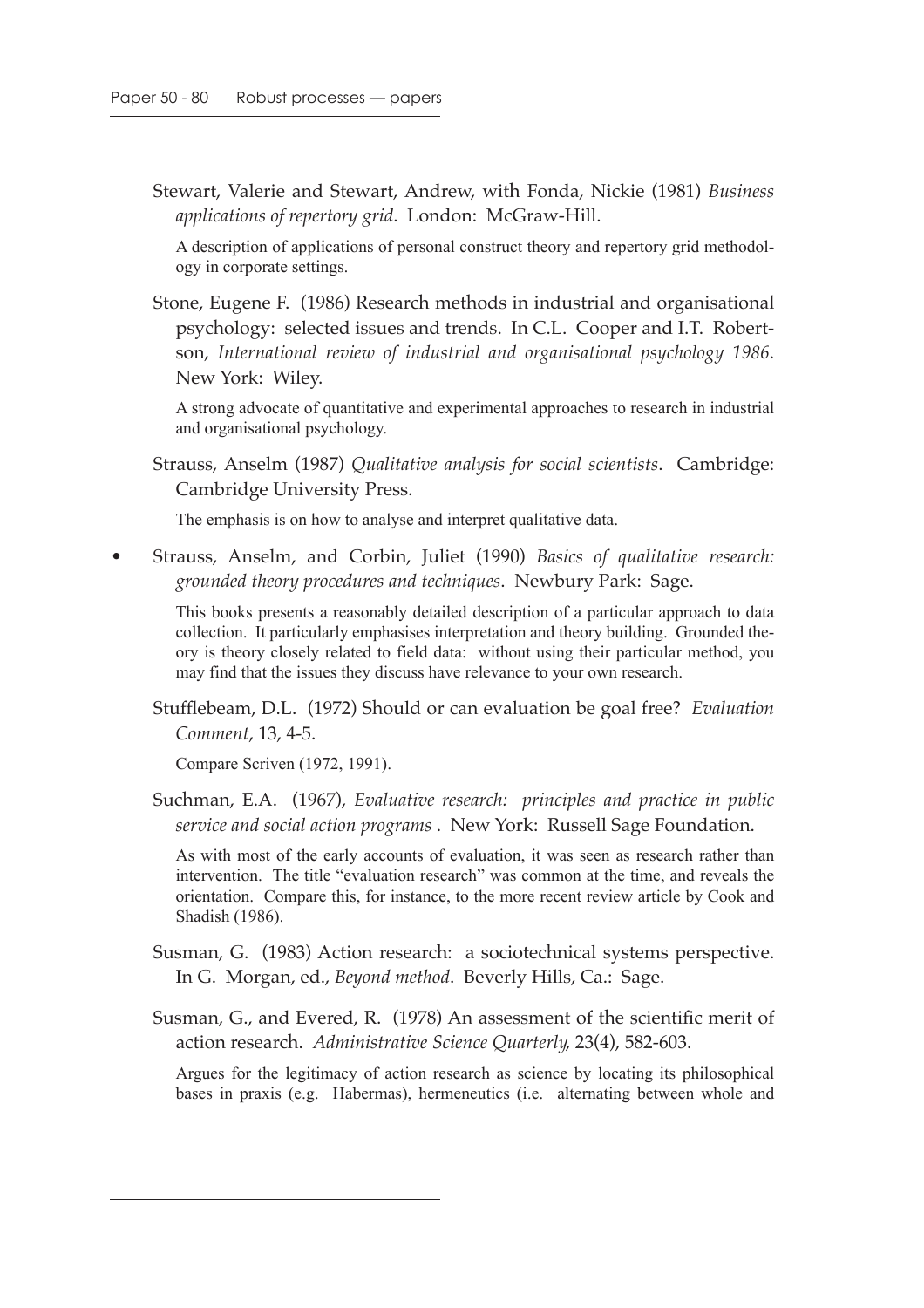Stewart, Valerie and Stewart, Andrew, with Fonda, Nickie (1981) *Business applications of repertory grid*. London: McGraw-Hill.

A description of applications of personal construct theory and repertory grid methodology in corporate settings.

Stone, Eugene F. (1986) Research methods in industrial and organisational psychology: selected issues and trends. In C.L. Cooper and I.T. Robertson, *International review of industrial and organisational psychology 1986*. New York: Wiley.

A strong advocate of quantitative and experimental approaches to research in industrial and organisational psychology.

Strauss, Anselm (1987) *Qualitative analysis for social scientists*. Cambridge: Cambridge University Press.

The emphasis is on how to analyse and interpret qualitative data.

- Strauss, Anselm, and Corbin, Juliet (1990) *Basics of qualitative research: grounded theory procedures and techniques*. Newbury Park: Sage.

This books presents a reasonably detailed description of a particular approach to data collection. It particularly emphasises interpretation and theory building. Grounded theory is theory closely related to field data: without using their particular method, you may find that the issues they discuss have relevance to your own research.

Stufflebeam, D.L. (1972) Should or can evaluation be goal free? *Evaluation Comment*, 13, 4-5.

Compare Scriven (1972, 1991).

Suchman, E.A. (1967), *Evaluative research: principles and practice in public service and social action programs* . New York: Russell Sage Foundation.

As with most of the early accounts of evaluation, it was seen as research rather than intervention. The title "evaluation research" was common at the time, and reveals the orientation. Compare this, for instance, to the more recent review article by Cook and Shadish (1986).

Susman, G. (1983) Action research: a sociotechnical systems perspective. In G. Morgan, ed., *Beyond method*. Beverly Hills, Ca.: Sage.

Susman, G., and Evered, R. (1978) An assessment of the scientific merit of action research. *Administrative Science Quarterly*, 23(4), 582-603.

Argues for the legitimacy of action research as science by locating its philosophical bases in praxis (e.g. Habermas), hermeneutics (i.e. alternating between whole and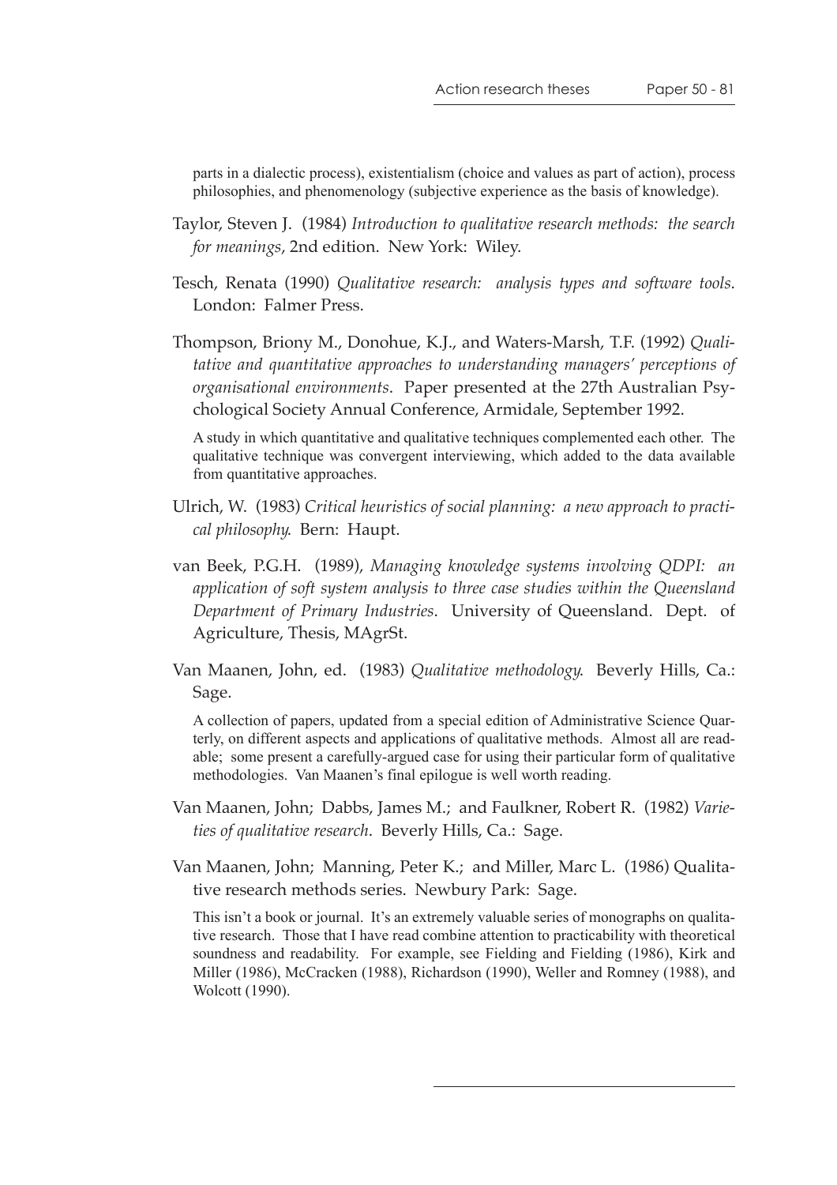parts in a dialectic process), existentialism (choice and values as part of action), process philosophies, and phenomenology (subjective experience as the basis of knowledge).

Taylor, Steven J. (1984) *Introduction to qualitative research methods: the search for meanings*, 2nd edition. New York: Wiley.

Tesch, Renata (1990) *Qualitative research: analysis types and software tools*. London: Falmer Press.

Thompson, Briony M., Donohue, K.J., and Waters-Marsh, T.F. (1992) *Qualitative and quantitative approaches to understanding managers' perceptions of organisational environments*. Paper presented at the 27th Australian Psychological Society Annual Conference, Armidale, September 1992.

A study in which quantitative and qualitative techniques complemented each other. The qualitative technique was convergent interviewing, which added to the data available from quantitative approaches.

Ulrich, W. (1983) *Critical heuristics of social planning: a new approach to practical philosophy*. Bern: Haupt.

van Beek, P.G.H. (1989), *Managing knowledge systems involving QDPI: an application of soft system analysis to three case studies within the Queensland Department of Primary Industries*. University of Queensland. Dept. of Agriculture, Thesis, MAgrSt.

Van Maanen, John, ed. (1983) *Qualitative methodology*. Beverly Hills, Ca.: Sage.

A collection of papers, updated from a special edition of Administrative Science Quarterly, on different aspects and applications of qualitative methods. Almost all are readable; some present a carefully-argued case for using their particular form of qualitative methodologies. Van Maanen's final epilogue is well worth reading.

Van Maanen, John; Dabbs, James M.; and Faulkner, Robert R. (1982) *Varieties of qualitative research*. Beverly Hills, Ca.: Sage.

Van Maanen, John; Manning, Peter K.; and Miller, Marc L. (1986) Qualitative research methods series. Newbury Park: Sage.

This isn't a book or journal. It's an extremely valuable series of monographs on qualitative research. Those that I have read combine attention to practicability with theoretical soundness and readability. For example, see Fielding and Fielding (1986), Kirk and Miller (1986), McCracken (1988), Richardson (1990), Weller and Romney (1988), and Wolcott (1990).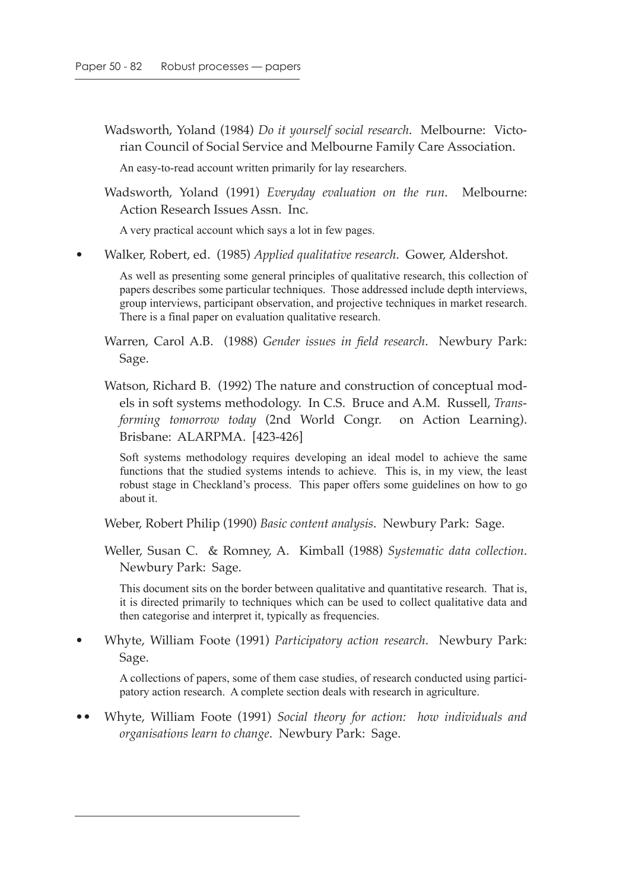Wadsworth, Yoland (1984) *Do it yourself social research*. Melbourne: Victorian Council of Social Service and Melbourne Family Care Association.

An easy-to-read account written primarily for lay researchers.

Wadsworth, Yoland (1991) *Everyday evaluation on the run*. Melbourne: Action Research Issues Assn. Inc.

A very practical account which says a lot in few pages.

• Walker, Robert, ed. (1985) *Applied qualitative research*. Gower, Aldershot.

As well as presenting some general principles of qualitative research, this collection of papers describes some particular techniques. Those addressed include depth interviews, group interviews, participant observation, and projective techniques in market research. There is a final paper on evaluation qualitative research.

Warren, Carol A.B. (1988) *Gender issues in field research*. Newbury Park: Sage.

Watson, Richard B. (1992) The nature and construction of conceptual models in soft systems methodology. In C.S. Bruce and A.M. Russell, *Transforming tomorrow today* (2nd World Congr. on Action Learning). Brisbane: ALARPMA. [423-426]

Soft systems methodology requires developing an ideal model to achieve the same functions that the studied systems intends to achieve. This is, in my view, the least robust stage in Checkland's process. This paper offers some guidelines on how to go about it.

Weber, Robert Philip (1990) *Basic content analysis*. Newbury Park: Sage.

Weller, Susan C. & Romney, A. Kimball (1988) *Systematic data collection*. Newbury Park: Sage.

This document sits on the border between qualitative and quantitative research. That is, it is directed primarily to techniques which can be used to collect qualitative data and then categorise and interpret it, typically as frequencies.

• Whyte, William Foote (1991) *Participatory action research*. Newbury Park: Sage.

A collections of papers, some of them case studies, of research conducted using participatory action research. A complete section deals with research in agriculture.

•• Whyte, William Foote (1991) *Social theory for action: how individuals and organisations learn to change*. Newbury Park: Sage.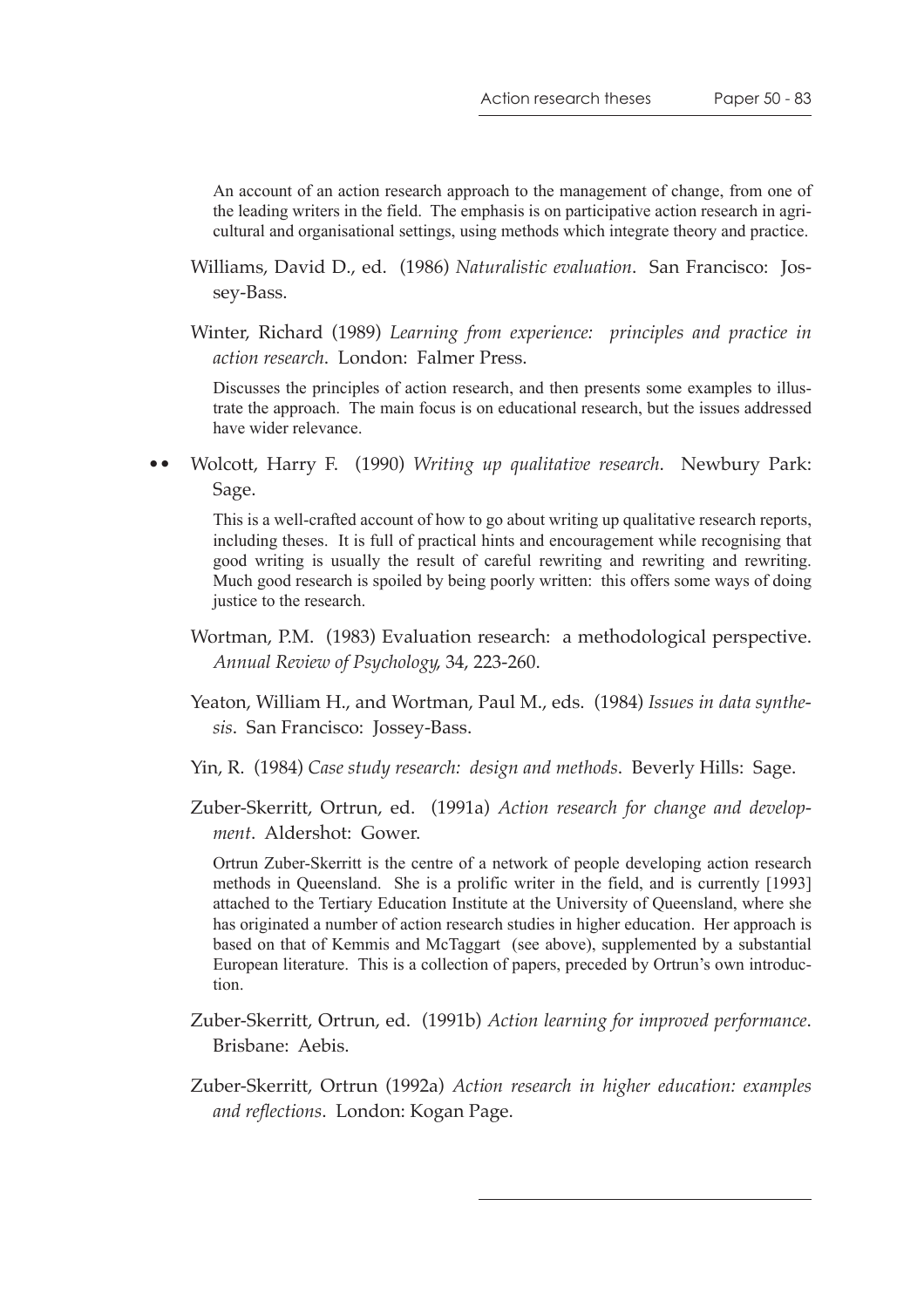An account of an action research approach to the management of change, from one of the leading writers in the field. The emphasis is on participative action research in agricultural and organisational settings, using methods which integrate theory and practice.

Williams, David D., ed. (1986) *Naturalistic evaluation*. San Francisco: Jossey-Bass.

Winter, Richard (1989) *Learning from experience: principles and practice in action research*. London: Falmer Press.

Discusses the principles of action research, and then presents some examples to illustrate the approach. The main focus is on educational research, but the issues addressed have wider relevance.

•• Wolcott, Harry F. (1990) *Writing up qualitative research*. Newbury Park: Sage.

This is a well-crafted account of how to go about writing up qualitative research reports, including theses. It is full of practical hints and encouragement while recognising that good writing is usually the result of careful rewriting and rewriting and rewriting. Much good research is spoiled by being poorly written: this offers some ways of doing justice to the research.

Wortman, P.M. (1983) Evaluation research: a methodological perspective. *Annual Review of Psychology*, 34, 223-260.

Yeaton, William H., and Wortman, Paul M., eds. (1984) *Issues in data synthesis*. San Francisco: Jossey-Bass.

Yin, R. (1984) *Case study research: design and methods*. Beverly Hills: Sage.

Zuber-Skerritt, Ortrun, ed. (1991a) *Action research for change and development*. Aldershot: Gower.

Ortrun Zuber-Skerritt is the centre of a network of people developing action research methods in Queensland. She is a prolific writer in the field, and is currently [1993] attached to the Tertiary Education Institute at the University of Queensland, where she has originated a number of action research studies in higher education. Her approach is based on that of Kemmis and McTaggart (see above), supplemented by a substantial European literature. This is a collection of papers, preceded by Ortrun's own introduction.

Zuber-Skerritt, Ortrun, ed. (1991b) *Action learning for improved performance*. Brisbane: Aebis.

Zuber-Skerritt, Ortrun (1992a) *Action research in higher education: examples and reflections*. London: Kogan Page.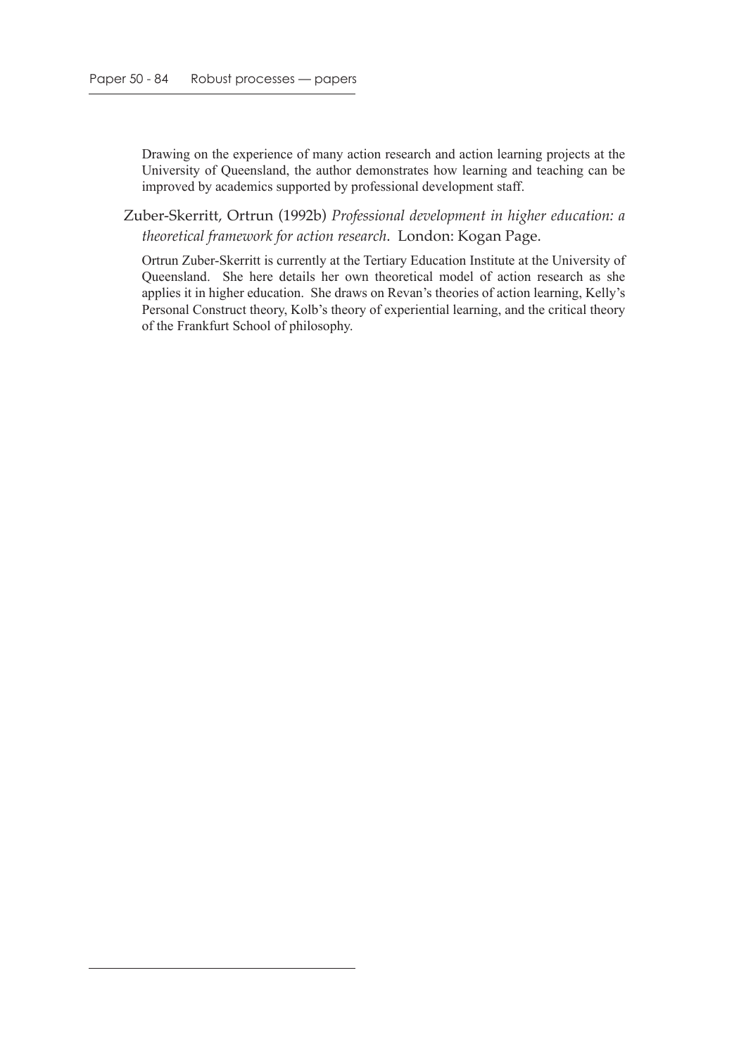Drawing on the experience of many action research and action learning projects at the University of Queensland, the author demonstrates how learning and teaching can be improved by academics supported by professional development staff.

Zuber-Skerritt, Ortrun (1992b) *Professional development in higher education: a theoretical framework for action research*. London: Kogan Page.

Ortrun Zuber-Skerritt is currently at the Tertiary Education Institute at the University of Queensland. She here details her own theoretical model of action research as she applies it in higher education. She draws on Revan's theories of action learning, Kelly's Personal Construct theory, Kolb's theory of experiential learning, and the critical theory of the Frankfurt School of philosophy.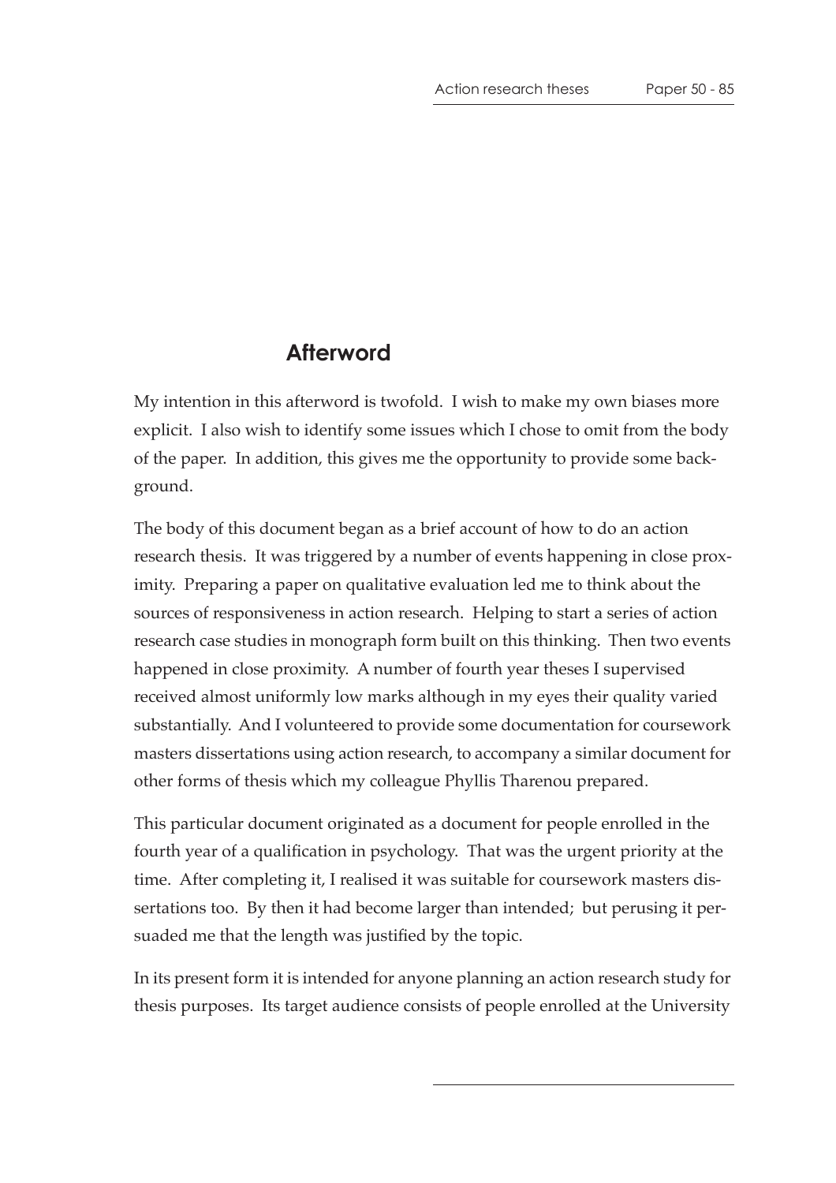## Afterword

My intention in this afterword is twofold. I wish to make my own biases more explicit. I also wish to identify some issues which I chose to omit from the body of the paper. In addition, this gives me the opportunity to provide some background.

The body of this document began as a brief account of how to do an action research thesis. It was triggered by a number of events happening in close proximity. Preparing a paper on qualitative evaluation led me to think about the sources of responsiveness in action research. Helping to start a series of action research case studies in monograph form built on this thinking. Then two events happened in close proximity. A number of fourth year theses I supervised received almost uniformly low marks although in my eyes their quality varied substantially. And I volunteered to provide some documentation for coursework masters dissertations using action research, to accompany a similar document for other forms of thesis which my colleague Phyllis Tharenou prepared.

This particular document originated as a document for people enrolled in the fourth year of a qualification in psychology. That was the urgent priority at the time. After completing it, I realised it was suitable for coursework masters dissertations too. By then it had become larger than intended; but perusing it persuaded me that the length was justified by the topic.

In its present form it is intended for anyone planning an action research study for thesis purposes. Its target audience consists of people enrolled at the University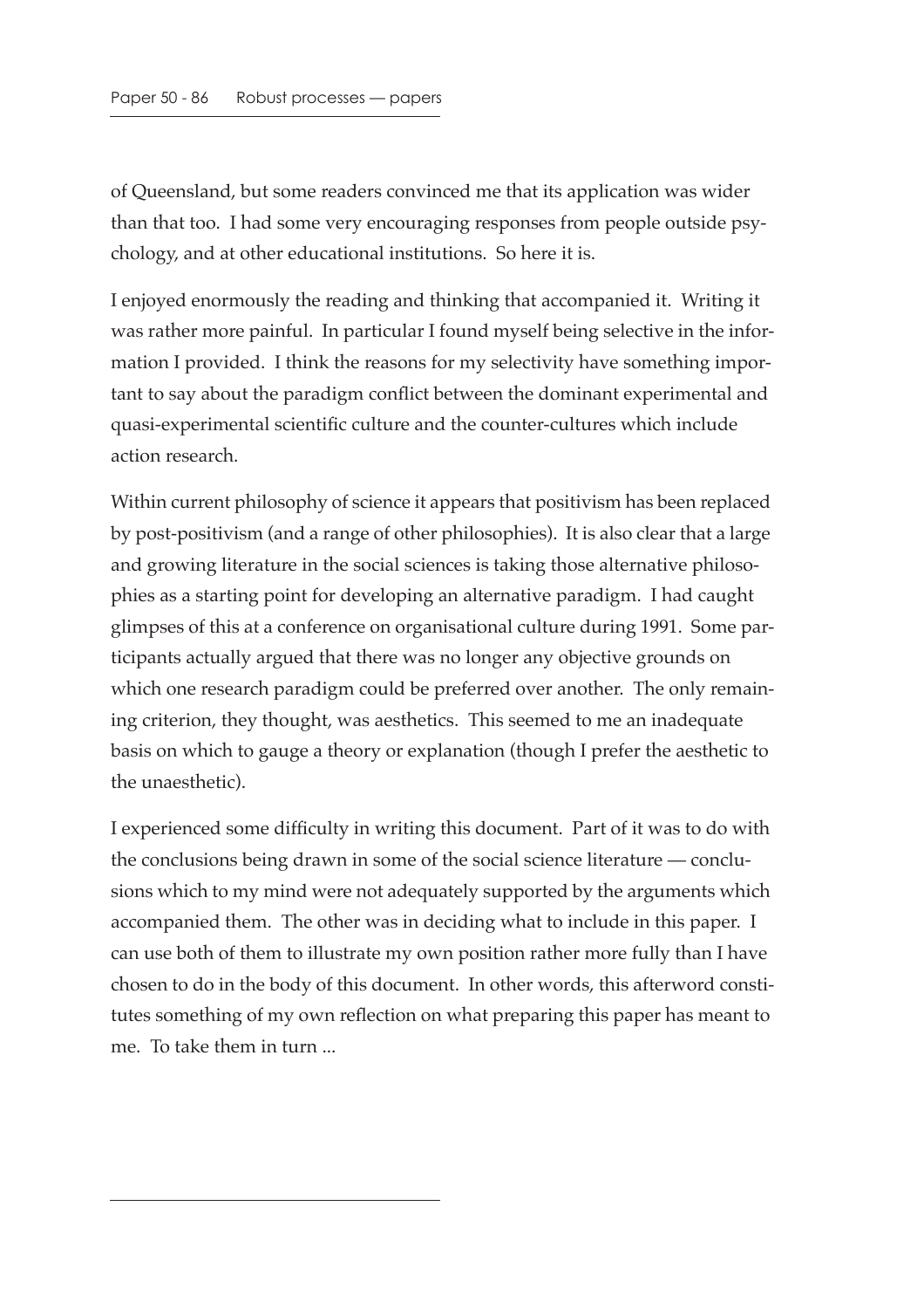of Queensland, but some readers convinced me that its application was wider than that too. I had some very encouraging responses from people outside psychology, and at other educational institutions. So here it is.

I enjoyed enormously the reading and thinking that accompanied it. Writing it was rather more painful. In particular I found myself being selective in the information I provided. I think the reasons for my selectivity have something important to say about the paradigm conflict between the dominant experimental and quasi-experimental scientific culture and the counter-cultures which include action research.

Within current philosophy of science it appears that positivism has been replaced by post-positivism (and a range of other philosophies). It is also clear that a large and growing literature in the social sciences is taking those alternative philosophies as a starting point for developing an alternative paradigm. I had caught glimpses of this at a conference on organisational culture during 1991. Some participants actually argued that there was no longer any objective grounds on which one research paradigm could be preferred over another. The only remaining criterion, they thought, was aesthetics. This seemed to me an inadequate basis on which to gauge a theory or explanation (though I prefer the aesthetic to the unaesthetic).

I experienced some difficulty in writing this document. Part of it was to do with the conclusions being drawn in some of the social science literature — conclusions which to my mind were not adequately supported by the arguments which accompanied them. The other was in deciding what to include in this paper. I can use both of them to illustrate my own position rather more fully than I have chosen to do in the body of this document. In other words, this afterword constitutes something of my own reflection on what preparing this paper has meant to me. To take them in turn ...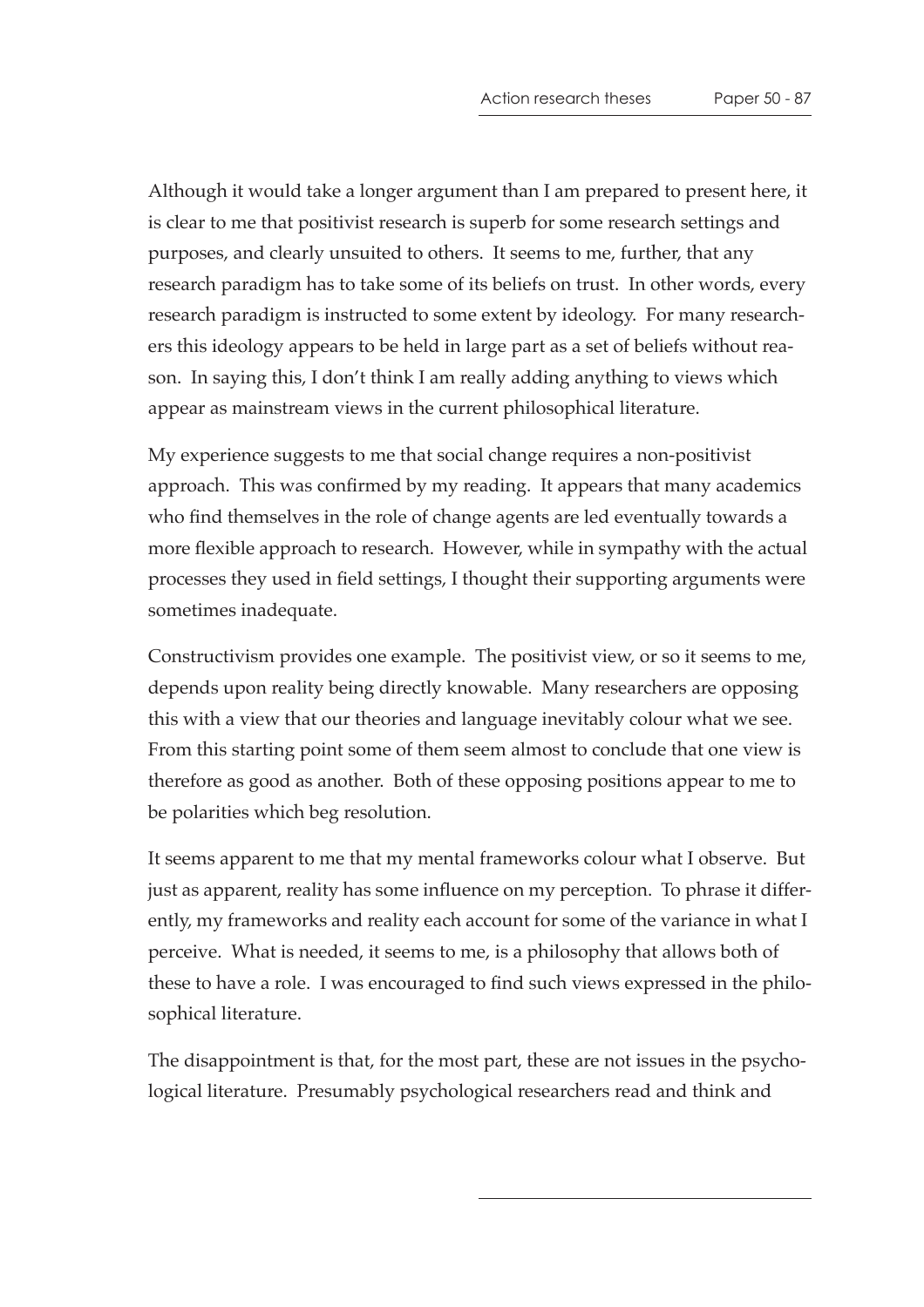Although it would take a longer argument than I am prepared to present here, it is clear to me that positivist research is superb for some research settings and purposes, and clearly unsuited to others. It seems to me, further, that any research paradigm has to take some of its beliefs on trust. In other words, every research paradigm is instructed to some extent by ideology. For many researchers this ideology appears to be held in large part as a set of beliefs without reason. In saying this, I don't think I am really adding anything to views which appear as mainstream views in the current philosophical literature.

My experience suggests to me that social change requires a non-positivist approach. This was confirmed by my reading. It appears that many academics who find themselves in the role of change agents are led eventually towards a more flexible approach to research. However, while in sympathy with the actual processes they used in field settings, I thought their supporting arguments were sometimes inadequate.

Constructivism provides one example. The positivist view, or so it seems to me, depends upon reality being directly knowable. Many researchers are opposing this with a view that our theories and language inevitably colour what we see. From this starting point some of them seem almost to conclude that one view is therefore as good as another. Both of these opposing positions appear to me to be polarities which beg resolution.

It seems apparent to me that my mental frameworks colour what I observe. But just as apparent, reality has some influence on my perception. To phrase it differently, my frameworks and reality each account for some of the variance in what I perceive. What is needed, it seems to me, is a philosophy that allows both of these to have a role. I was encouraged to find such views expressed in the philosophical literature.

The disappointment is that, for the most part, these are not issues in the psychological literature. Presumably psychological researchers read and think and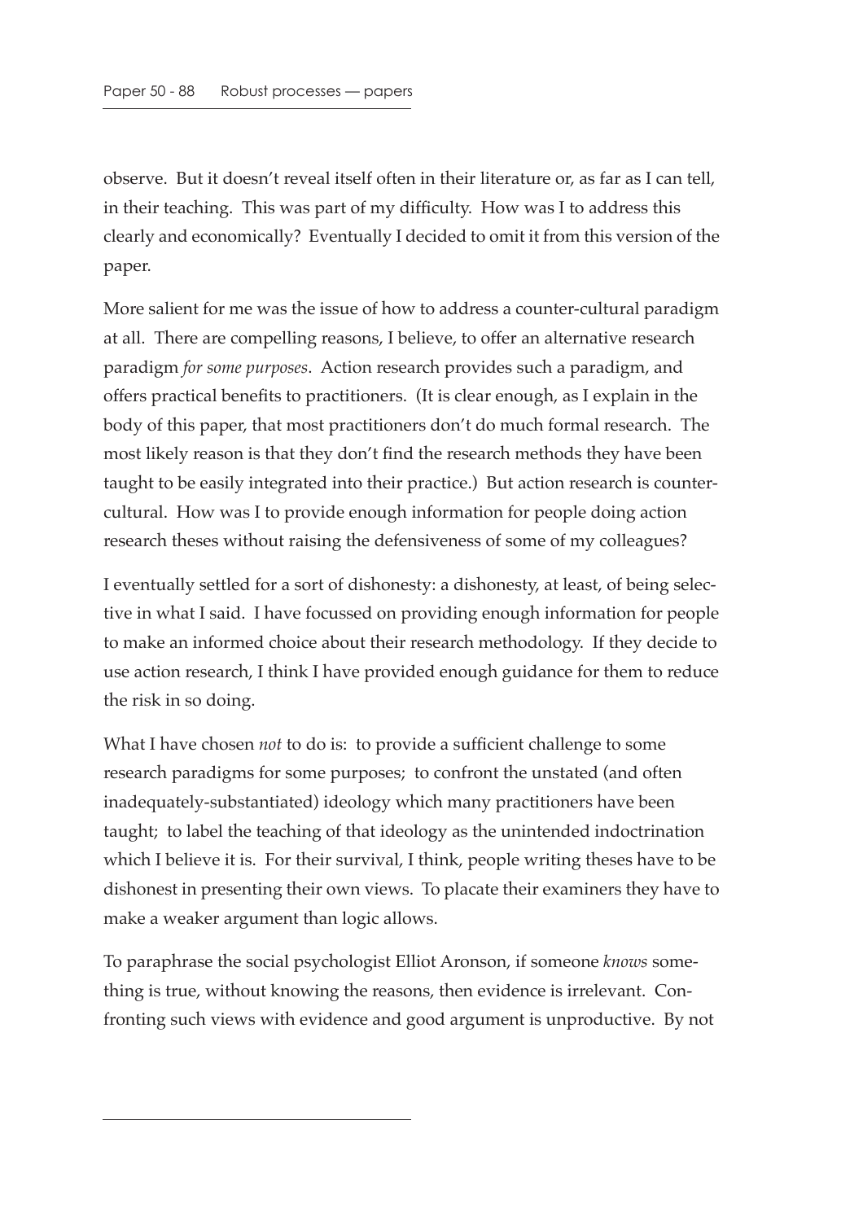observe. But it doesn't reveal itself often in their literature or, as far as I can tell, in their teaching. This was part of my difficulty. How was I to address this clearly and economically? Eventually I decided to omit it from this version of the paper.

More salient for me was the issue of how to address a counter-cultural paradigm at all. There are compelling reasons, I believe, to offer an alternative research paradigm *for some purposes*. Action research provides such a paradigm, and offers practical benefits to practitioners. (It is clear enough, as I explain in the body of this paper, that most practitioners don't do much formal research. The most likely reason is that they don't find the research methods they have been taught to be easily integrated into their practice.) But action research is counter-cultural. How was I to provide enough information for people doing action research theses without raising the defensiveness of some of my colleagues?

I eventually settled for a sort of dishonesty: a dishonesty, at least, of being selective in what I said. I have focussed on providing enough information for people to make an informed choice about their research methodology. If they decide to use action research, I think I have provided enough guidance for them to reduce the risk in so doing.

What I have chosen *not* to do is: to provide a sufficient challenge to some research paradigms for some purposes; to confront the unstated (and often inadequately-substantiated) ideology which many practitioners have been taught; to label the teaching of that ideology as the unintended indoctrination which I believe it is. For their survival, I think, people writing theses have to be dishonest in presenting their own views. To placate their examiners they have to make a weaker argument than logic allows.

To paraphrase the social psychologist Elliot Aronson, if someone *knows* something is true, without knowing the reasons, then evidence is irrelevant. Confronting such views with evidence and good argument is unproductive. By not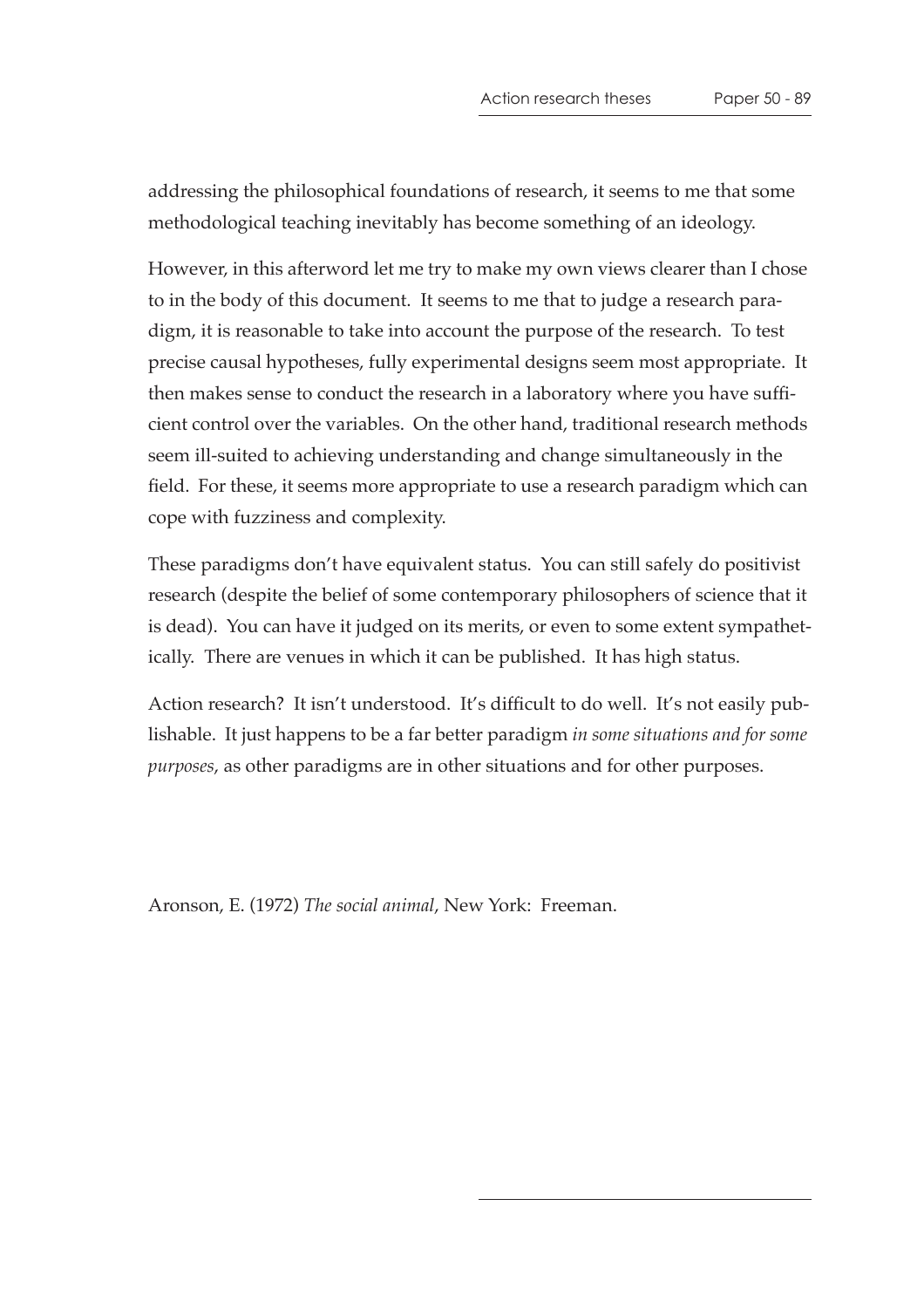addressing the philosophical foundations of research, it seems to me that some methodological teaching inevitably has become something of an ideology.

However, in this afterword let me try to make my own views clearer than I chose to in the body of this document. It seems to me that to judge a research paradigm, it is reasonable to take into account the purpose of the research. To test precise causal hypotheses, fully experimental designs seem most appropriate. It then makes sense to conduct the research in a laboratory where you have sufficient control over the variables. On the other hand, traditional research methods seem ill-suited to achieving understanding and change simultaneously in the field. For these, it seems more appropriate to use a research paradigm which can cope with fuzziness and complexity.

These paradigms don't have equivalent status. You can still safely do positivist research (despite the belief of some contemporary philosophers of science that it is dead). You can have it judged on its merits, or even to some extent sympathetically. There are venues in which it can be published. It has high status.

Action research? It isn't understood. It's difficult to do well. It's not easily publishable. It just happens to be a far better paradigm *in some situations and for some purposes*, as other paradigms are in other situations and for other purposes.

Aronson, E. (1972) *The social animal*, New York: Freeman.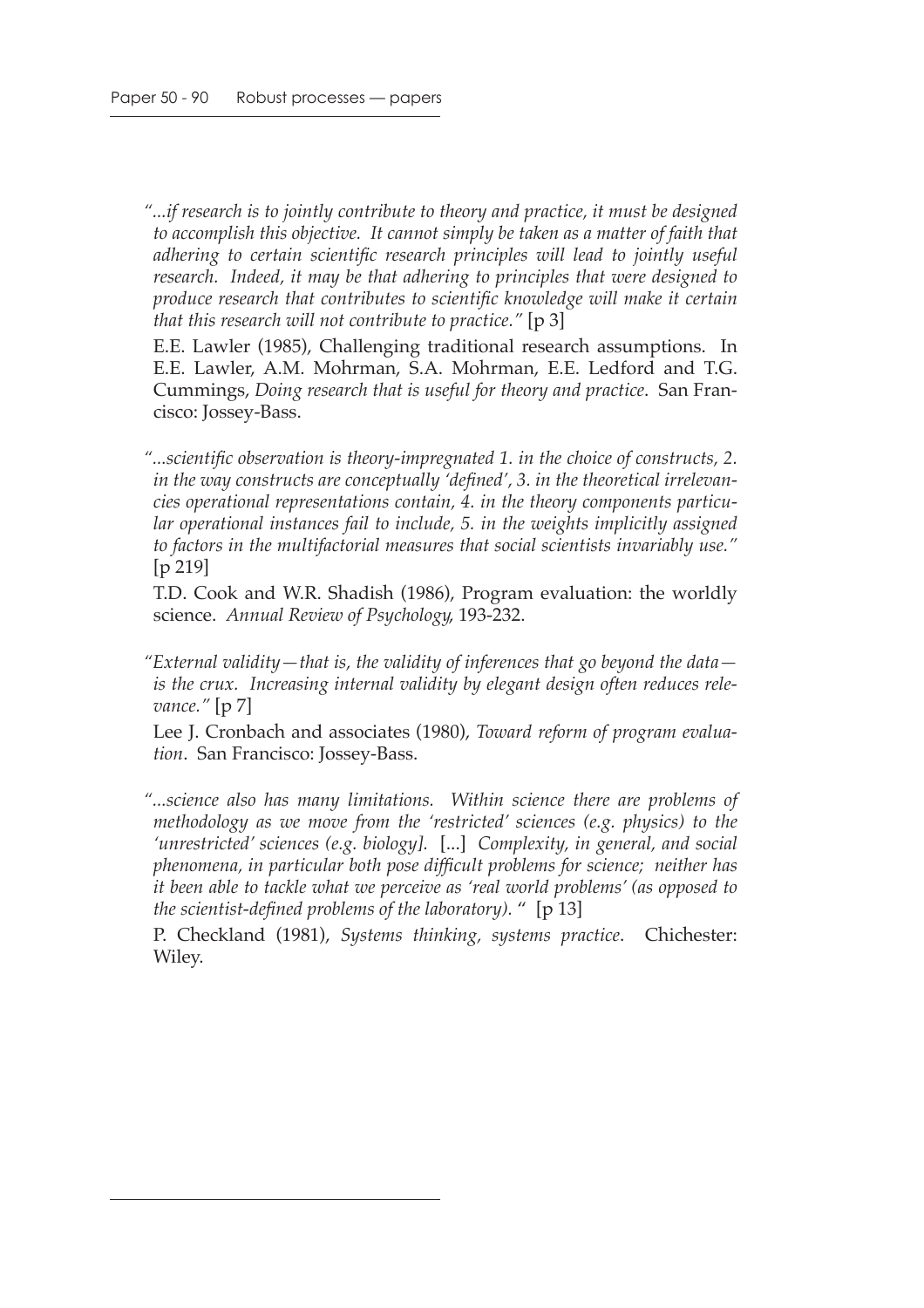*"...if research is to jointly contribute to theory and practice, it must be designed to accomplish this objective. It cannot simply be taken as a matter of faith that adhering to certain scientific research principles will lead to jointly useful research. Indeed, it may be that adhering to principles that were designed to produce research that contributes to scientific knowledge will make it certain that this research will not contribute to practice."* [p 3]

E.E. Lawler (1985), Challenging traditional research assumptions. In E.E. Lawler, A.M. Mohrman, S.A. Mohrman, E.E. Ledford and T.G. Cummings, *Doing research that is useful for theory and practice*. San Francisco: Jossey-Bass.

*"...scientific observation is theory-impregnated 1. in the choice of constructs, 2. in the way constructs are conceptually 'defined', 3. in the theoretical irrelevancies operational representations contain, 4. in the theory components particular operational instances fail to include, 5. in the weights implicitly assigned to factors in the multifactorial measures that social scientists invariably use."* [p 219]

T.D. Cook and W.R. Shadish (1986), Program evaluation: the worldly science. *Annual Review of Psychology*, 193-232.

*"External validity—that is, the validity of inferences that go beyond the data—is the crux. Increasing internal validity by elegant design often reduces relevance."* [p 7]

Lee J. Cronbach and associates (1980), *Toward reform of program evaluation*. San Francisco: Jossey-Bass.

*"...science also has many limitations. Within science there are problems of methodology as we move from the 'restricted' sciences (e.g. physics) to the 'unrestricted' sciences (e.g. biology].* [...] *Complexity, in general, and social phenomena, in particular both pose difficult problems for science; neither has it been able to tackle what we perceive as 'real world problems' (as opposed to the scientist-defined problems of the laboratory).* " [p 13]

P. Checkland (1981), *Systems thinking, systems practice*. Chichester: Wiley.